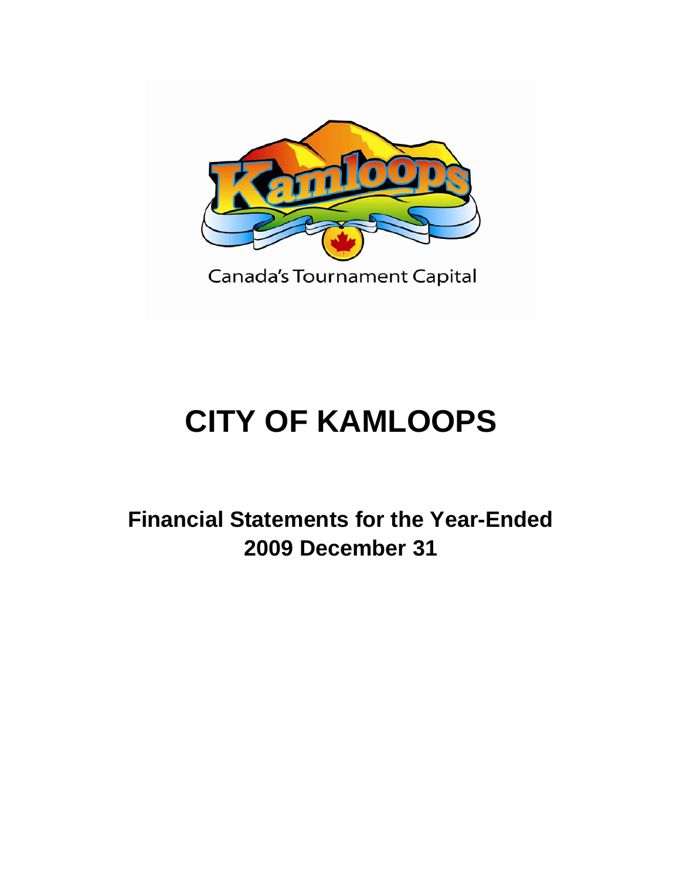Canada's Tournament Capital

# CITY OF KAMLOOPS

## Financial Statements for the Year-Ended 2009 December 31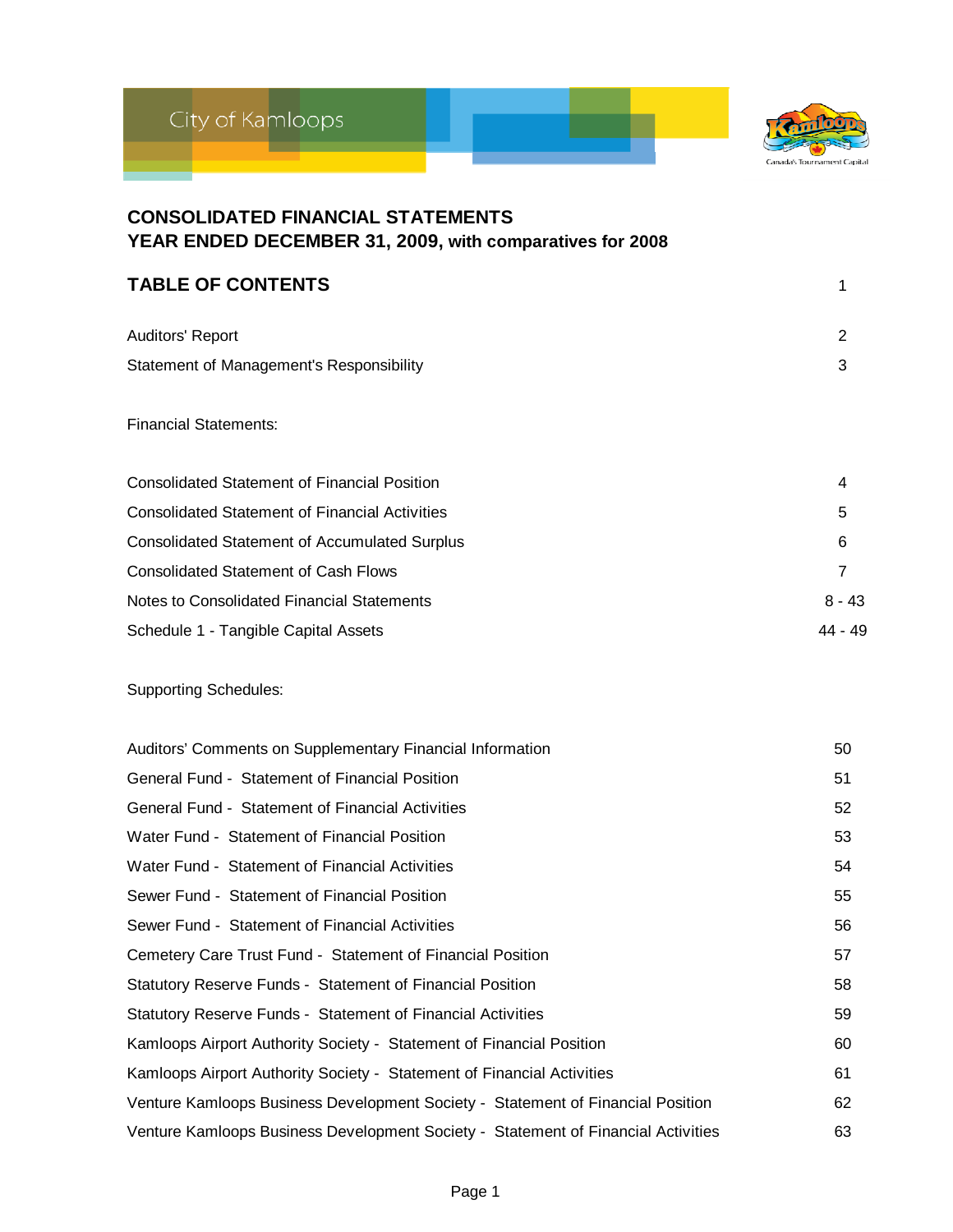City of Kamloops

# CONSOLIDATED FINANCIAL STATEMENTS
## YEAR ENDED DECEMBER 31, 2009, with comparatives for 2008

## TABLE OF CONTENTS 1

| | |
|---|---|
| Auditors' Report | 2 |
| Statement of Management's Responsibility | 3 |

Financial Statements:

| | |
|---|---|
| Consolidated Statement of Financial Position | 4 |
| Consolidated Statement of Financial Activities | 5 |
| Consolidated Statement of Accumulated Surplus | 6 |
| Consolidated Statement of Cash Flows | 7 |
| Notes to Consolidated Financial Statements | 8 - 43 |
| Schedule 1 - Tangible Capital Assets | 44 - 49 |

Supporting Schedules:

| | |
|---|---|
| Auditors' Comments on Supplementary Financial Information | 50 |
| General Fund - Statement of Financial Position | 51 |
| General Fund - Statement of Financial Activities | 52 |
| Water Fund - Statement of Financial Position | 53 |
| Water Fund - Statement of Financial Activities | 54 |
| Sewer Fund - Statement of Financial Position | 55 |
| Sewer Fund - Statement of Financial Activities | 56 |
| Cemetery Care Trust Fund - Statement of Financial Position | 57 |
| Statutory Reserve Funds - Statement of Financial Position | 58 |
| Statutory Reserve Funds - Statement of Financial Activities | 59 |
| Kamloops Airport Authority Society - Statement of Financial Position | 60 |
| Kamloops Airport Authority Society - Statement of Financial Activities | 61 |
| Venture Kamloops Business Development Society - Statement of Financial Position | 62 |
| Venture Kamloops Business Development Society - Statement of Financial Activities | 63 |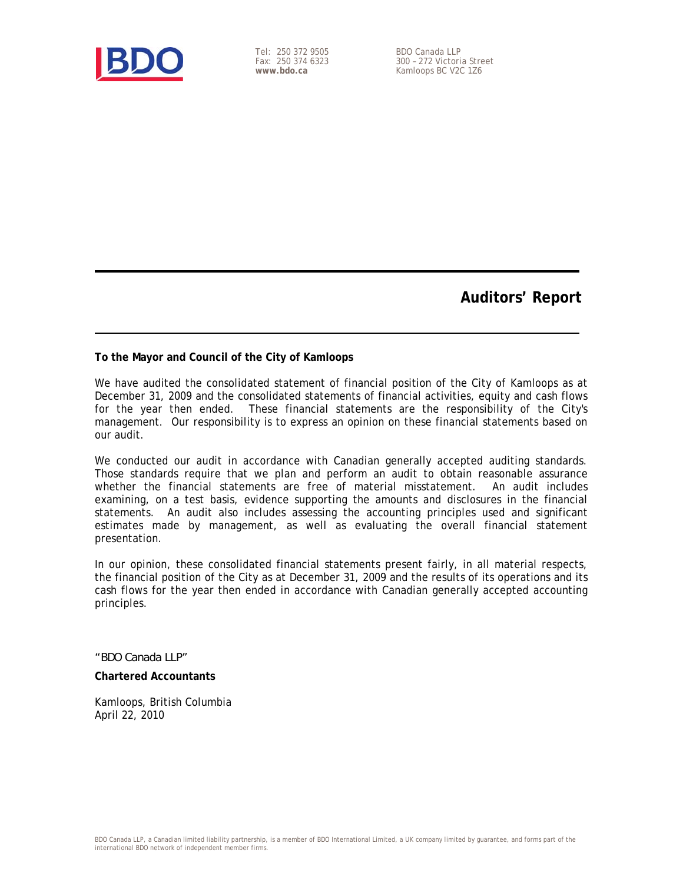Tel: 250 372 9505
Fax: 250 374 6323
**www.bdo.ca**

BDO Canada LLP
300 – 272 Victoria Street
Kamloops BC V2C 1Z6

# Auditors' Report

**To the Mayor and Council of the City of Kamloops**

We have audited the consolidated statement of financial position of the City of Kamloops as at December 31, 2009 and the consolidated statements of financial activities, equity and cash flows for the year then ended. These financial statements are the responsibility of the City's management. Our responsibility is to express an opinion on these financial statements based on our audit.

We conducted our audit in accordance with Canadian generally accepted auditing standards. Those standards require that we plan and perform an audit to obtain reasonable assurance whether the financial statements are free of material misstatement. An audit includes examining, on a test basis, evidence supporting the amounts and disclosures in the financial statements. An audit also includes assessing the accounting principles used and significant estimates made by management, as well as evaluating the overall financial statement presentation.

In our opinion, these consolidated financial statements present fairly, in all material respects, the financial position of the City as at December 31, 2009 and the results of its operations and its cash flows for the year then ended in accordance with Canadian generally accepted accounting principles.

"BDO Canada LLP"

**Chartered Accountants**

Kamloops, British Columbia
April 22, 2010

BDO Canada LLP, a Canadian limited liability partnership, is a member of BDO International Limited, a UK company limited by guarantee, and forms part of the international BDO network of independent member firms.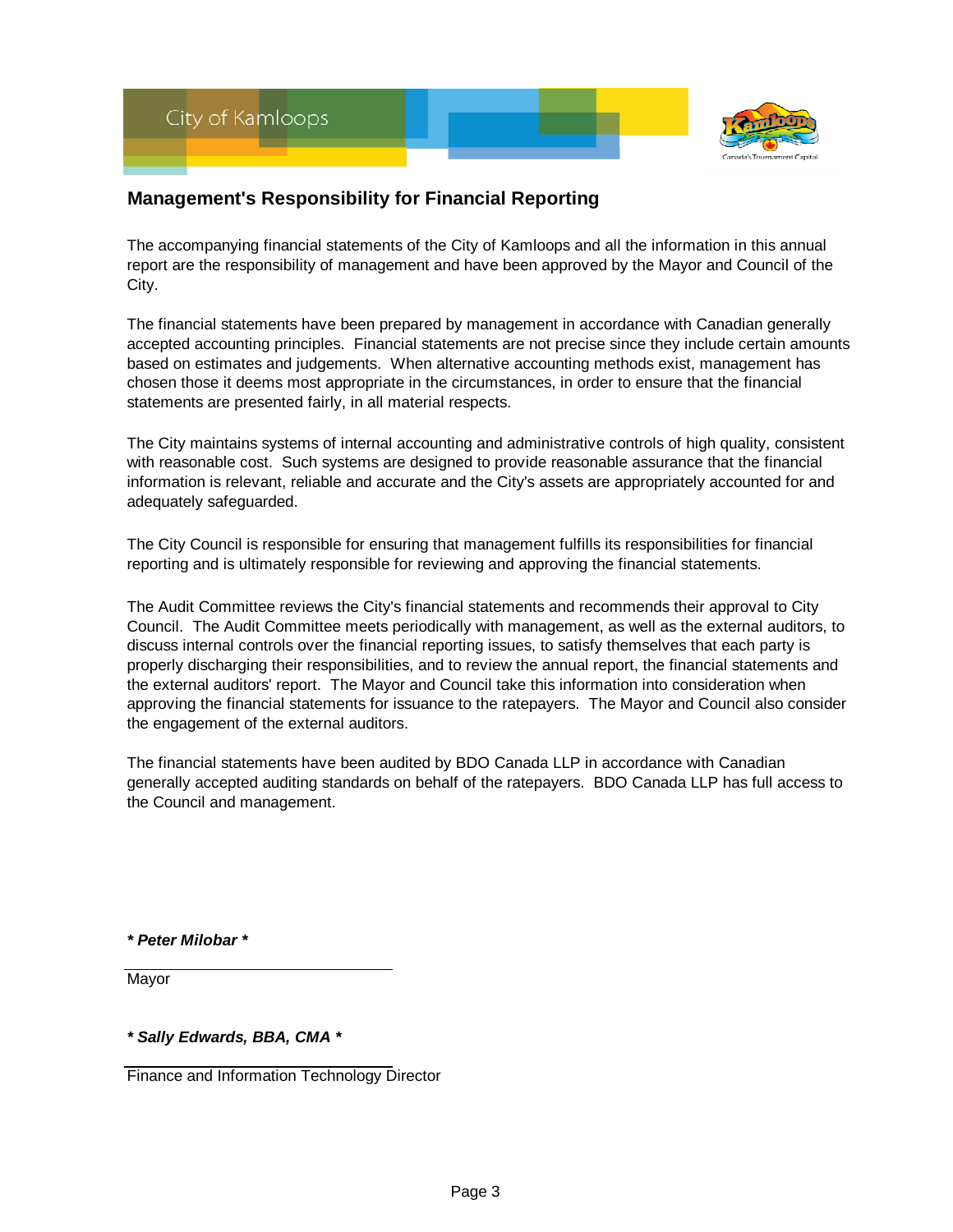City of Kamloops

## Management's Responsibility for Financial Reporting

The accompanying financial statements of the City of Kamloops and all the information in this annual report are the responsibility of management and have been approved by the Mayor and Council of the City.

The financial statements have been prepared by management in accordance with Canadian generally accepted accounting principles. Financial statements are not precise since they include certain amounts based on estimates and judgements. When alternative accounting methods exist, management has chosen those it deems most appropriate in the circumstances, in order to ensure that the financial statements are presented fairly, in all material respects.

The City maintains systems of internal accounting and administrative controls of high quality, consistent with reasonable cost. Such systems are designed to provide reasonable assurance that the financial information is relevant, reliable and accurate and the City's assets are appropriately accounted for and adequately safeguarded.

The City Council is responsible for ensuring that management fulfills its responsibilities for financial reporting and is ultimately responsible for reviewing and approving the financial statements.

The Audit Committee reviews the City's financial statements and recommends their approval to City Council. The Audit Committee meets periodically with management, as well as the external auditors, to discuss internal controls over the financial reporting issues, to satisfy themselves that each party is properly discharging their responsibilities, and to review the annual report, the financial statements and the external auditors' report. The Mayor and Council take this information into consideration when approving the financial statements for issuance to the ratepayers. The Mayor and Council also consider the engagement of the external auditors.

The financial statements have been audited by BDO Canada LLP in accordance with Canadian generally accepted auditing standards on behalf of the ratepayers. BDO Canada LLP has full access to the Council and management.

***** Peter Milobar *****

Mayor

***** Sally Edwards, BBA, CMA *****

Finance and Information Technology Director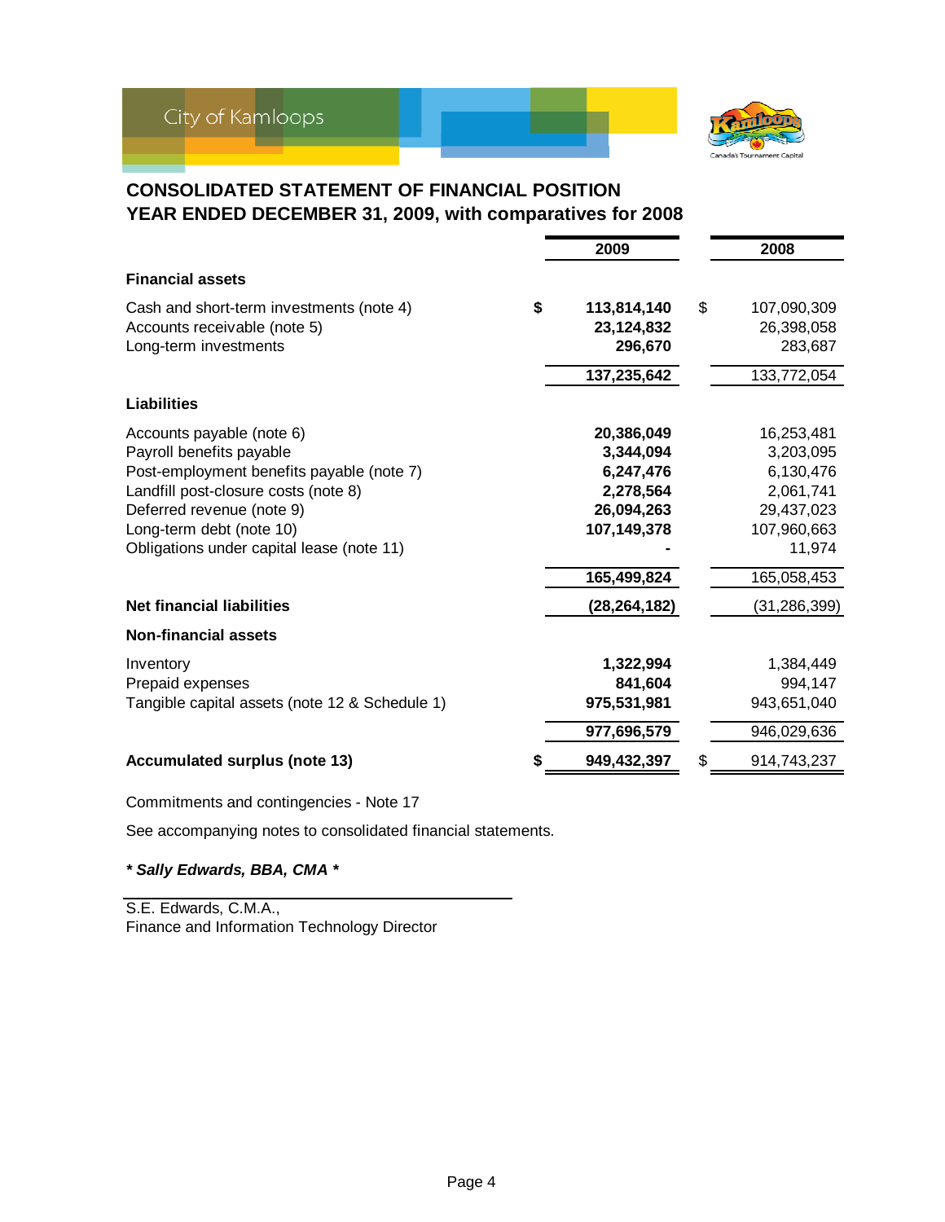City of Kamloops

## CONSOLIDATED STATEMENT OF FINANCIAL POSITION
## YEAR ENDED DECEMBER 31, 2009, with comparatives for 2008

| | 2009 | 2008 |
|---|---|---|
| **Financial assets** | | |
| Cash and short-term investments (note 4) | **$ 113,814,140** | $ 107,090,309 |
| Accounts receivable (note 5) | **23,124,832** | 26,398,058 |
| Long-term investments | **296,670** | 283,687 |
| | **137,235,642** | 133,772,054 |
| **Liabilities** | | |
| Accounts payable (note 6) | **20,386,049** | 16,253,481 |
| Payroll benefits payable | **3,344,094** | 3,203,095 |
| Post-employment benefits payable (note 7) | **6,247,476** | 6,130,476 |
| Landfill post-closure costs (note 8) | **2,278,564** | 2,061,741 |
| Deferred revenue (note 9) | **26,094,263** | 29,437,023 |
| Long-term debt (note 10) | **107,149,378** | 107,960,663 |
| Obligations under capital lease (note 11) | **-** | 11,974 |
| | **165,499,824** | 165,058,453 |
| **Net financial liabilities** | **(28,264,182)** | (31,286,399) |
| **Non-financial assets** | | |
| Inventory | **1,322,994** | 1,384,449 |
| Prepaid expenses | **841,604** | 994,147 |
| Tangible capital assets (note 12 & Schedule 1) | **975,531,981** | 943,651,040 |
| | **977,696,579** | 946,029,636 |
| **Accumulated surplus (note 13)** | **$ 949,432,397** | $ 914,743,237 |

Commitments and contingencies - Note 17

See accompanying notes to consolidated financial statements.

***\* Sally Edwards, BBA, CMA \****

S.E. Edwards, C.M.A.,
Finance and Information Technology Director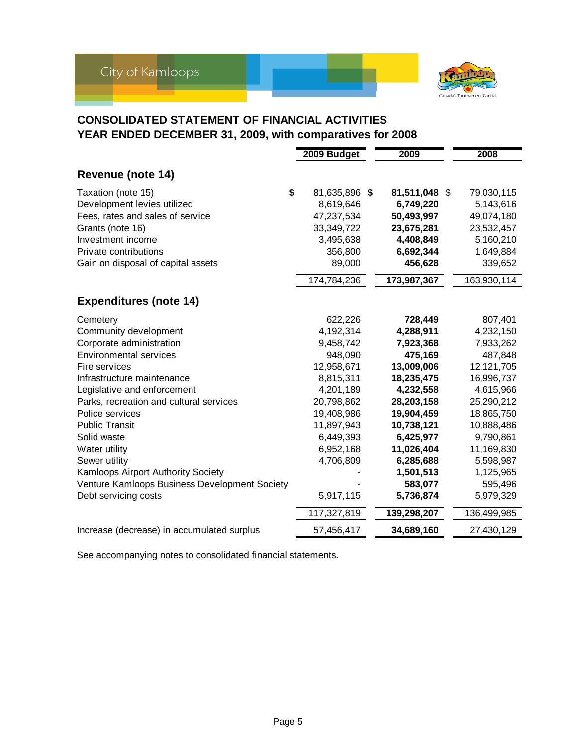# CONSOLIDATED STATEMENT OF FINANCIAL ACTIVITIES
## YEAR ENDED DECEMBER 31, 2009, with comparatives for 2008

| | 2009 Budget | 2009 | 2008 |
|---|---|---|---|
| **Revenue (note 14)** | | | |
| Taxation (note 15) | $ 81,635,896 | **$ 81,511,048** | $ 79,030,115 |
| Development levies utilized | 8,619,646 | **6,749,220** | 5,143,616 |
| Fees, rates and sales of service | 47,237,534 | **50,493,997** | 49,074,180 |
| Grants (note 16) | 33,349,722 | **23,675,281** | 23,532,457 |
| Investment income | 3,495,638 | **4,408,849** | 5,160,210 |
| Private contributions | 356,800 | **6,692,344** | 1,649,884 |
| Gain on disposal of capital assets | 89,000 | **456,628** | 339,652 |
| | 174,784,236 | **173,987,367** | 163,930,114 |
| **Expenditures (note 14)** | | | |
| Cemetery | 622,226 | **728,449** | 807,401 |
| Community development | 4,192,314 | **4,288,911** | 4,232,150 |
| Corporate administration | 9,458,742 | **7,923,368** | 7,933,262 |
| Environmental services | 948,090 | **475,169** | 487,848 |
| Fire services | 12,958,671 | **13,009,006** | 12,121,705 |
| Infrastructure maintenance | 8,815,311 | **18,235,475** | 16,996,737 |
| Legislative and enforcement | 4,201,189 | **4,232,558** | 4,615,966 |
| Parks, recreation and cultural services | 20,798,862 | **28,203,158** | 25,290,212 |
| Police services | 19,408,986 | **19,904,459** | 18,865,750 |
| Public Transit | 11,897,943 | **10,738,121** | 10,888,486 |
| Solid waste | 6,449,393 | **6,425,977** | 9,790,861 |
| Water utility | 6,952,168 | **11,026,404** | 11,169,830 |
| Sewer utility | 4,706,809 | **6,285,688** | 5,598,987 |
| Kamloops Airport Authority Society | - | **1,501,513** | 1,125,965 |
| Venture Kamloops Business Development Society | - | **583,077** | 595,496 |
| Debt servicing costs | 5,917,115 | **5,736,874** | 5,979,329 |
| | 117,327,819 | **139,298,207** | 136,499,985 |
| Increase (decrease) in accumulated surplus | 57,456,417 | **34,689,160** | 27,430,129 |

See accompanying notes to consolidated financial statements.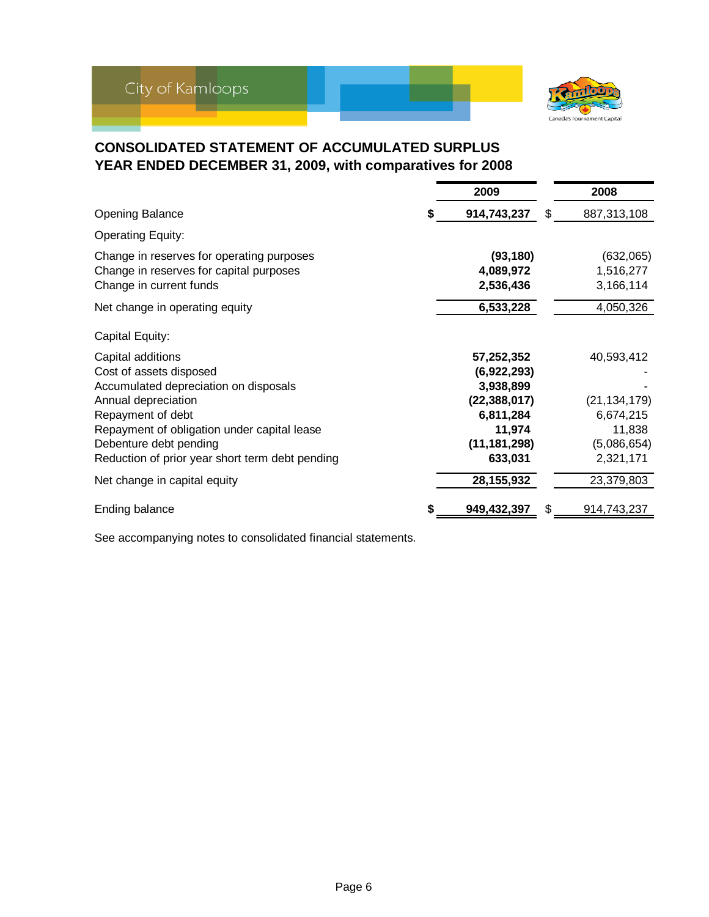City of Kamloops

## CONSOLIDATED STATEMENT OF ACCUMULATED SURPLUS
## YEAR ENDED DECEMBER 31, 2009, with comparatives for 2008

| | 2009 | 2008 |
|---|---|---|
| Opening Balance | $ 914,743,237 | $ 887,313,108 |
| Operating Equity: | | |
| Change in reserves for operating purposes | (93,180) | (632,065) |
| Change in reserves for capital purposes | 4,089,972 | 1,516,277 |
| Change in current funds | 2,536,436 | 3,166,114 |
| Net change in operating equity | 6,533,228 | 4,050,326 |
| Capital Equity: | | |
| Capital additions | 57,252,352 | 40,593,412 |
| Cost of assets disposed | (6,922,293) | - |
| Accumulated depreciation on disposals | 3,938,899 | - |
| Annual depreciation | (22,388,017) | (21,134,179) |
| Repayment of debt | 6,811,284 | 6,674,215 |
| Repayment of obligation under capital lease | 11,974 | 11,838 |
| Debenture debt pending | (11,181,298) | (5,086,654) |
| Reduction of prior year short term debt pending | 633,031 | 2,321,171 |
| Net change in capital equity | 28,155,932 | 23,379,803 |
| Ending balance | $ 949,432,397 | $ 914,743,237 |

See accompanying notes to consolidated financial statements.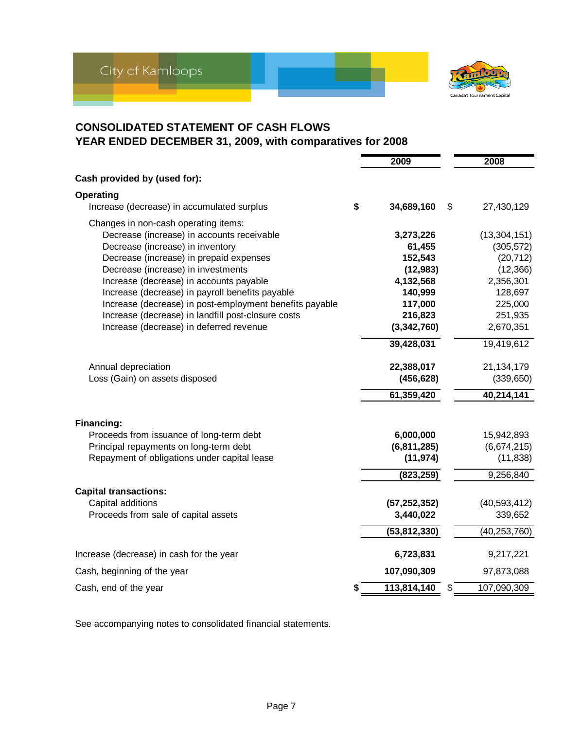City of Kamloops

## CONSOLIDATED STATEMENT OF CASH FLOWS
## YEAR ENDED DECEMBER 31, 2009, with comparatives for 2008

| | 2009 | 2008 |
|---|---|---|
| **Cash provided by (used for):** | | |
| **Operating** | | |
| Increase (decrease) in accumulated surplus | **$ 34,689,160** | $ 27,430,129 |
| Changes in non-cash operating items: | | |
| Decrease (increase) in accounts receivable | **3,273,226** | (13,304,151) |
| Decrease (increase) in inventory | **61,455** | (305,572) |
| Decrease (increase) in prepaid expenses | **152,543** | (20,712) |
| Decrease (increase) in investments | **(12,983)** | (12,366) |
| Increase (decrease) in accounts payable | **4,132,568** | 2,356,301 |
| Increase (decrease) in payroll benefits payable | **140,999** | 128,697 |
| Increase (decrease) in post-employment benefits payable | **117,000** | 225,000 |
| Increase (decrease) in landfill post-closure costs | **216,823** | 251,935 |
| Increase (decrease) in deferred revenue | **(3,342,760)** | 2,670,351 |
| | **39,428,031** | 19,419,612 |
| Annual depreciation | **22,388,017** | 21,134,179 |
| Loss (Gain) on assets disposed | **(456,628)** | (339,650) |
| | **61,359,420** | **40,214,141** |
| **Financing:** | | |
| Proceeds from issuance of long-term debt | **6,000,000** | 15,942,893 |
| Principal repayments on long-term debt | **(6,811,285)** | (6,674,215) |
| Repayment of obligations under capital lease | **(11,974)** | (11,838) |
| | **(823,259)** | 9,256,840 |
| **Capital transactions:** | | |
| Capital additions | **(57,252,352)** | (40,593,412) |
| Proceeds from sale of capital assets | **3,440,022** | 339,652 |
| | **(53,812,330)** | (40,253,760) |
| Increase (decrease) in cash for the year | **6,723,831** | 9,217,221 |
| Cash, beginning of the year | **107,090,309** | 97,873,088 |
| Cash, end of the year | **$ 113,814,140** | $ 107,090,309 |

See accompanying notes to consolidated financial statements.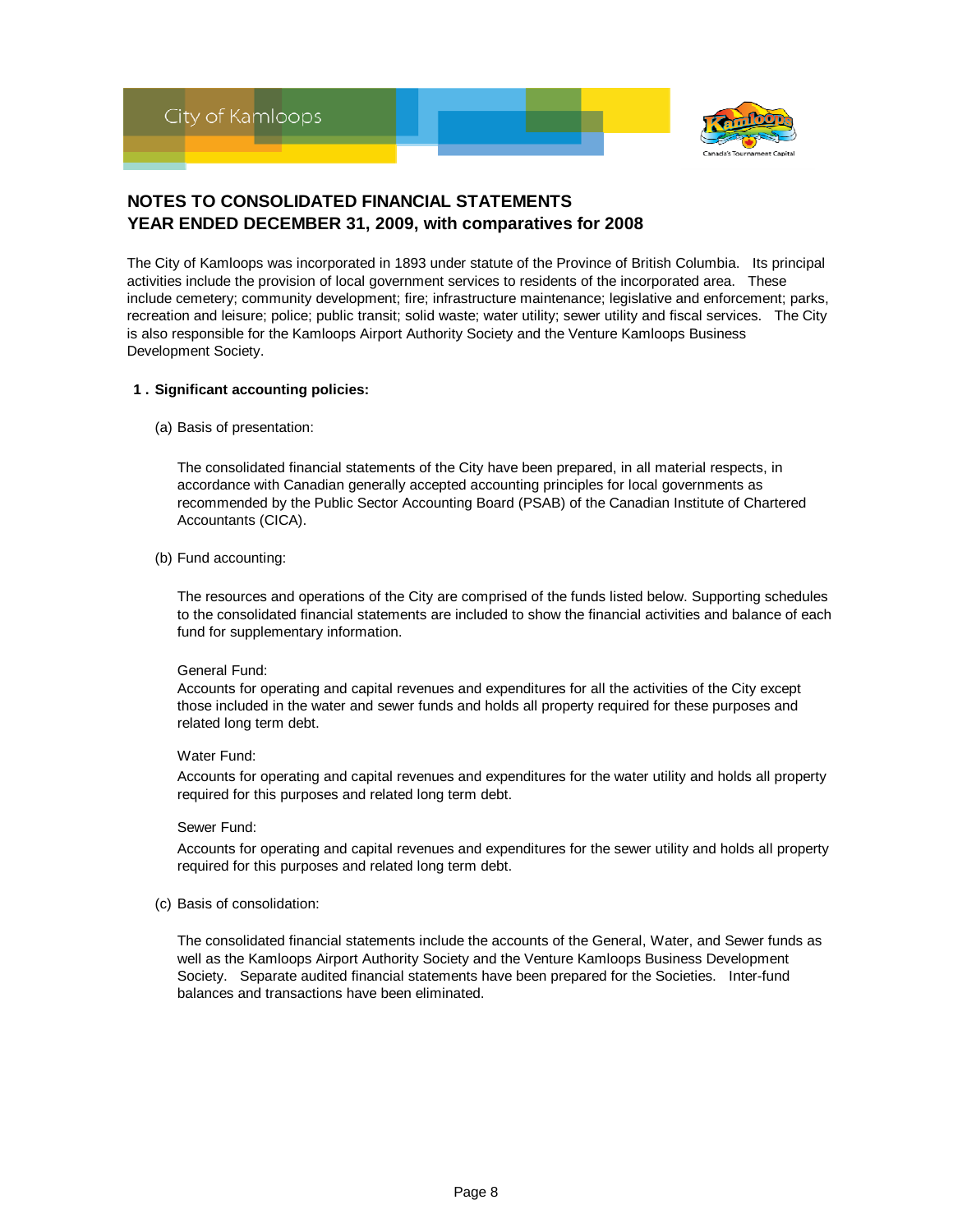# NOTES TO CONSOLIDATED FINANCIAL STATEMENTS
# YEAR ENDED DECEMBER 31, 2009, with comparatives for 2008

The City of Kamloops was incorporated in 1893 under statute of the Province of British Columbia. Its principal activities include the provision of local government services to residents of the incorporated area. These include cemetery; community development; fire; infrastructure maintenance; legislative and enforcement; parks, recreation and leisure; police; public transit; solid waste; water utility; sewer utility and fiscal services. The City is also responsible for the Kamloops Airport Authority Society and the Venture Kamloops Business Development Society.

## 1 . Significant accounting policies:

(a) Basis of presentation:

The consolidated financial statements of the City have been prepared, in all material respects, in accordance with Canadian generally accepted accounting principles for local governments as recommended by the Public Sector Accounting Board (PSAB) of the Canadian Institute of Chartered Accountants (CICA).

(b) Fund accounting:

The resources and operations of the City are comprised of the funds listed below. Supporting schedules to the consolidated financial statements are included to show the financial activities and balance of each fund for supplementary information.

General Fund:
Accounts for operating and capital revenues and expenditures for all the activities of the City except those included in the water and sewer funds and holds all property required for these purposes and related long term debt.

Water Fund:
Accounts for operating and capital revenues and expenditures for the water utility and holds all property required for this purposes and related long term debt.

Sewer Fund:
Accounts for operating and capital revenues and expenditures for the sewer utility and holds all property required for this purposes and related long term debt.

(c) Basis of consolidation:

The consolidated financial statements include the accounts of the General, Water, and Sewer funds as well as the Kamloops Airport Authority Society and the Venture Kamloops Business Development Society. Separate audited financial statements have been prepared for the Societies. Inter-fund balances and transactions have been eliminated.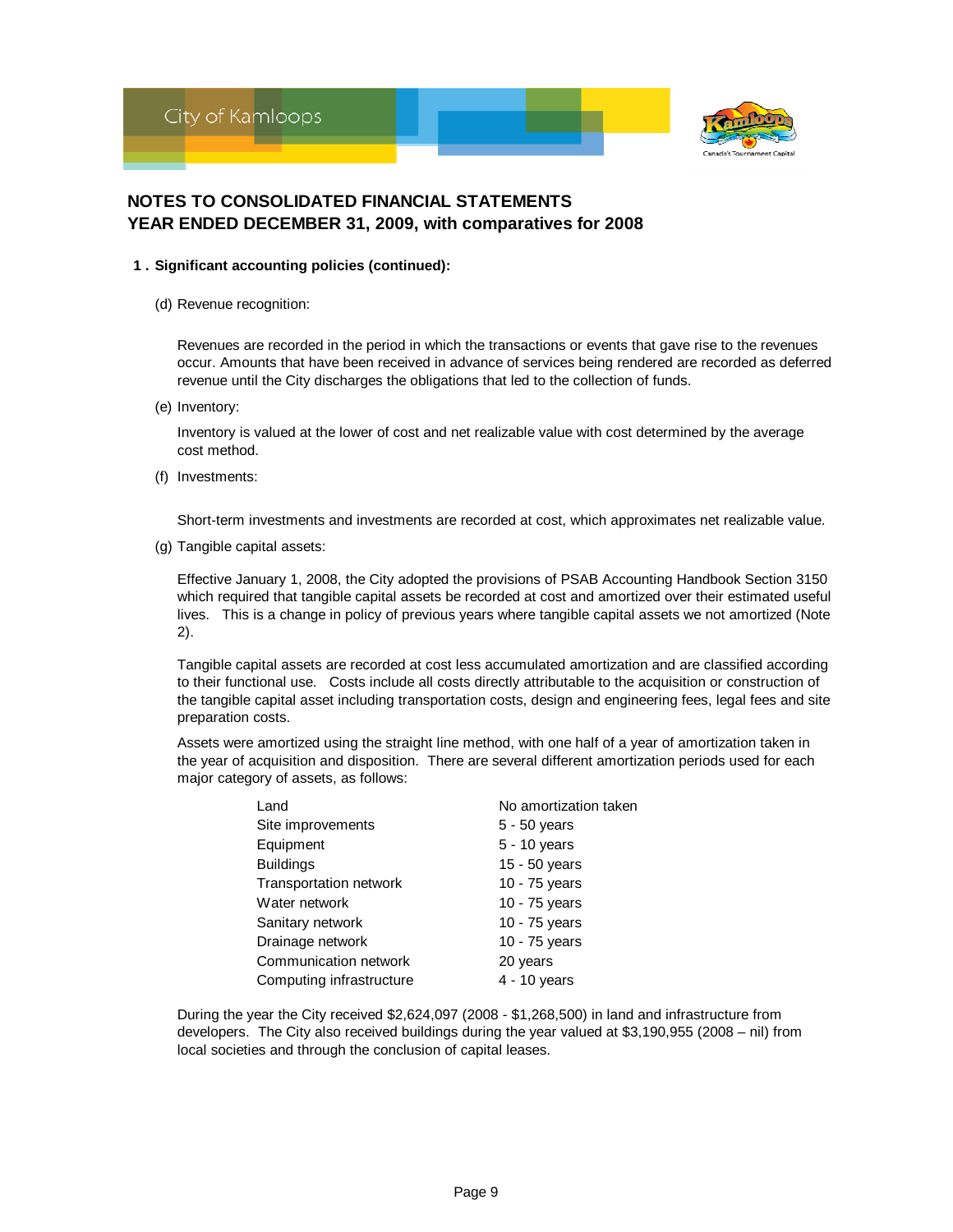# NOTES TO CONSOLIDATED FINANCIAL STATEMENTS
## YEAR ENDED DECEMBER 31, 2009, with comparatives for 2008

**1 . Significant accounting policies (continued):**

(d) Revenue recognition:

Revenues are recorded in the period in which the transactions or events that gave rise to the revenues occur. Amounts that have been received in advance of services being rendered are recorded as deferred revenue until the City discharges the obligations that led to the collection of funds.

(e) Inventory:

Inventory is valued at the lower of cost and net realizable value with cost determined by the average cost method.

(f) Investments:

Short-term investments and investments are recorded at cost, which approximates net realizable value.

(g) Tangible capital assets:

Effective January 1, 2008, the City adopted the provisions of PSAB Accounting Handbook Section 3150 which required that tangible capital assets be recorded at cost and amortized over their estimated useful lives. This is a change in policy of previous years where tangible capital assets we not amortized (Note 2).

Tangible capital assets are recorded at cost less accumulated amortization and are classified according to their functional use. Costs include all costs directly attributable to the acquisition or construction of the tangible capital asset including transportation costs, design and engineering fees, legal fees and site preparation costs.

Assets were amortized using the straight line method, with one half of a year of amortization taken in the year of acquisition and disposition. There are several different amortization periods used for each major category of assets, as follows:

| | |
|---|---|
| Land | No amortization taken |
| Site improvements | 5 - 50 years |
| Equipment | 5 - 10 years |
| Buildings | 15 - 50 years |
| Transportation network | 10 - 75 years |
| Water network | 10 - 75 years |
| Sanitary network | 10 - 75 years |
| Drainage network | 10 - 75 years |
| Communication network | 20 years |
| Computing infrastructure | 4 - 10 years |

During the year the City received $2,624,097 (2008 - $1,268,500) in land and infrastructure from developers. The City also received buildings during the year valued at $3,190,955 (2008 – nil) from local societies and through the conclusion of capital leases.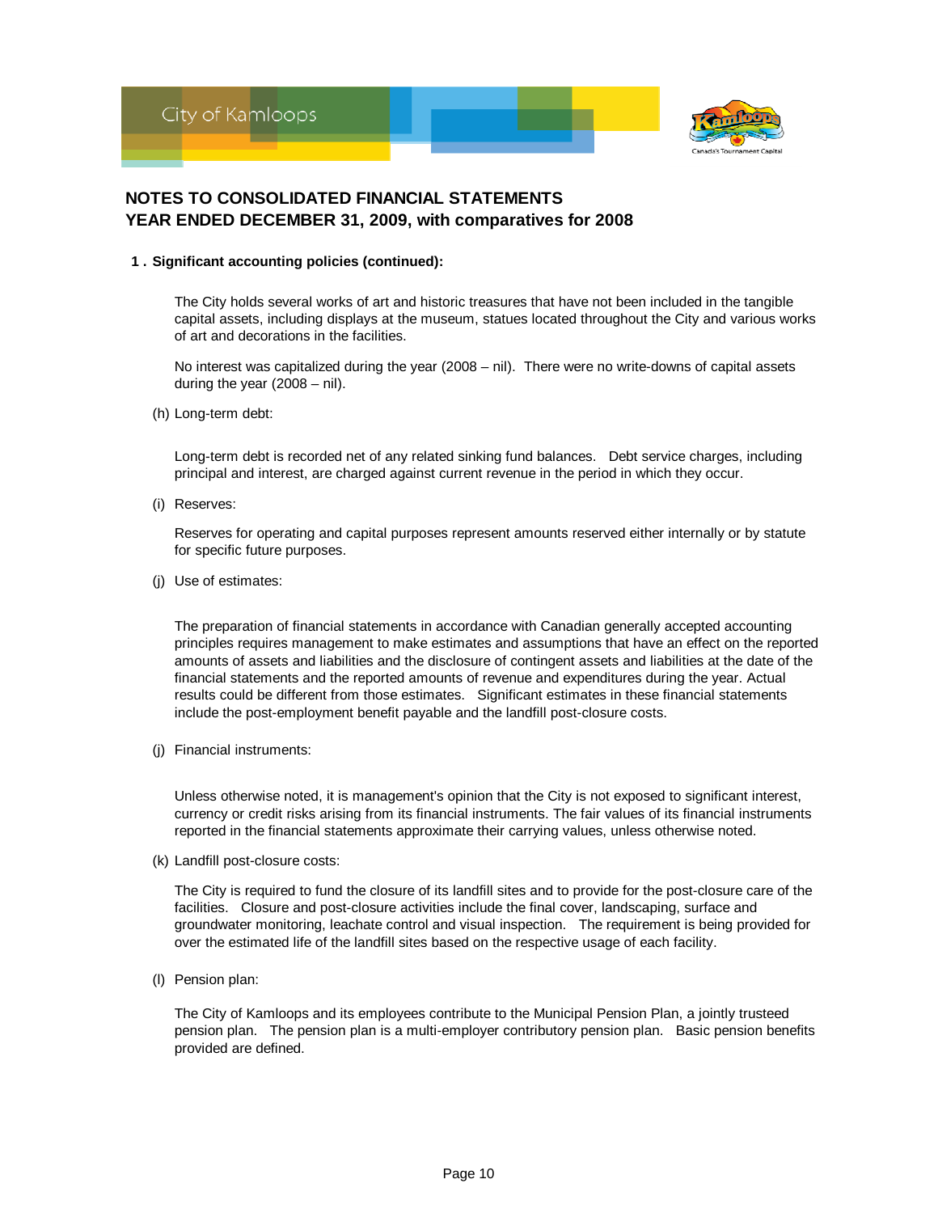## NOTES TO CONSOLIDATED FINANCIAL STATEMENTS
## YEAR ENDED DECEMBER 31, 2009, with comparatives for 2008

**1 . Significant accounting policies (continued):**

The City holds several works of art and historic treasures that have not been included in the tangible capital assets, including displays at the museum, statues located throughout the City and various works of art and decorations in the facilities.

No interest was capitalized during the year (2008 – nil). There were no write-downs of capital assets during the year (2008 – nil).

(h) Long-term debt:

Long-term debt is recorded net of any related sinking fund balances. Debt service charges, including principal and interest, are charged against current revenue in the period in which they occur.

(i) Reserves:

Reserves for operating and capital purposes represent amounts reserved either internally or by statute for specific future purposes.

(j) Use of estimates:

The preparation of financial statements in accordance with Canadian generally accepted accounting principles requires management to make estimates and assumptions that have an effect on the reported amounts of assets and liabilities and the disclosure of contingent assets and liabilities at the date of the financial statements and the reported amounts of revenue and expenditures during the year. Actual results could be different from those estimates. Significant estimates in these financial statements include the post-employment benefit payable and the landfill post-closure costs.

(j) Financial instruments:

Unless otherwise noted, it is management's opinion that the City is not exposed to significant interest, currency or credit risks arising from its financial instruments. The fair values of its financial instruments reported in the financial statements approximate their carrying values, unless otherwise noted.

(k) Landfill post-closure costs:

The City is required to fund the closure of its landfill sites and to provide for the post-closure care of the facilities. Closure and post-closure activities include the final cover, landscaping, surface and groundwater monitoring, leachate control and visual inspection. The requirement is being provided for over the estimated life of the landfill sites based on the respective usage of each facility.

(l) Pension plan:

The City of Kamloops and its employees contribute to the Municipal Pension Plan, a jointly trusteed pension plan. The pension plan is a multi-employer contributory pension plan. Basic pension benefits provided are defined.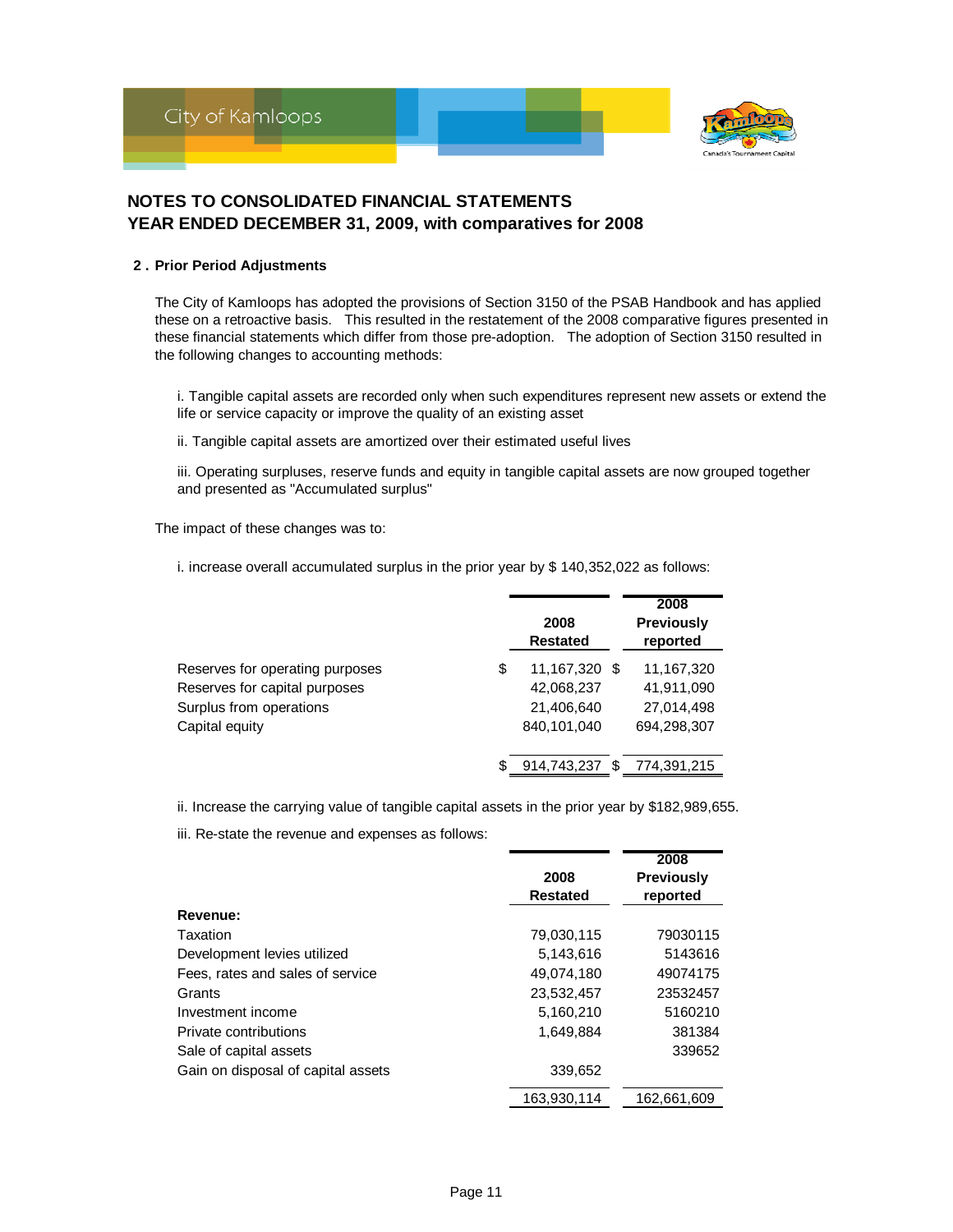# NOTES TO CONSOLIDATED FINANCIAL STATEMENTS
# YEAR ENDED DECEMBER 31, 2009, with comparatives for 2008

## 2 . Prior Period Adjustments

The City of Kamloops has adopted the provisions of Section 3150 of the PSAB Handbook and has applied these on a retroactive basis. This resulted in the restatement of the 2008 comparative figures presented in these financial statements which differ from those pre-adoption. The adoption of Section 3150 resulted in the following changes to accounting methods:

i. Tangible capital assets are recorded only when such expenditures represent new assets or extend the life or service capacity or improve the quality of an existing asset

ii. Tangible capital assets are amortized over their estimated useful lives

iii. Operating surpluses, reserve funds and equity in tangible capital assets are now grouped together and presented as "Accumulated surplus"

The impact of these changes was to:

i. increase overall accumulated surplus in the prior year by $ 140,352,022 as follows:

| | 2008 Restated | 2008 Previously reported |
|---|---|---|
| Reserves for operating purposes | $ 11,167,320 | $ 11,167,320 |
| Reserves for capital purposes | 42,068,237 | 41,911,090 |
| Surplus from operations | 21,406,640 | 27,014,498 |
| Capital equity | 840,101,040 | 694,298,307 |
| | $ 914,743,237 | $ 774,391,215 |

ii. Increase the carrying value of tangible capital assets in the prior year by $182,989,655.

iii. Re-state the revenue and expenses as follows:

| | 2008 Restated | 2008 Previously reported |
|---|---|---|
| **Revenue:** | | |
| Taxation | 79,030,115 | 79030115 |
| Development levies utilized | 5,143,616 | 5143616 |
| Fees, rates and sales of service | 49,074,180 | 49074175 |
| Grants | 23,532,457 | 23532457 |
| Investment income | 5,160,210 | 5160210 |
| Private contributions | 1,649,884 | 381384 |
| Sale of capital assets | | 339652 |
| Gain on disposal of capital assets | 339,652 | |
| | 163,930,114 | 162,661,609 |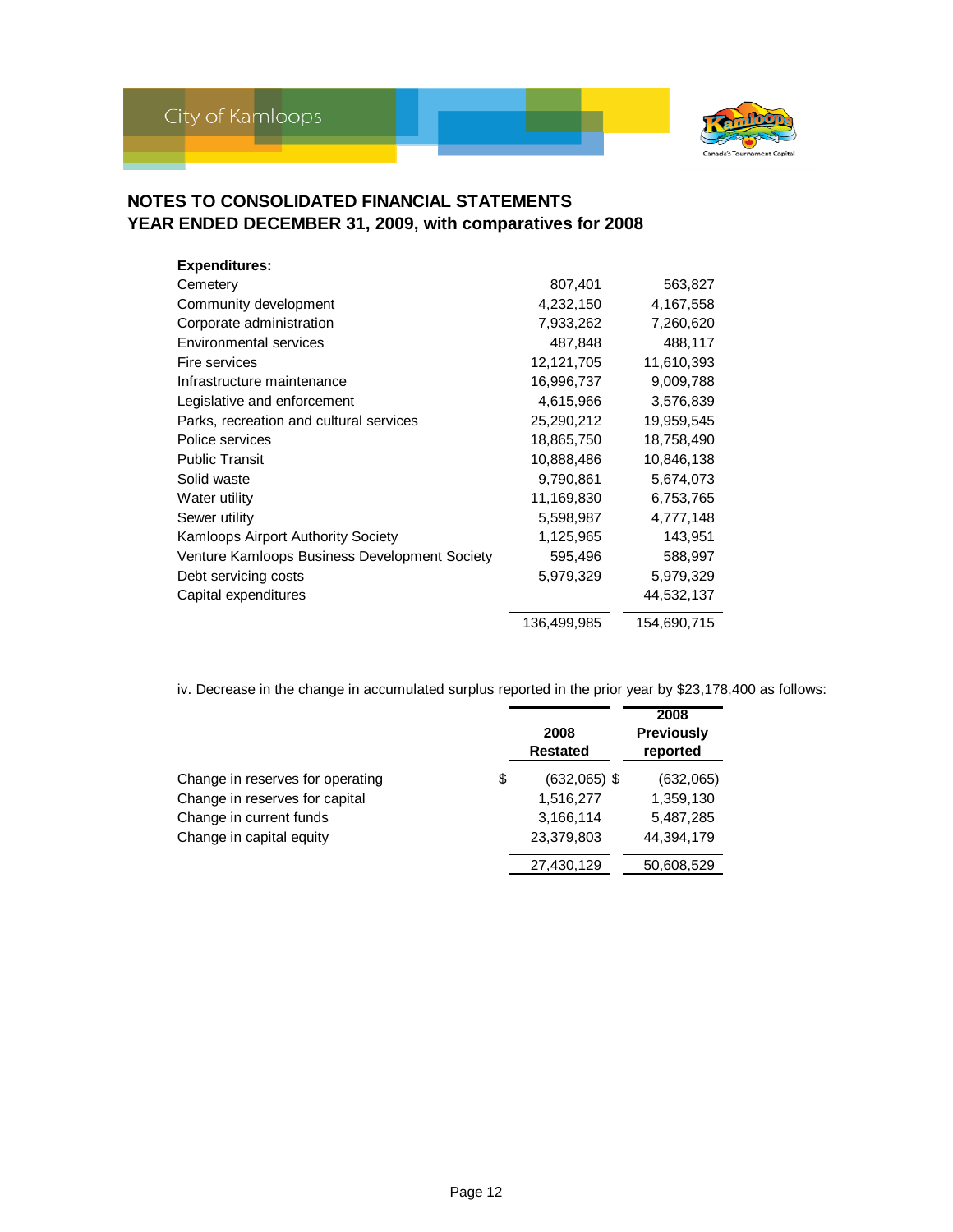## NOTES TO CONSOLIDATED FINANCIAL STATEMENTS
## YEAR ENDED DECEMBER 31, 2009, with comparatives for 2008

| | | |
|---|---|---|
| **Expenditures:** | | |
| Cemetery | 807,401 | 563,827 |
| Community development | 4,232,150 | 4,167,558 |
| Corporate administration | 7,933,262 | 7,260,620 |
| Environmental services | 487,848 | 488,117 |
| Fire services | 12,121,705 | 11,610,393 |
| Infrastructure maintenance | 16,996,737 | 9,009,788 |
| Legislative and enforcement | 4,615,966 | 3,576,839 |
| Parks, recreation and cultural services | 25,290,212 | 19,959,545 |
| Police services | 18,865,750 | 18,758,490 |
| Public Transit | 10,888,486 | 10,846,138 |
| Solid waste | 9,790,861 | 5,674,073 |
| Water utility | 11,169,830 | 6,753,765 |
| Sewer utility | 5,598,987 | 4,777,148 |
| Kamloops Airport Authority Society | 1,125,965 | 143,951 |
| Venture Kamloops Business Development Society | 595,496 | 588,997 |
| Debt servicing costs | 5,979,329 | 5,979,329 |
| Capital expenditures | | 44,532,137 |
| | 136,499,985 | 154,690,715 |

iv. Decrease in the change in accumulated surplus reported in the prior year by $23,178,400 as follows:

| | 2008 Restated | 2008 Previously reported |
|---|---|---|
| Change in reserves for operating | $ (632,065) | $ (632,065) |
| Change in reserves for capital | 1,516,277 | 1,359,130 |
| Change in current funds | 3,166,114 | 5,487,285 |
| Change in capital equity | 23,379,803 | 44,394,179 |
| | 27,430,129 | 50,608,529 |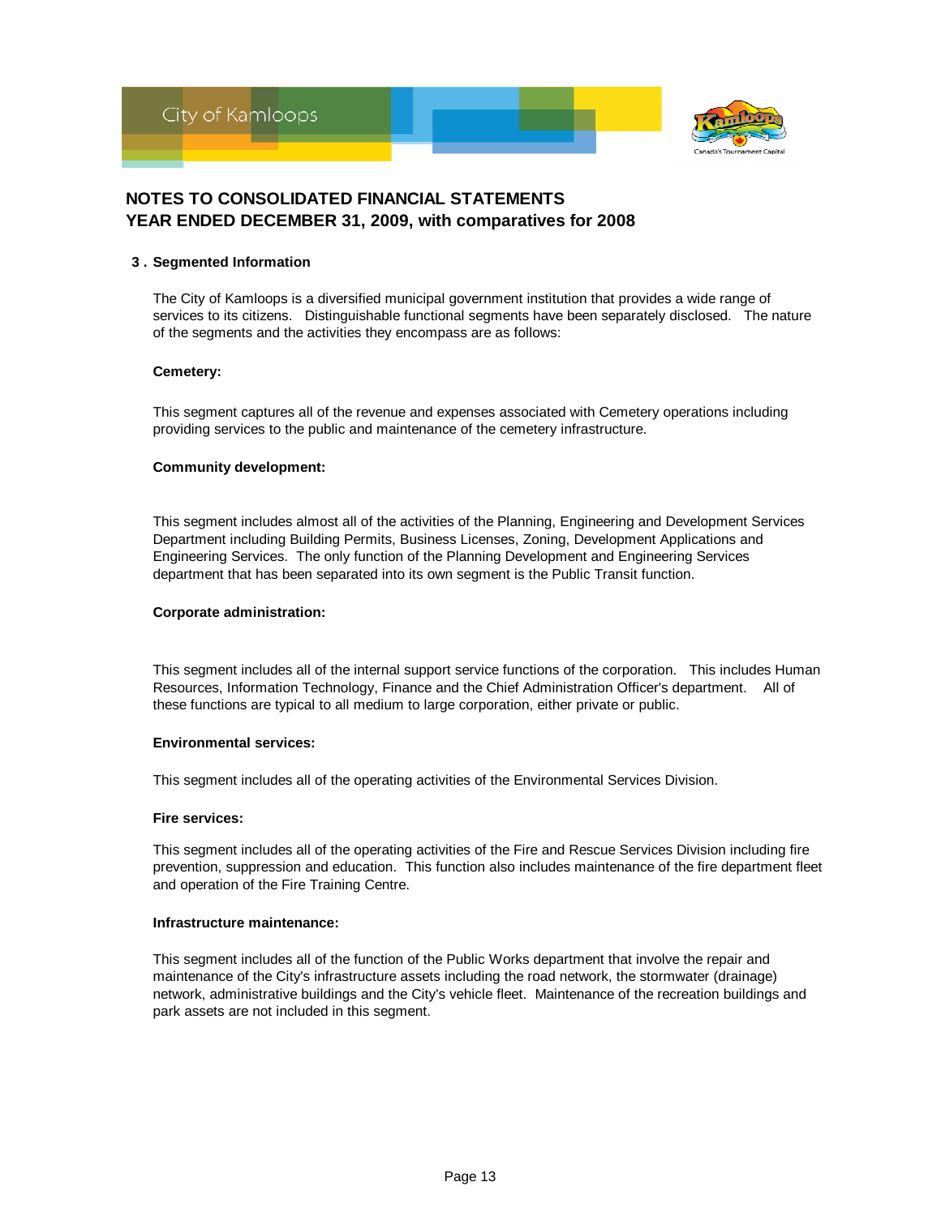# NOTES TO CONSOLIDATED FINANCIAL STATEMENTS
# YEAR ENDED DECEMBER 31, 2009, with comparatives for 2008

## 3 . Segmented Information

The City of Kamloops is a diversified municipal government institution that provides a wide range of services to its citizens. Distinguishable functional segments have been separately disclosed. The nature of the segments and the activities they encompass are as follows:

**Cemetery:**

This segment captures all of the revenue and expenses associated with Cemetery operations including providing services to the public and maintenance of the cemetery infrastructure.

**Community development:**

This segment includes almost all of the activities of the Planning, Engineering and Development Services Department including Building Permits, Business Licenses, Zoning, Development Applications and Engineering Services. The only function of the Planning Development and Engineering Services department that has been separated into its own segment is the Public Transit function.

**Corporate administration:**

This segment includes all of the internal support service functions of the corporation. This includes Human Resources, Information Technology, Finance and the Chief Administration Officer's department. All of these functions are typical to all medium to large corporation, either private or public.

**Environmental services:**

This segment includes all of the operating activities of the Environmental Services Division.

**Fire services:**

This segment includes all of the operating activities of the Fire and Rescue Services Division including fire prevention, suppression and education. This function also includes maintenance of the fire department fleet and operation of the Fire Training Centre.

**Infrastructure maintenance:**

This segment includes all of the function of the Public Works department that involve the repair and maintenance of the City's infrastructure assets including the road network, the stormwater (drainage) network, administrative buildings and the City's vehicle fleet. Maintenance of the recreation buildings and park assets are not included in this segment.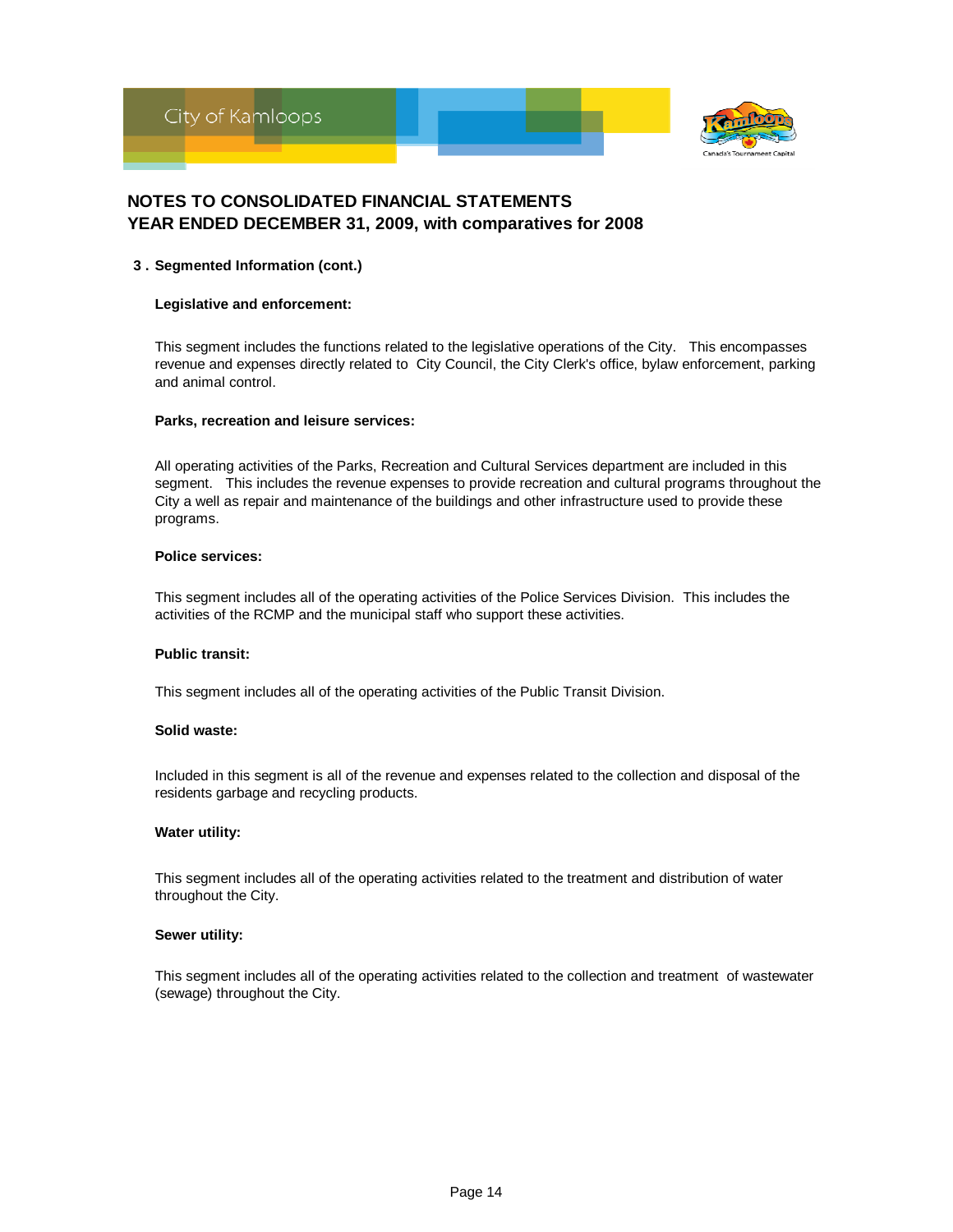# NOTES TO CONSOLIDATED FINANCIAL STATEMENTS
# YEAR ENDED DECEMBER 31, 2009, with comparatives for 2008

## 3 . Segmented Information (cont.)

### Legislative and enforcement:

This segment includes the functions related to the legislative operations of the City. This encompasses revenue and expenses directly related to City Council, the City Clerk's office, bylaw enforcement, parking and animal control.

### Parks, recreation and leisure services:

All operating activities of the Parks, Recreation and Cultural Services department are included in this segment. This includes the revenue expenses to provide recreation and cultural programs throughout the City a well as repair and maintenance of the buildings and other infrastructure used to provide these programs.

### Police services:

This segment includes all of the operating activities of the Police Services Division. This includes the activities of the RCMP and the municipal staff who support these activities.

### Public transit:

This segment includes all of the operating activities of the Public Transit Division.

### Solid waste:

Included in this segment is all of the revenue and expenses related to the collection and disposal of the residents garbage and recycling products.

### Water utility:

This segment includes all of the operating activities related to the treatment and distribution of water throughout the City.

### Sewer utility:

This segment includes all of the operating activities related to the collection and treatment of wastewater (sewage) throughout the City.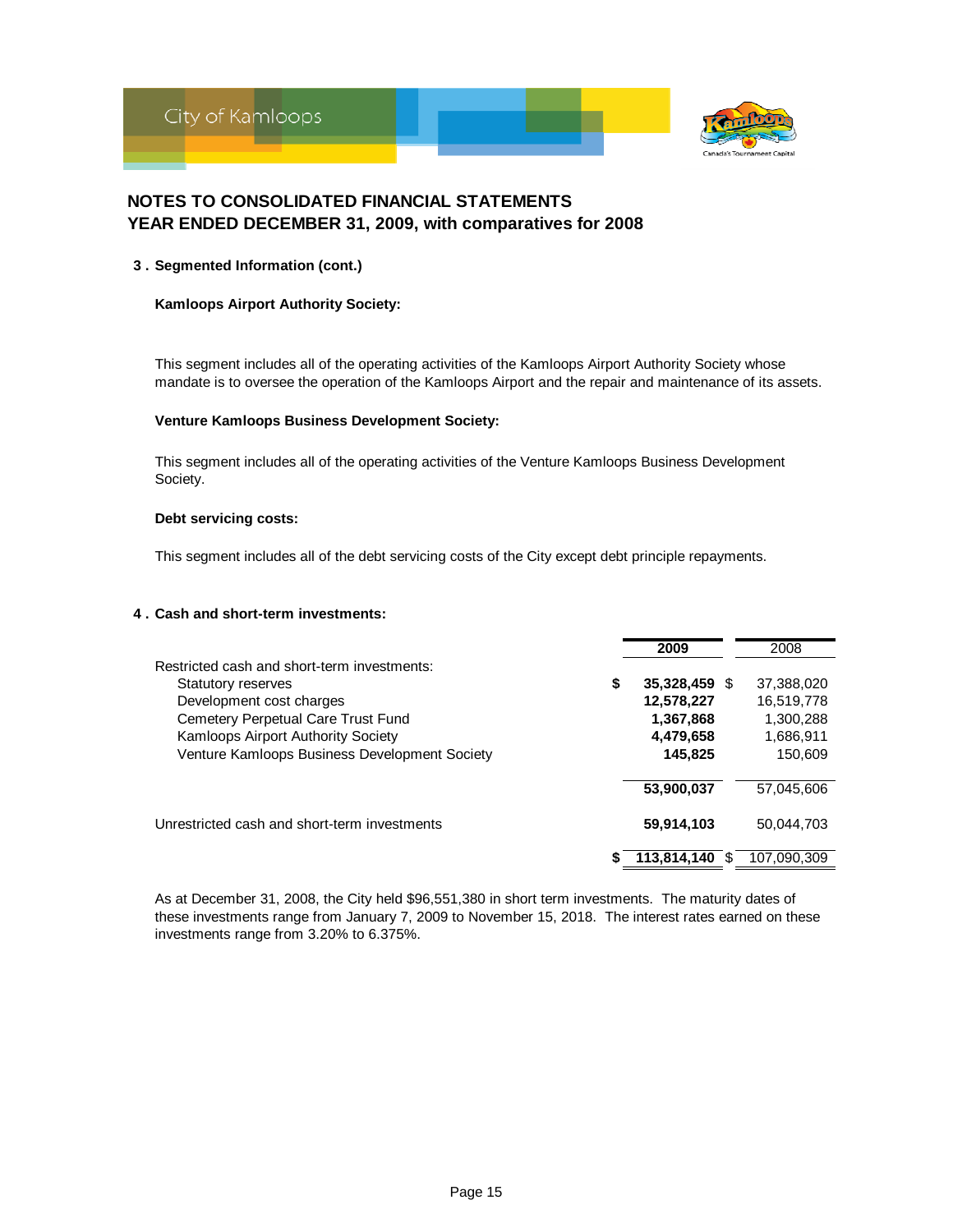# NOTES TO CONSOLIDATED FINANCIAL STATEMENTS
# YEAR ENDED DECEMBER 31, 2009, with comparatives for 2008

## 3 . Segmented Information (cont.)

### Kamloops Airport Authority Society:

This segment includes all of the operating activities of the Kamloops Airport Authority Society whose mandate is to oversee the operation of the Kamloops Airport and the repair and maintenance of its assets.

### Venture Kamloops Business Development Society:

This segment includes all of the operating activities of the Venture Kamloops Business Development Society.

### Debt servicing costs:

This segment includes all of the debt servicing costs of the City except debt principle repayments.

## 4 . Cash and short-term investments:

| | 2009 | 2008 |
|---|---|---|
| Restricted cash and short-term investments: | | |
| Statutory reserves | $ **35,328,459** | $ 37,388,020 |
| Development cost charges | **12,578,227** | 16,519,778 |
| Cemetery Perpetual Care Trust Fund | **1,367,868** | 1,300,288 |
| Kamloops Airport Authority Society | **4,479,658** | 1,686,911 |
| Venture Kamloops Business Development Society | **145,825** | 150,609 |
| | **53,900,037** | 57,045,606 |
| Unrestricted cash and short-term investments | **59,914,103** | 50,044,703 |
| | $ **113,814,140** | $ 107,090,309 |

As at December 31, 2008, the City held $96,551,380 in short term investments. The maturity dates of these investments range from January 7, 2009 to November 15, 2018. The interest rates earned on these investments range from 3.20% to 6.375%.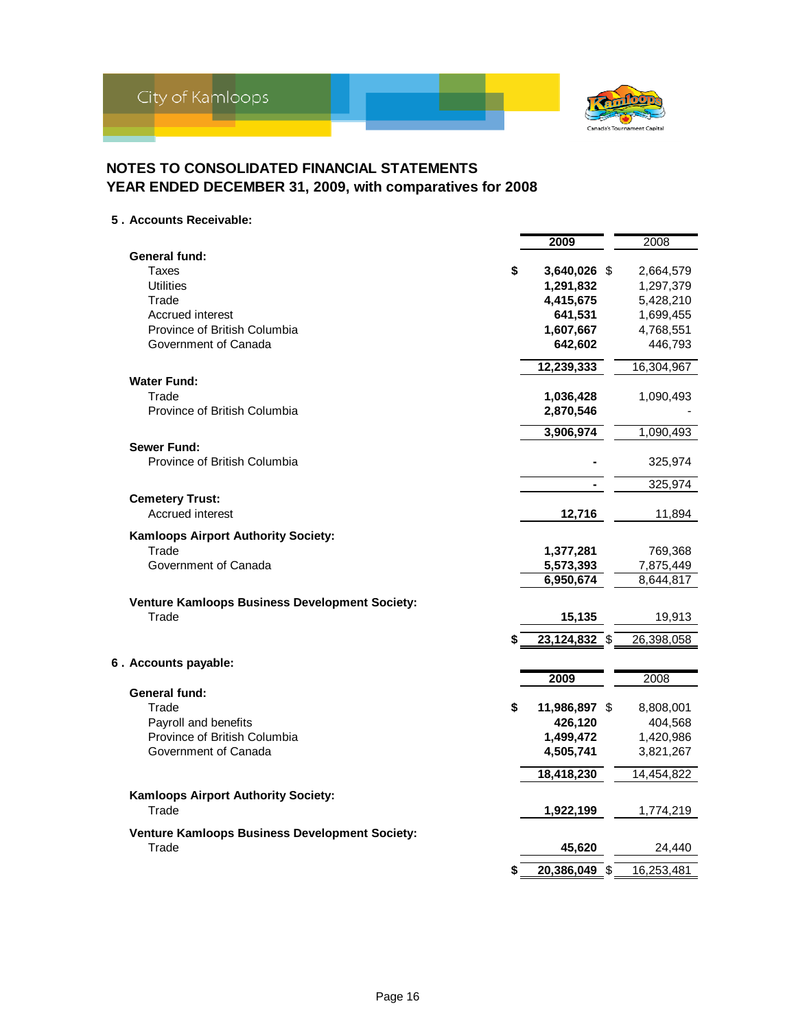# NOTES TO CONSOLIDATED FINANCIAL STATEMENTS
# YEAR ENDED DECEMBER 31, 2009, with comparatives for 2008

## 5 . Accounts Receivable:

| | 2009 | 2008 |
|---|---|---|
| **General fund:** | | |
| Taxes | $ **3,640,026** | $ 2,664,579 |
| Utilities | **1,291,832** | 1,297,379 |
| Trade | **4,415,675** | 5,428,210 |
| Accrued interest | **641,531** | 1,699,455 |
| Province of British Columbia | **1,607,667** | 4,768,551 |
| Government of Canada | **642,602** | 446,793 |
| | **12,239,333** | 16,304,967 |
| **Water Fund:** | | |
| Trade | **1,036,428** | 1,090,493 |
| Province of British Columbia | **2,870,546** | - |
| | **3,906,974** | 1,090,493 |
| **Sewer Fund:** | | |
| Province of British Columbia | **-** | 325,974 |
| | **-** | 325,974 |
| **Cemetery Trust:** | | |
| Accrued interest | **12,716** | 11,894 |
| **Kamloops Airport Authority Society:** | | |
| Trade | **1,377,281** | 769,368 |
| Government of Canada | **5,573,393** | 7,875,449 |
| | **6,950,674** | 8,644,817 |
| **Venture Kamloops Business Development Society:** | | |
| Trade | **15,135** | 19,913 |
| | $ **23,124,832** | $ 26,398,058 |

## 6 . Accounts payable:

| | 2009 | 2008 |
|---|---|---|
| **General fund:** | | |
| Trade | $ **11,986,897** | $ 8,808,001 |
| Payroll and benefits | **426,120** | 404,568 |
| Province of British Columbia | **1,499,472** | 1,420,986 |
| Government of Canada | **4,505,741** | 3,821,267 |
| | **18,418,230** | 14,454,822 |
| **Kamloops Airport Authority Society:** | | |
| Trade | **1,922,199** | 1,774,219 |
| **Venture Kamloops Business Development Society:** | | |
| Trade | **45,620** | 24,440 |
| | $ **20,386,049** | $ 16,253,481 |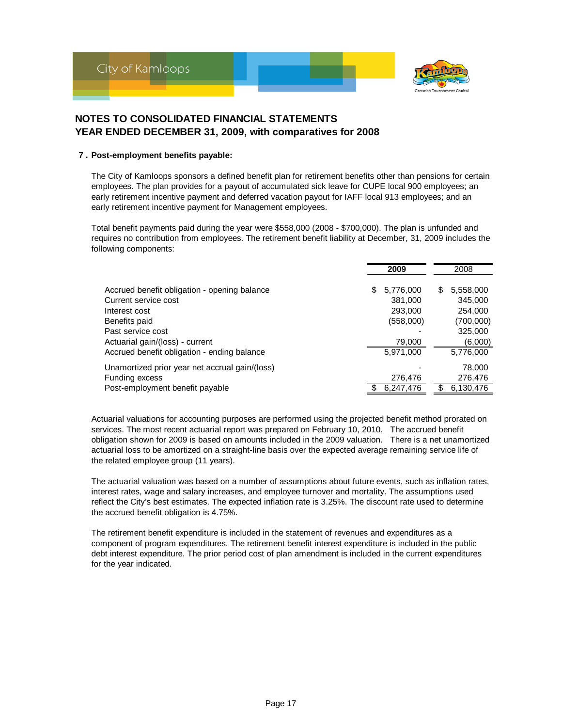# NOTES TO CONSOLIDATED FINANCIAL STATEMENTS
# YEAR ENDED DECEMBER 31, 2009, with comparatives for 2008

**7 . Post-employment benefits payable:**

The City of Kamloops sponsors a defined benefit plan for retirement benefits other than pensions for certain employees. The plan provides for a payout of accumulated sick leave for CUPE local 900 employees; an early retirement incentive payment and deferred vacation payout for IAFF local 913 employees; and an early retirement incentive payment for Management employees.

Total benefit payments paid during the year were $558,000 (2008 - $700,000). The plan is unfunded and requires no contribution from employees. The retirement benefit liability at December, 31, 2009 includes the following components:

| | **2009** | 2008 |
|---|---|---|
| Accrued benefit obligation - opening balance | $ 5,776,000 | $ 5,558,000 |
| Current service cost | 381,000 | 345,000 |
| Interest cost | 293,000 | 254,000 |
| Benefits paid | (558,000) | (700,000) |
| Past service cost | - | 325,000 |
| Actuarial gain/(loss) - current | 79,000 | (6,000) |
| Accrued benefit obligation - ending balance | 5,971,000 | 5,776,000 |
| Unamortized prior year net accrual gain/(loss) | - | 78,000 |
| Funding excess | 276,476 | 276,476 |
| Post-employment benefit payable | $ 6,247,476 | $ 6,130,476 |

Actuarial valuations for accounting purposes are performed using the projected benefit method prorated on services. The most recent actuarial report was prepared on February 10, 2010. The accrued benefit obligation shown for 2009 is based on amounts included in the 2009 valuation. There is a net unamortized actuarial loss to be amortized on a straight-line basis over the expected average remaining service life of the related employee group (11 years).

The actuarial valuation was based on a number of assumptions about future events, such as inflation rates, interest rates, wage and salary increases, and employee turnover and mortality. The assumptions used reflect the City's best estimates. The expected inflation rate is 3.25%. The discount rate used to determine the accrued benefit obligation is 4.75%.

The retirement benefit expenditure is included in the statement of revenues and expenditures as a component of program expenditures. The retirement benefit interest expenditure is included in the public debt interest expenditure. The prior period cost of plan amendment is included in the current expenditures for the year indicated.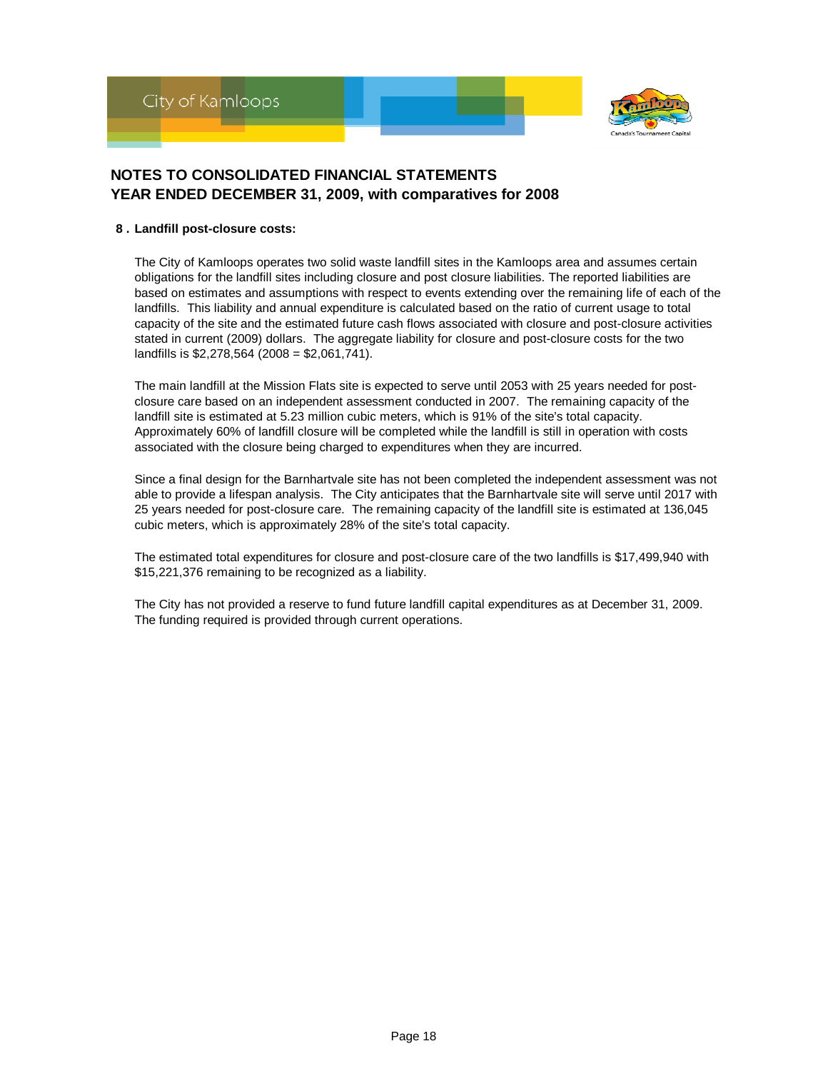# NOTES TO CONSOLIDATED FINANCIAL STATEMENTS
# YEAR ENDED DECEMBER 31, 2009, with comparatives for 2008

## 8 . Landfill post-closure costs:

The City of Kamloops operates two solid waste landfill sites in the Kamloops area and assumes certain obligations for the landfill sites including closure and post closure liabilities. The reported liabilities are based on estimates and assumptions with respect to events extending over the remaining life of each of the landfills. This liability and annual expenditure is calculated based on the ratio of current usage to total capacity of the site and the estimated future cash flows associated with closure and post-closure activities stated in current (2009) dollars. The aggregate liability for closure and post-closure costs for the two landfills is $2,278,564 (2008 = $2,061,741).

The main landfill at the Mission Flats site is expected to serve until 2053 with 25 years needed for post-closure care based on an independent assessment conducted in 2007. The remaining capacity of the landfill site is estimated at 5.23 million cubic meters, which is 91% of the site's total capacity. Approximately 60% of landfill closure will be completed while the landfill is still in operation with costs associated with the closure being charged to expenditures when they are incurred.

Since a final design for the Barnhartvale site has not been completed the independent assessment was not able to provide a lifespan analysis. The City anticipates that the Barnhartvale site will serve until 2017 with 25 years needed for post-closure care. The remaining capacity of the landfill site is estimated at 136,045 cubic meters, which is approximately 28% of the site's total capacity.

The estimated total expenditures for closure and post-closure care of the two landfills is $17,499,940 with $15,221,376 remaining to be recognized as a liability.

The City has not provided a reserve to fund future landfill capital expenditures as at December 31, 2009. The funding required is provided through current operations.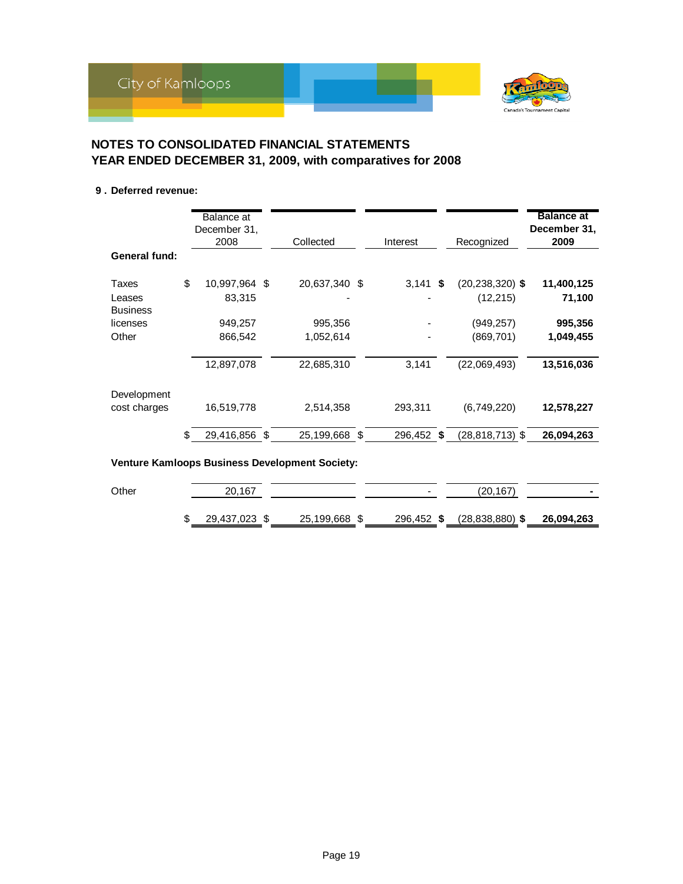## NOTES TO CONSOLIDATED FINANCIAL STATEMENTS
## YEAR ENDED DECEMBER 31, 2009, with comparatives for 2008

**9 . Deferred revenue:**

| | Balance at December 31, 2008 | Collected | Interest | Recognized | **Balance at December 31, 2009** |
|---|---|---|---|---|---|
| **General fund:** | | | | | |
| Taxes | $ 10,997,964 | $ 20,637,340 | $ 3,141 | $ (20,238,320) | $ **11,400,125** |
| Leases | 83,315 | - | - | (12,215) | **71,100** |
| Business licenses | 949,257 | 995,356 | - | (949,257) | **995,356** |
| Other | 866,542 | 1,052,614 | - | (869,701) | **1,049,455** |
| | 12,897,078 | 22,685,310 | 3,141 | (22,069,493) | **13,516,036** |
| Development cost charges | 16,519,778 | 2,514,358 | 293,311 | (6,749,220) | **12,578,227** |
| | $ 29,416,856 | $ 25,199,668 | $ 296,452 | $ (28,818,713) | $ **26,094,263** |
| **Venture Kamloops Business Development Society:** | | | | | |
| Other | 20,167 | | - | (20,167) | **-** |
| | $ 29,437,023 | $ 25,199,668 | $ 296,452 | $ (28,838,880) | $ **26,094,263** |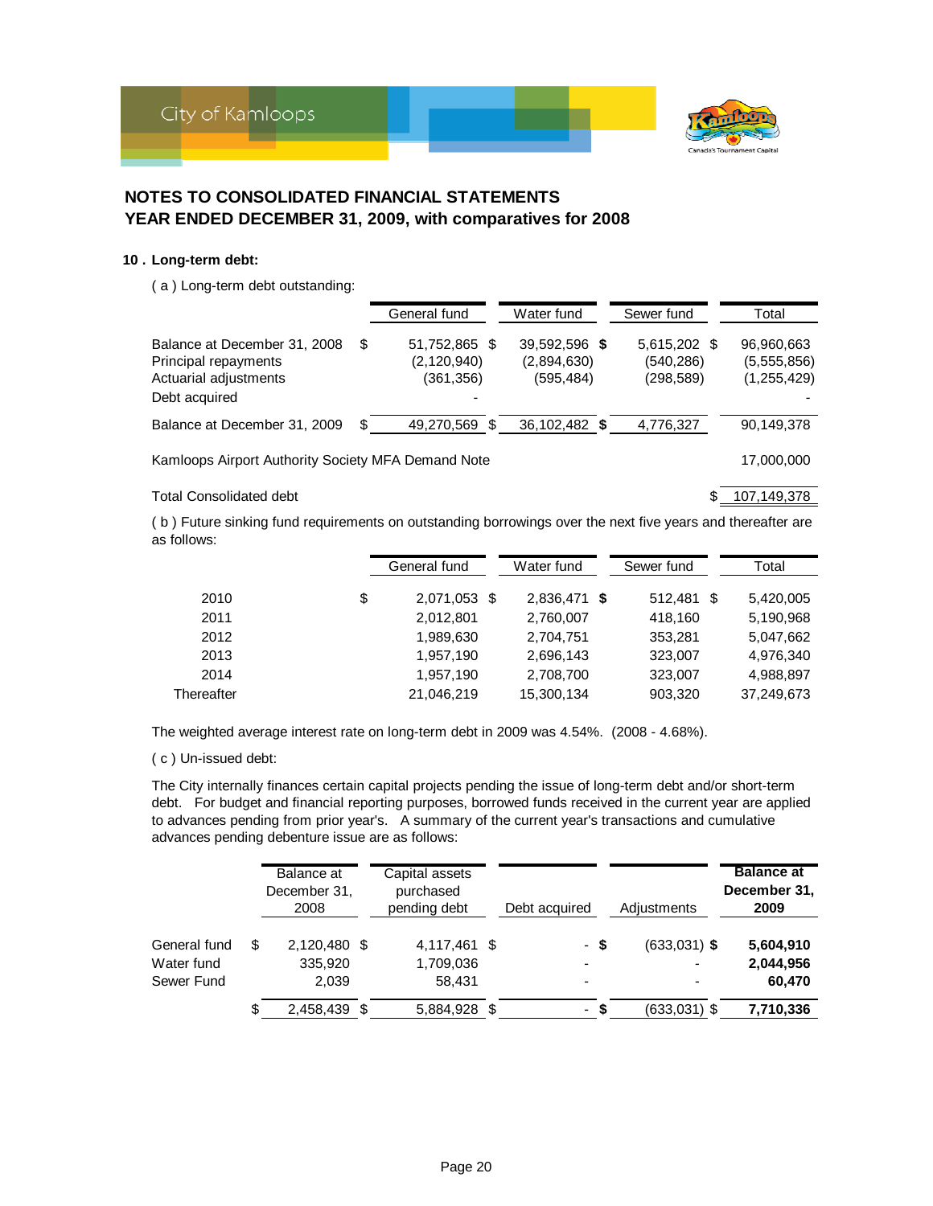# NOTES TO CONSOLIDATED FINANCIAL STATEMENTS
# YEAR ENDED DECEMBER 31, 2009, with comparatives for 2008

## 10 . Long-term debt:

( a ) Long-term debt outstanding:

| | General fund | Water fund | Sewer fund | Total |
|---|---|---|---|---|
| Balance at December 31, 2008 | $ 51,752,865 | $ 39,592,596 | $ 5,615,202 | $ 96,960,663 |
| Principal repayments | (2,120,940) | (2,894,630) | (540,286) | (5,555,856) |
| Actuarial adjustments | (361,356) | (595,484) | (298,589) | (1,255,429) |
| Debt acquired | - | | | - |
| Balance at December 31, 2009 | $ 49,270,569 | $ 36,102,482 | $ 4,776,327 | 90,149,378 |
| Kamloops Airport Authority Society MFA Demand Note | | | | 17,000,000 |
| Total Consolidated debt | | | | $ 107,149,378 |

( b ) Future sinking fund requirements on outstanding borrowings over the next five years and thereafter are as follows:

| | General fund | Water fund | Sewer fund | Total |
|---|---|---|---|---|
| 2010 | $ 2,071,053 | $ 2,836,471 | $ 512,481 | $ 5,420,005 |
| 2011 | 2,012,801 | 2,760,007 | 418,160 | 5,190,968 |
| 2012 | 1,989,630 | 2,704,751 | 353,281 | 5,047,662 |
| 2013 | 1,957,190 | 2,696,143 | 323,007 | 4,976,340 |
| 2014 | 1,957,190 | 2,708,700 | 323,007 | 4,988,897 |
| Thereafter | 21,046,219 | 15,300,134 | 903,320 | 37,249,673 |

The weighted average interest rate on long-term debt in 2009 was 4.54%. (2008 - 4.68%).

( c ) Un-issued debt:

The City internally finances certain capital projects pending the issue of long-term debt and/or short-term debt. For budget and financial reporting purposes, borrowed funds received in the current year are applied to advances pending from prior year's. A summary of the current year's transactions and cumulative advances pending debenture issue are as follows:

| | Balance at December 31, 2008 | Capital assets purchased pending debt | Debt acquired | Adjustments | **Balance at December 31, 2009** |
|---|---|---|---|---|---|
| General fund | $ 2,120,480 | $ 4,117,461 | $ - | $ (633,031) | $ **5,604,910** |
| Water fund | 335,920 | 1,709,036 | - | - | **2,044,956** |
| Sewer Fund | 2,039 | 58,431 | - | - | **60,470** |
| | $ 2,458,439 | $ 5,884,928 | $ - | $ (633,031) | $ **7,710,336** |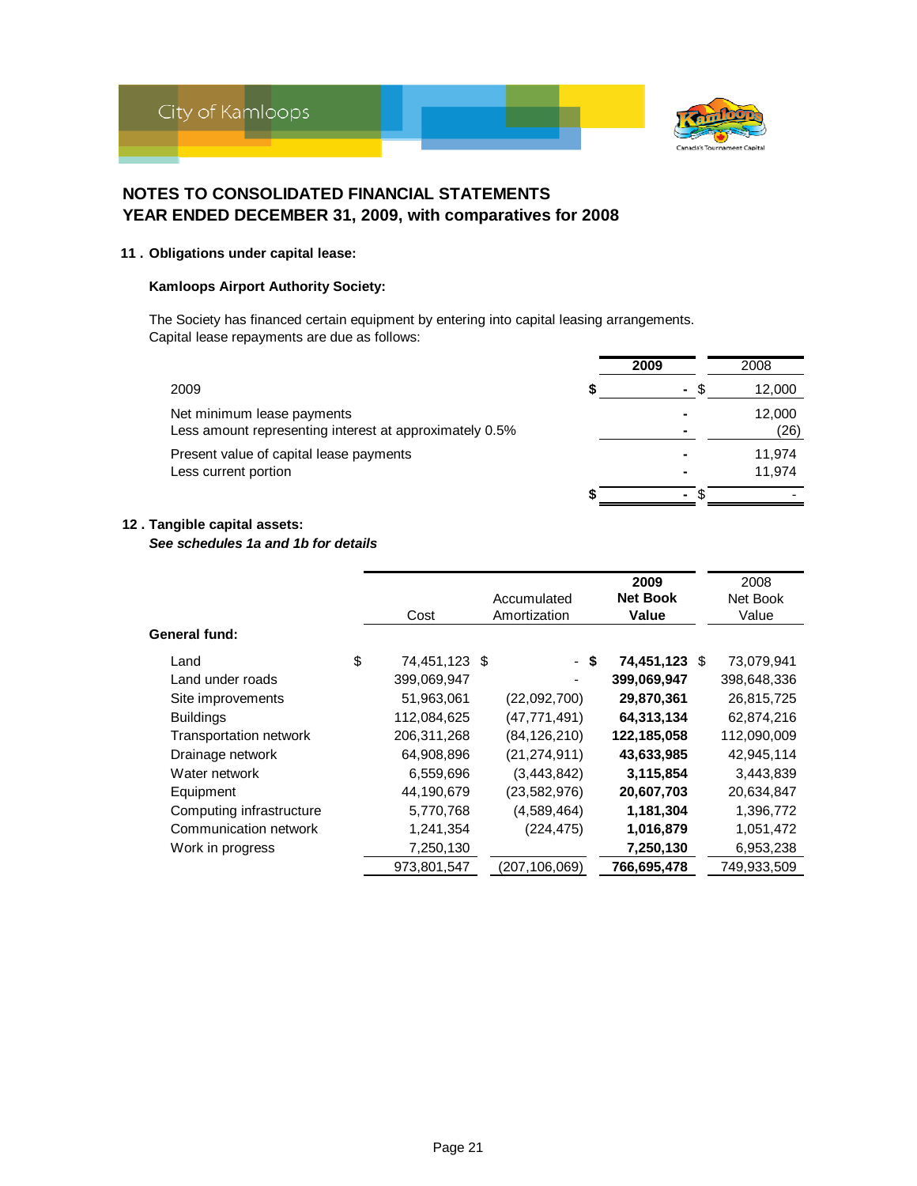# NOTES TO CONSOLIDATED FINANCIAL STATEMENTS
# YEAR ENDED DECEMBER 31, 2009, with comparatives for 2008

## 11 . Obligations under capital lease:

### Kamloops Airport Authority Society:

The Society has financed certain equipment by entering into capital leasing arrangements. Capital lease repayments are due as follows:

| | 2009 | 2008 |
|---|---|---|
| 2009 | $ - | $ 12,000 |
| Net minimum lease payments | - | 12,000 |
| Less amount representing interest at approximately 0.5% | - | (26) |
| Present value of capital lease payments | - | 11,974 |
| Less current portion | - | 11,974 |
| | $ - | $ - |

## 12 . Tangible capital assets:

***See schedules 1a and 1b for details***

| | Cost | Accumulated Amortization | 2009 Net Book Value | 2008 Net Book Value |
|---|---|---|---|---|
| **General fund:** | | | | |
| Land | $ 74,451,123 | $ - | **$ 74,451,123** | $ 73,079,941 |
| Land under roads | 399,069,947 | - | **399,069,947** | 398,648,336 |
| Site improvements | 51,963,061 | (22,092,700) | **29,870,361** | 26,815,725 |
| Buildings | 112,084,625 | (47,771,491) | **64,313,134** | 62,874,216 |
| Transportation network | 206,311,268 | (84,126,210) | **122,185,058** | 112,090,009 |
| Drainage network | 64,908,896 | (21,274,911) | **43,633,985** | 42,945,114 |
| Water network | 6,559,696 | (3,443,842) | **3,115,854** | 3,443,839 |
| Equipment | 44,190,679 | (23,582,976) | **20,607,703** | 20,634,847 |
| Computing infrastructure | 5,770,768 | (4,589,464) | **1,181,304** | 1,396,772 |
| Communication network | 1,241,354 | (224,475) | **1,016,879** | 1,051,472 |
| Work in progress | 7,250,130 | | **7,250,130** | 6,953,238 |
| | 973,801,547 | (207,106,069) | **766,695,478** | 749,933,509 |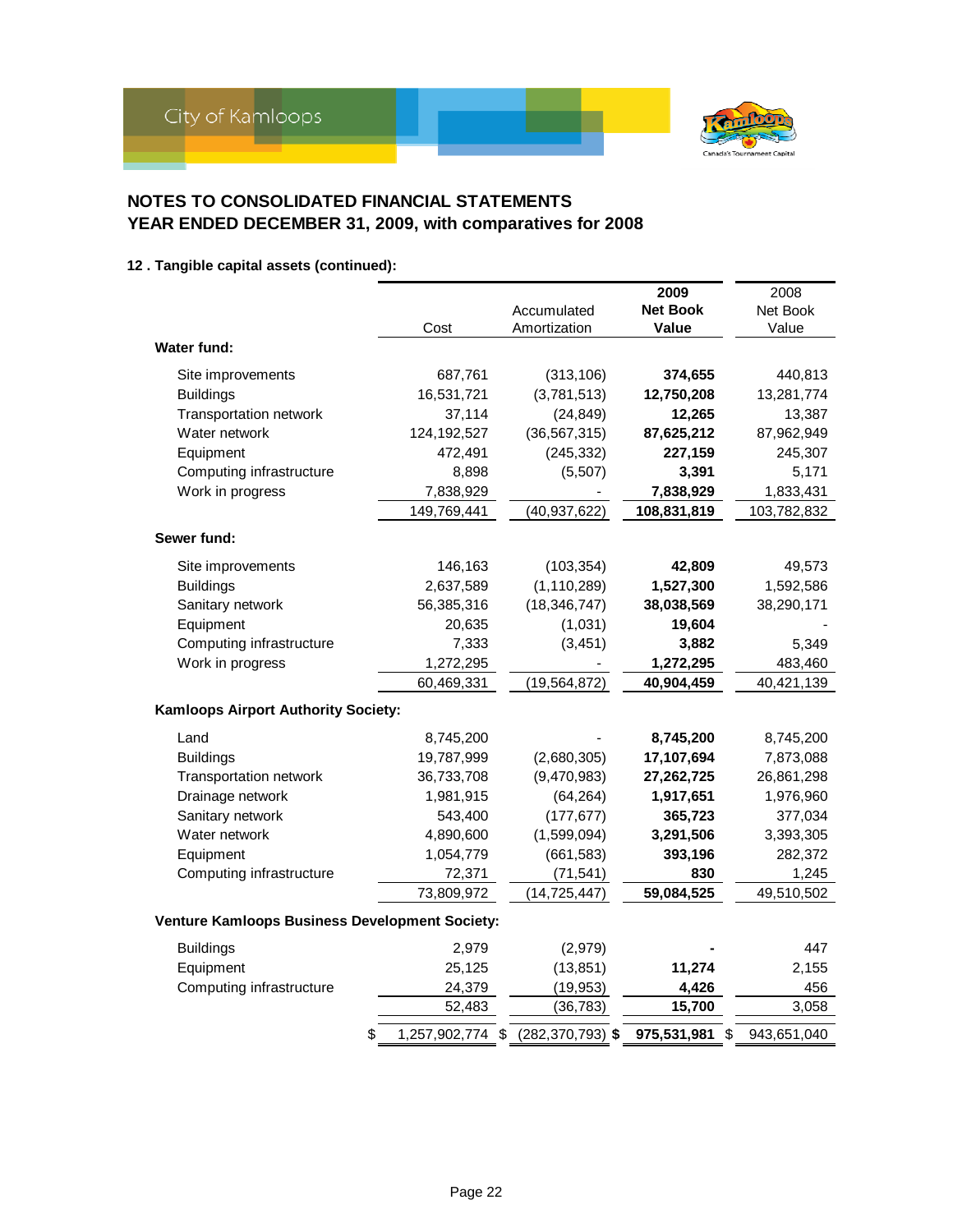## NOTES TO CONSOLIDATED FINANCIAL STATEMENTS
## YEAR ENDED DECEMBER 31, 2009, with comparatives for 2008

### 12 . Tangible capital assets (continued):

| | Cost | Accumulated Amortization | 2009 Net Book Value | 2008 Net Book Value |
|---|---|---|---|---|
| **Water fund:** | | | | |
| Site improvements | 687,761 | (313,106) | **374,655** | 440,813 |
| Buildings | 16,531,721 | (3,781,513) | **12,750,208** | 13,281,774 |
| Transportation network | 37,114 | (24,849) | **12,265** | 13,387 |
| Water network | 124,192,527 | (36,567,315) | **87,625,212** | 87,962,949 |
| Equipment | 472,491 | (245,332) | **227,159** | 245,307 |
| Computing infrastructure | 8,898 | (5,507) | **3,391** | 5,171 |
| Work in progress | 7,838,929 | - | **7,838,929** | 1,833,431 |
| | 149,769,441 | (40,937,622) | **108,831,819** | 103,782,832 |
| **Sewer fund:** | | | | |
| Site improvements | 146,163 | (103,354) | **42,809** | 49,573 |
| Buildings | 2,637,589 | (1,110,289) | **1,527,300** | 1,592,586 |
| Sanitary network | 56,385,316 | (18,346,747) | **38,038,569** | 38,290,171 |
| Equipment | 20,635 | (1,031) | **19,604** | - |
| Computing infrastructure | 7,333 | (3,451) | **3,882** | 5,349 |
| Work in progress | 1,272,295 | - | **1,272,295** | 483,460 |
| | 60,469,331 | (19,564,872) | **40,904,459** | 40,421,139 |
| **Kamloops Airport Authority Society:** | | | | |
| Land | 8,745,200 | - | **8,745,200** | 8,745,200 |
| Buildings | 19,787,999 | (2,680,305) | **17,107,694** | 7,873,088 |
| Transportation network | 36,733,708 | (9,470,983) | **27,262,725** | 26,861,298 |
| Drainage network | 1,981,915 | (64,264) | **1,917,651** | 1,976,960 |
| Sanitary network | 543,400 | (177,677) | **365,723** | 377,034 |
| Water network | 4,890,600 | (1,599,094) | **3,291,506** | 3,393,305 |
| Equipment | 1,054,779 | (661,583) | **393,196** | 282,372 |
| Computing infrastructure | 72,371 | (71,541) | **830** | 1,245 |
| | 73,809,972 | (14,725,447) | **59,084,525** | 49,510,502 |
| **Venture Kamloops Business Development Society:** | | | | |
| Buildings | 2,979 | (2,979) | **-** | 447 |
| Equipment | 25,125 | (13,851) | **11,274** | 2,155 |
| Computing infrastructure | 24,379 | (19,953) | **4,426** | 456 |
| | 52,483 | (36,783) | **15,700** | 3,058 |
| | $ 1,257,902,774 | $ (282,370,793) | **$ 975,531,981** | $ 943,651,040 |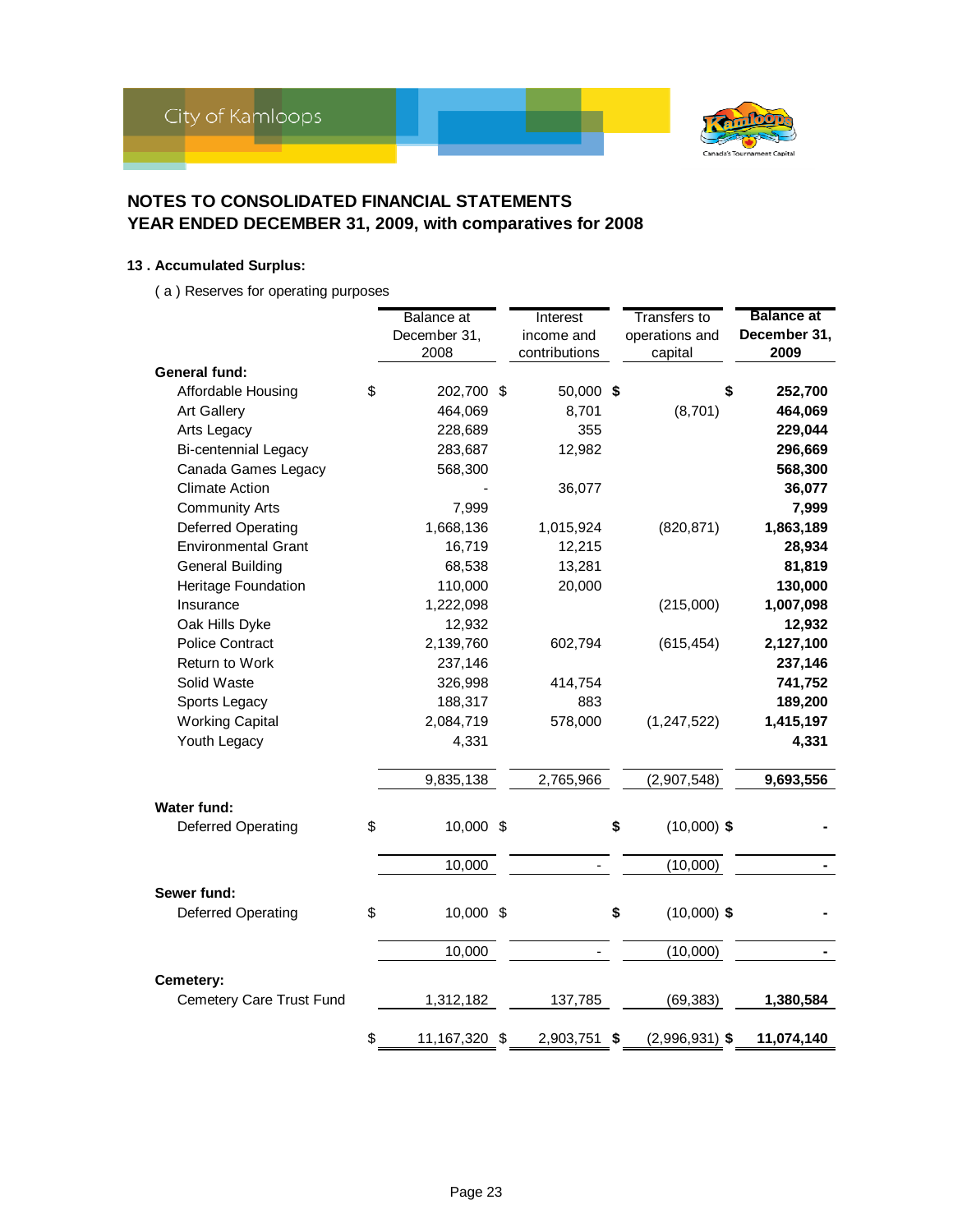## NOTES TO CONSOLIDATED FINANCIAL STATEMENTS
## YEAR ENDED DECEMBER 31, 2009, with comparatives for 2008

### 13 . Accumulated Surplus:

( a ) Reserves for operating purposes

| | Balance at December 31, 2008 | Interest income and contributions | Transfers to operations and capital | **Balance at December 31, 2009** |
|---|---|---|---|---|
| **General fund:** | | | | |
| Affordable Housing | $ 202,700 | $ 50,000 | **$** | **$ 252,700** |
| Art Gallery | 464,069 | 8,701 | (8,701) | **464,069** |
| Arts Legacy | 228,689 | 355 | | **229,044** |
| Bi-centennial Legacy | 283,687 | 12,982 | | **296,669** |
| Canada Games Legacy | 568,300 | | | **568,300** |
| Climate Action | - | 36,077 | | **36,077** |
| Community Arts | 7,999 | | | **7,999** |
| Deferred Operating | 1,668,136 | 1,015,924 | (820,871) | **1,863,189** |
| Environmental Grant | 16,719 | 12,215 | | **28,934** |
| General Building | 68,538 | 13,281 | | **81,819** |
| Heritage Foundation | 110,000 | 20,000 | | **130,000** |
| Insurance | 1,222,098 | | (215,000) | **1,007,098** |
| Oak Hills Dyke | 12,932 | | | **12,932** |
| Police Contract | 2,139,760 | 602,794 | (615,454) | **2,127,100** |
| Return to Work | 237,146 | | | **237,146** |
| Solid Waste | 326,998 | 414,754 | | **741,752** |
| Sports Legacy | 188,317 | 883 | | **189,200** |
| Working Capital | 2,084,719 | 578,000 | (1,247,522) | **1,415,197** |
| Youth Legacy | 4,331 | | | **4,331** |
| | 9,835,138 | 2,765,966 | (2,907,548) | **9,693,556** |
| **Water fund:** | | | | |
| Deferred Operating | $ 10,000 | $ | **$** (10,000) | **$ -** |
| | 10,000 | - | (10,000) | **-** |
| **Sewer fund:** | | | | |
| Deferred Operating | $ 10,000 | $ | **$** (10,000) | **$ -** |
| | 10,000 | - | (10,000) | **-** |
| **Cemetery:** | | | | |
| Cemetery Care Trust Fund | 1,312,182 | 137,785 | (69,383) | **1,380,584** |
| | $ 11,167,320 | $ 2,903,751 | **$** (2,996,931) | **$ 11,074,140** |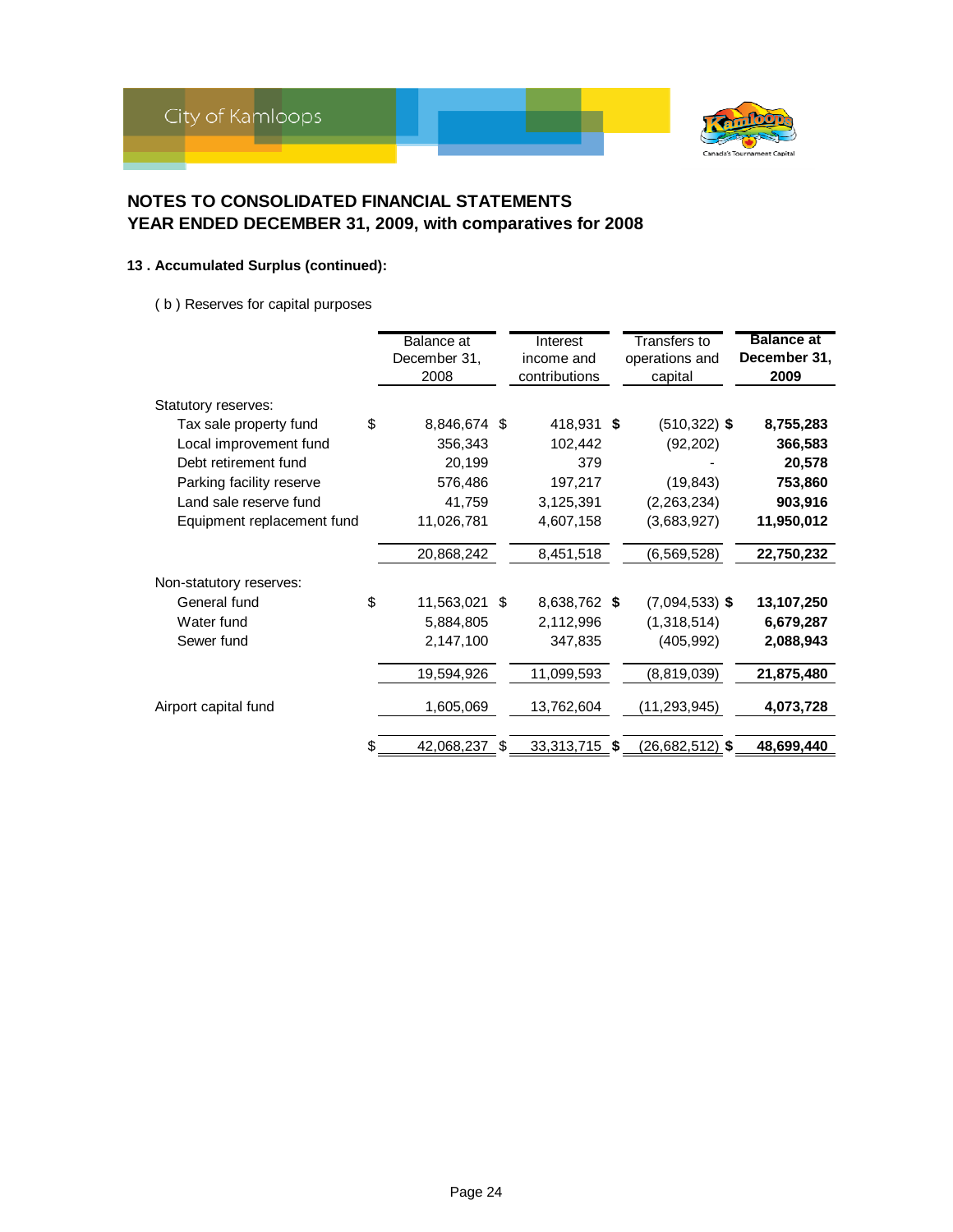## NOTES TO CONSOLIDATED FINANCIAL STATEMENTS
## YEAR ENDED DECEMBER 31, 2009, with comparatives for 2008

### 13 . Accumulated Surplus (continued):

( b ) Reserves for capital purposes

| | Balance at December 31, 2008 | Interest income and contributions | Transfers to operations and capital | **Balance at December 31, 2009** |
|---|---|---|---|---|
| Statutory reserves: | | | | |
| Tax sale property fund | $ 8,846,674 | $ 418,931 | $ (510,322) | $ **8,755,283** |
| Local improvement fund | 356,343 | 102,442 | (92,202) | **366,583** |
| Debt retirement fund | 20,199 | 379 | - | **20,578** |
| Parking facility reserve | 576,486 | 197,217 | (19,843) | **753,860** |
| Land sale reserve fund | 41,759 | 3,125,391 | (2,263,234) | **903,916** |
| Equipment replacement fund | 11,026,781 | 4,607,158 | (3,683,927) | **11,950,012** |
| | 20,868,242 | 8,451,518 | (6,569,528) | **22,750,232** |
| Non-statutory reserves: | | | | |
| General fund | $ 11,563,021 | $ 8,638,762 | $ (7,094,533) | $ **13,107,250** |
| Water fund | 5,884,805 | 2,112,996 | (1,318,514) | **6,679,287** |
| Sewer fund | 2,147,100 | 347,835 | (405,992) | **2,088,943** |
| | 19,594,926 | 11,099,593 | (8,819,039) | **21,875,480** |
| Airport capital fund | 1,605,069 | 13,762,604 | (11,293,945) | **4,073,728** |
| | $ 42,068,237 | $ 33,313,715 | $ (26,682,512) | $ **48,699,440** |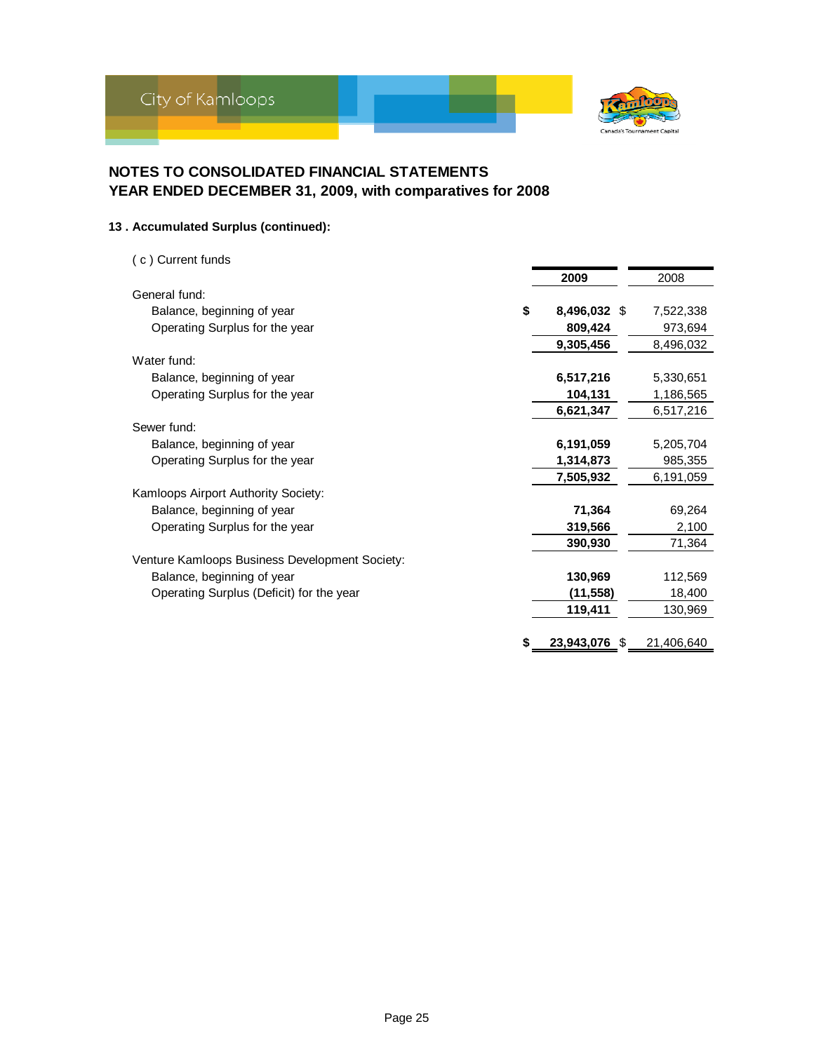## NOTES TO CONSOLIDATED FINANCIAL STATEMENTS
## YEAR ENDED DECEMBER 31, 2009, with comparatives for 2008

### 13 . Accumulated Surplus (continued):

( c ) Current funds

| | 2009 | 2008 |
|---|---|---|
| General fund: | | |
| Balance, beginning of year | $ 8,496,032 | $ 7,522,338 |
| Operating Surplus for the year | 809,424 | 973,694 |
| | 9,305,456 | 8,496,032 |
| Water fund: | | |
| Balance, beginning of year | 6,517,216 | 5,330,651 |
| Operating Surplus for the year | 104,131 | 1,186,565 |
| | 6,621,347 | 6,517,216 |
| Sewer fund: | | |
| Balance, beginning of year | 6,191,059 | 5,205,704 |
| Operating Surplus for the year | 1,314,873 | 985,355 |
| | 7,505,932 | 6,191,059 |
| Kamloops Airport Authority Society: | | |
| Balance, beginning of year | 71,364 | 69,264 |
| Operating Surplus for the year | 319,566 | 2,100 |
| | 390,930 | 71,364 |
| Venture Kamloops Business Development Society: | | |
| Balance, beginning of year | 130,969 | 112,569 |
| Operating Surplus (Deficit) for the year | (11,558) | 18,400 |
| | 119,411 | 130,969 |
| | $ 23,943,076 | $ 21,406,640 |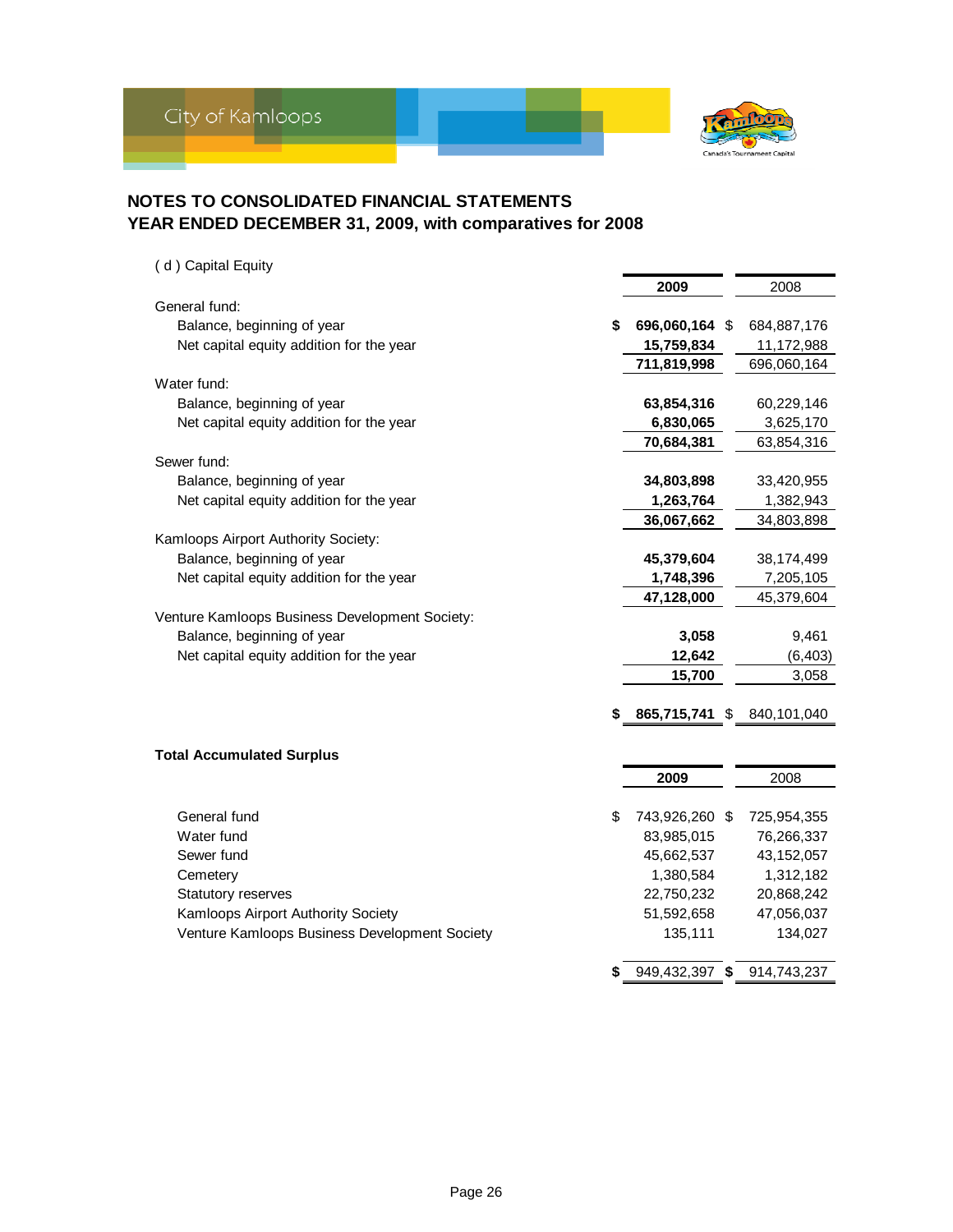## NOTES TO CONSOLIDATED FINANCIAL STATEMENTS
## YEAR ENDED DECEMBER 31, 2009, with comparatives for 2008

( d ) Capital Equity

| | 2009 | 2008 |
|---|---|---|
| General fund: | | |
| Balance, beginning of year | $ 696,060,164 | $ 684,887,176 |
| Net capital equity addition for the year | 15,759,834 | 11,172,988 |
| | 711,819,998 | 696,060,164 |
| Water fund: | | |
| Balance, beginning of year | 63,854,316 | 60,229,146 |
| Net capital equity addition for the year | 6,830,065 | 3,625,170 |
| | 70,684,381 | 63,854,316 |
| Sewer fund: | | |
| Balance, beginning of year | 34,803,898 | 33,420,955 |
| Net capital equity addition for the year | 1,263,764 | 1,382,943 |
| | 36,067,662 | 34,803,898 |
| Kamloops Airport Authority Society: | | |
| Balance, beginning of year | 45,379,604 | 38,174,499 |
| Net capital equity addition for the year | 1,748,396 | 7,205,105 |
| | 47,128,000 | 45,379,604 |
| Venture Kamloops Business Development Society: | | |
| Balance, beginning of year | 3,058 | 9,461 |
| Net capital equity addition for the year | 12,642 | (6,403) |
| | 15,700 | 3,058 |
| | $ 865,715,741 | $ 840,101,040 |

**Total Accumulated Surplus**

| | 2009 | 2008 |
|---|---|---|
| General fund | $ 743,926,260 | $ 725,954,355 |
| Water fund | 83,985,015 | 76,266,337 |
| Sewer fund | 45,662,537 | 43,152,057 |
| Cemetery | 1,380,584 | 1,312,182 |
| Statutory reserves | 22,750,232 | 20,868,242 |
| Kamloops Airport Authority Society | 51,592,658 | 47,056,037 |
| Venture Kamloops Business Development Society | 135,111 | 134,027 |
| | $ 949,432,397 | $ 914,743,237 |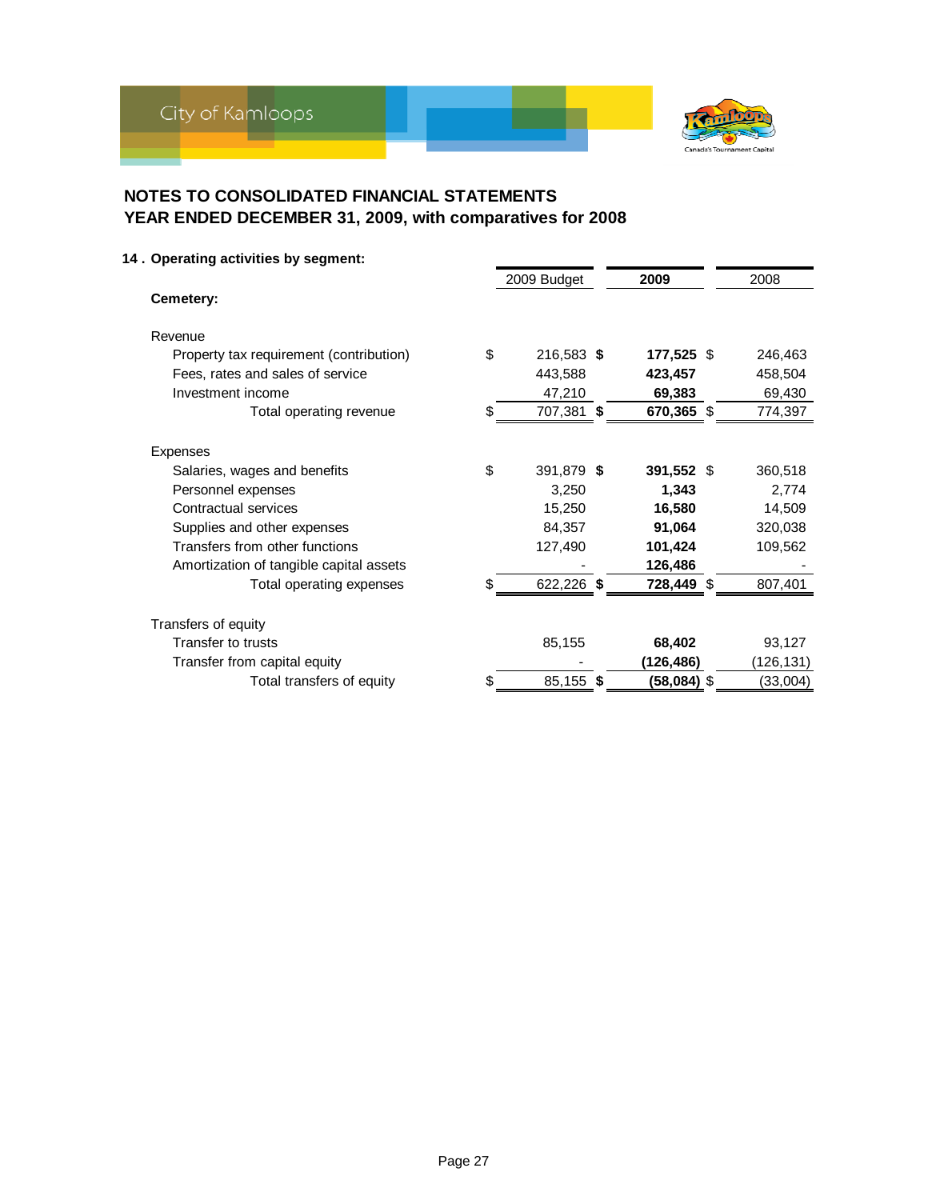## NOTES TO CONSOLIDATED FINANCIAL STATEMENTS
## YEAR ENDED DECEMBER 31, 2009, with comparatives for 2008

### 14 . Operating activities by segment:

| | 2009 Budget | 2009 | 2008 |
|---|---|---|---|
| **Cemetery:** | | | |
| Revenue | | | |
| Property tax requirement (contribution) | $ 216,583 | **$ 177,525** | $ 246,463 |
| Fees, rates and sales of service | 443,588 | **423,457** | 458,504 |
| Investment income | 47,210 | **69,383** | 69,430 |
| Total operating revenue | $ 707,381 | **$ 670,365** | $ 774,397 |
| Expenses | | | |
| Salaries, wages and benefits | $ 391,879 | **$ 391,552** | $ 360,518 |
| Personnel expenses | 3,250 | **1,343** | 2,774 |
| Contractual services | 15,250 | **16,580** | 14,509 |
| Supplies and other expenses | 84,357 | **91,064** | 320,038 |
| Transfers from other functions | 127,490 | **101,424** | 109,562 |
| Amortization of tangible capital assets | - | **126,486** | - |
| Total operating expenses | $ 622,226 | **$ 728,449** | $ 807,401 |
| Transfers of equity | | | |
| Transfer to trusts | 85,155 | **68,402** | 93,127 |
| Transfer from capital equity | - | **(126,486)** | (126,131) |
| Total transfers of equity | $ 85,155 | **$ (58,084)** | $ (33,004) |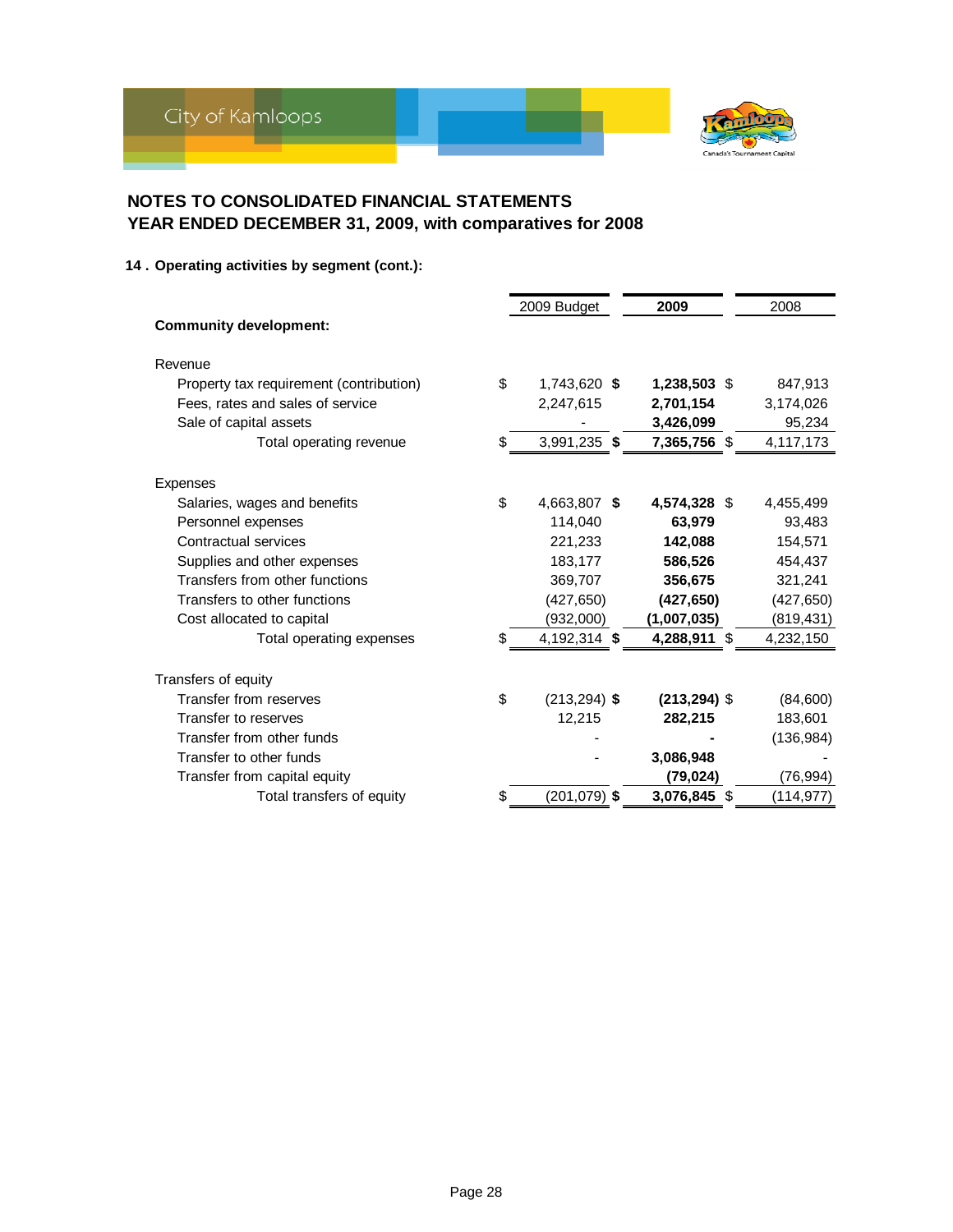# NOTES TO CONSOLIDATED FINANCIAL STATEMENTS
# YEAR ENDED DECEMBER 31, 2009, with comparatives for 2008

### 14 . Operating activities by segment (cont.):

| | 2009 Budget | 2009 | 2008 |
|---|---|---|---|
| **Community development:** | | | |
| Revenue | | | |
| Property tax requirement (contribution) | $ 1,743,620 | **$ 1,238,503** | $ 847,913 |
| Fees, rates and sales of service | 2,247,615 | **2,701,154** | 3,174,026 |
| Sale of capital assets | - | **3,426,099** | 95,234 |
| Total operating revenue | $ 3,991,235 | **$ 7,365,756** | $ 4,117,173 |
| Expenses | | | |
| Salaries, wages and benefits | $ 4,663,807 | **$ 4,574,328** | $ 4,455,499 |
| Personnel expenses | 114,040 | **63,979** | 93,483 |
| Contractual services | 221,233 | **142,088** | 154,571 |
| Supplies and other expenses | 183,177 | **586,526** | 454,437 |
| Transfers from other functions | 369,707 | **356,675** | 321,241 |
| Transfers to other functions | (427,650) | **(427,650)** | (427,650) |
| Cost allocated to capital | (932,000) | **(1,007,035)** | (819,431) |
| Total operating expenses | $ 4,192,314 | **$ 4,288,911** | $ 4,232,150 |
| Transfers of equity | | | |
| Transfer from reserves | $ (213,294) | **$ (213,294)** | $ (84,600) |
| Transfer to reserves | 12,215 | **282,215** | 183,601 |
| Transfer from other funds | - | **-** | (136,984) |
| Transfer to other funds | - | **3,086,948** | - |
| Transfer from capital equity | | **(79,024)** | (76,994) |
| Total transfers of equity | $ (201,079) | **$ 3,076,845** | $ (114,977) |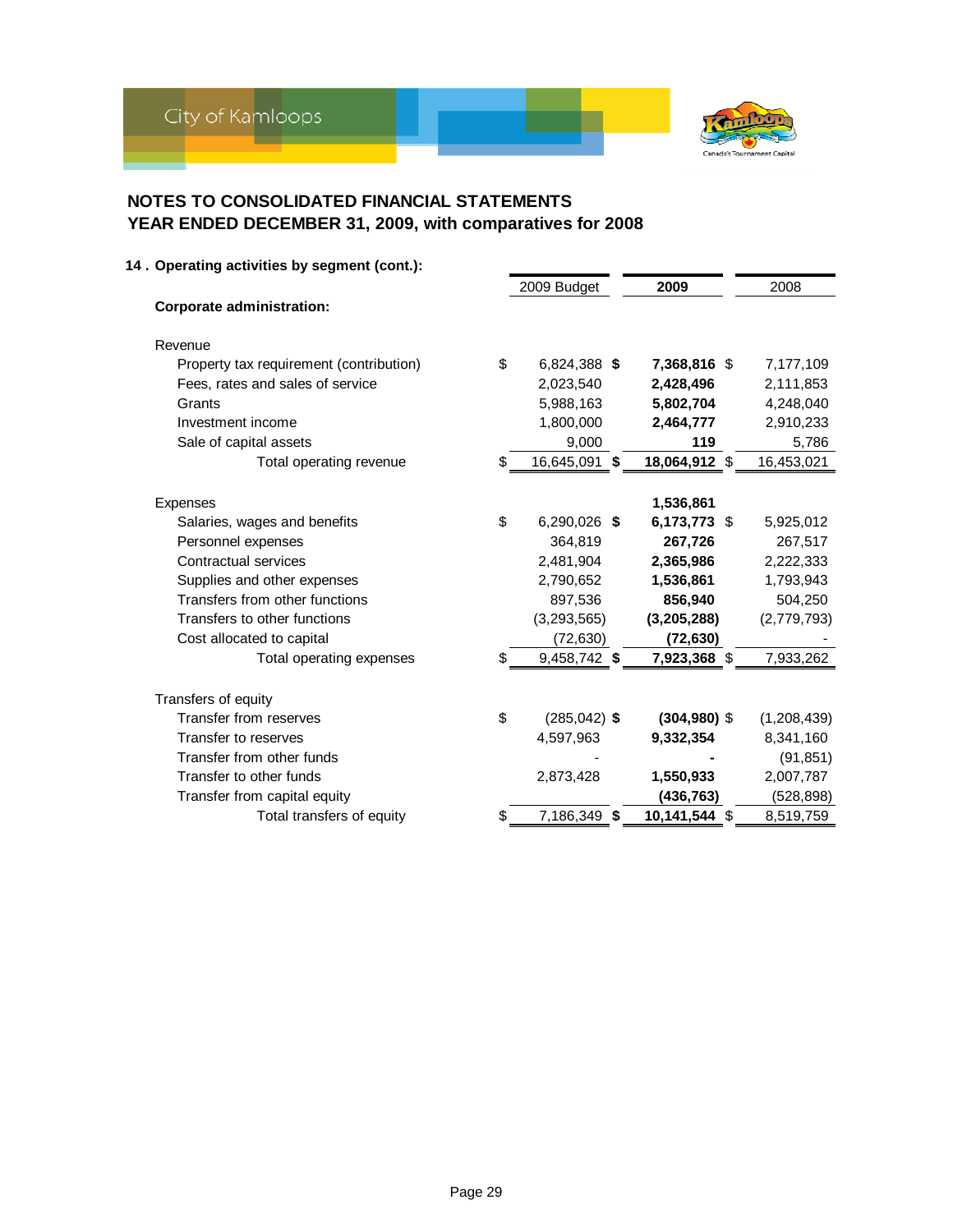## NOTES TO CONSOLIDATED FINANCIAL STATEMENTS
## YEAR ENDED DECEMBER 31, 2009, with comparatives for 2008

### 14 . Operating activities by segment (cont.):

| | 2009 Budget | 2009 | 2008 |
|---|---|---|---|
| **Corporate administration:** | | | |
| Revenue | | | |
| Property tax requirement (contribution) | $ 6,824,388 | **$ 7,368,816** | $ 7,177,109 |
| Fees, rates and sales of service | 2,023,540 | **2,428,496** | 2,111,853 |
| Grants | 5,988,163 | **5,802,704** | 4,248,040 |
| Investment income | 1,800,000 | **2,464,777** | 2,910,233 |
| Sale of capital assets | 9,000 | **119** | 5,786 |
| Total operating revenue | $ 16,645,091 | **$ 18,064,912** | $ 16,453,021 |
| Expenses | | **1,536,861** | |
| Salaries, wages and benefits | $ 6,290,026 | **$ 6,173,773** | $ 5,925,012 |
| Personnel expenses | 364,819 | **267,726** | 267,517 |
| Contractual services | 2,481,904 | **2,365,986** | 2,222,333 |
| Supplies and other expenses | 2,790,652 | **1,536,861** | 1,793,943 |
| Transfers from other functions | 897,536 | **856,940** | 504,250 |
| Transfers to other functions | (3,293,565) | **(3,205,288)** | (2,779,793) |
| Cost allocated to capital | (72,630) | **(72,630)** | - |
| Total operating expenses | $ 9,458,742 | **$ 7,923,368** | $ 7,933,262 |
| Transfers of equity | | | |
| Transfer from reserves | $ (285,042) | **$ (304,980)** | $ (1,208,439) |
| Transfer to reserves | 4,597,963 | **9,332,354** | 8,341,160 |
| Transfer from other funds | - | **-** | (91,851) |
| Transfer to other funds | 2,873,428 | **1,550,933** | 2,007,787 |
| Transfer from capital equity | | **(436,763)** | (528,898) |
| Total transfers of equity | $ 7,186,349 | **$ 10,141,544** | $ 8,519,759 |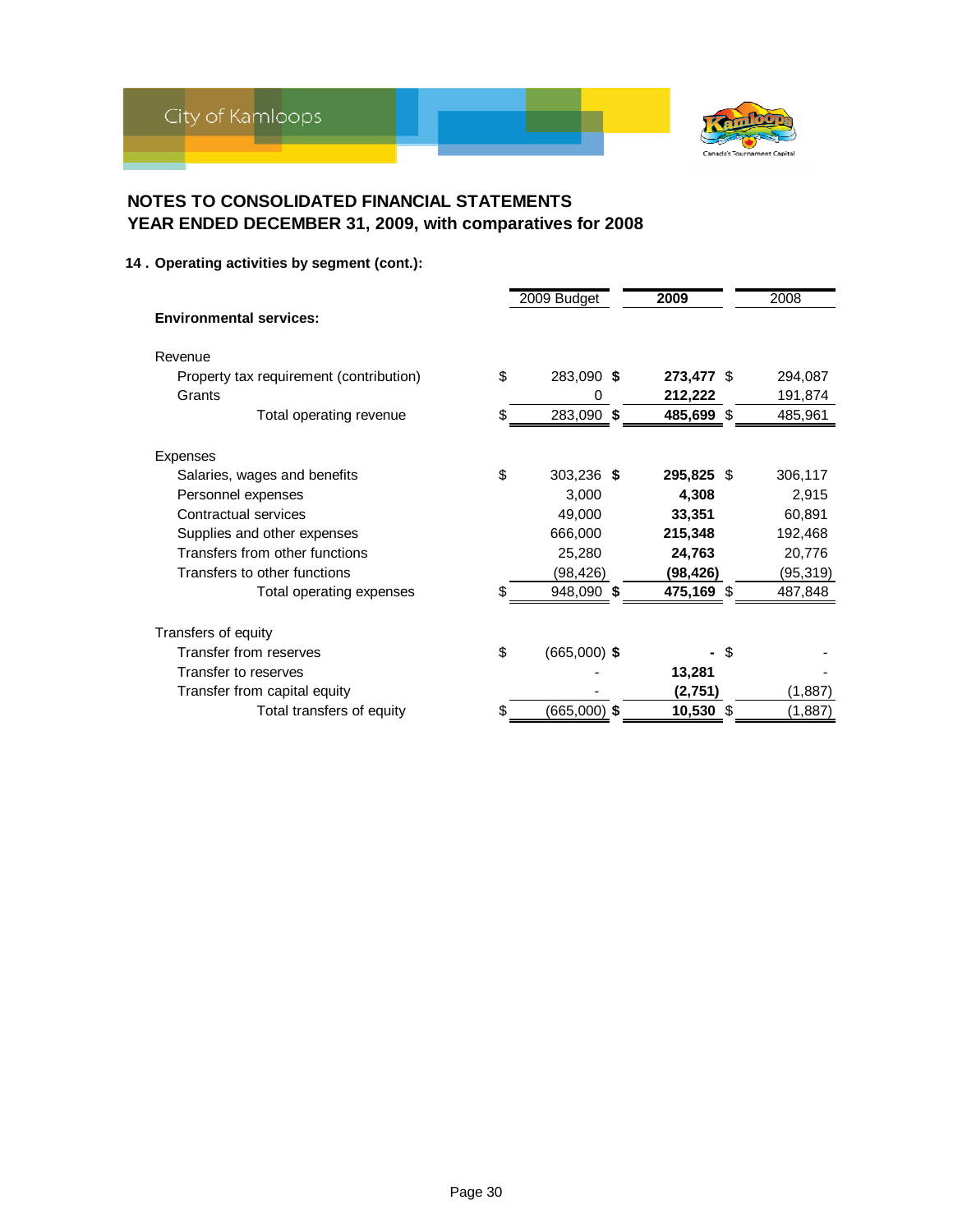## NOTES TO CONSOLIDATED FINANCIAL STATEMENTS
## YEAR ENDED DECEMBER 31, 2009, with comparatives for 2008

**14 . Operating activities by segment (cont.):**

| | 2009 Budget | **2009** | 2008 |
|---|---|---|---|
| **Environmental services:** | | | |
| Revenue | | | |
| Property tax requirement (contribution) | $ 283,090 | **$ 273,477** | $ 294,087 |
| Grants | 0 | **212,222** | 191,874 |
| Total operating revenue | $ 283,090 | **$ 485,699** | $ 485,961 |
| Expenses | | | |
| Salaries, wages and benefits | $ 303,236 | **$ 295,825** | $ 306,117 |
| Personnel expenses | 3,000 | **4,308** | 2,915 |
| Contractual services | 49,000 | **33,351** | 60,891 |
| Supplies and other expenses | 666,000 | **215,348** | 192,468 |
| Transfers from other functions | 25,280 | **24,763** | 20,776 |
| Transfers to other functions | (98,426) | **(98,426)** | (95,319) |
| Total operating expenses | $ 948,090 | **$ 475,169** | $ 487,848 |
| Transfers of equity | | | |
| Transfer from reserves | $ (665,000) | **$ -** | $ - |
| Transfer to reserves | - | **13,281** | - |
| Transfer from capital equity | - | **(2,751)** | (1,887) |
| Total transfers of equity | $ (665,000) | **$ 10,530** | $ (1,887) |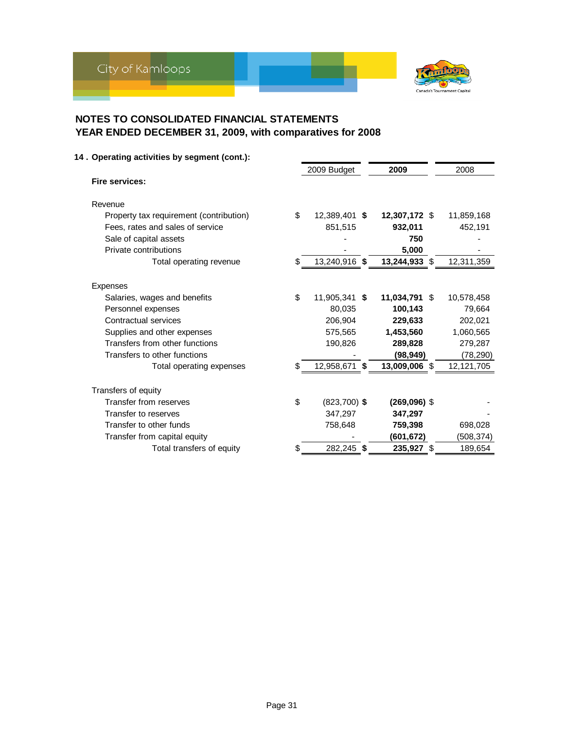# NOTES TO CONSOLIDATED FINANCIAL STATEMENTS
## YEAR ENDED DECEMBER 31, 2009, with comparatives for 2008

### 14 . Operating activities by segment (cont.):

| | 2009 Budget | 2009 | 2008 |
|---|---|---|---|
| **Fire services:** | | | |
| Revenue | | | |
| Property tax requirement (contribution) | $ 12,389,401 | **$ 12,307,172** | $ 11,859,168 |
| Fees, rates and sales of service | 851,515 | **932,011** | 452,191 |
| Sale of capital assets | - | **750** | - |
| Private contributions | - | **5,000** | - |
| Total operating revenue | $ 13,240,916 | **$ 13,244,933** | $ 12,311,359 |
| Expenses | | | |
| Salaries, wages and benefits | $ 11,905,341 | **$ 11,034,791** | $ 10,578,458 |
| Personnel expenses | 80,035 | **100,143** | 79,664 |
| Contractual services | 206,904 | **229,633** | 202,021 |
| Supplies and other expenses | 575,565 | **1,453,560** | 1,060,565 |
| Transfers from other functions | 190,826 | **289,828** | 279,287 |
| Transfers to other functions | - | **(98,949)** | (78,290) |
| Total operating expenses | $ 12,958,671 | **$ 13,009,006** | $ 12,121,705 |
| Transfers of equity | | | |
| Transfer from reserves | $ (823,700) | **$ (269,096)** | $ - |
| Transfer to reserves | 347,297 | **347,297** | - |
| Transfer to other funds | 758,648 | **759,398** | 698,028 |
| Transfer from capital equity | - | **(601,672)** | (508,374) |
| Total transfers of equity | $ 282,245 | **$ 235,927** | $ 189,654 |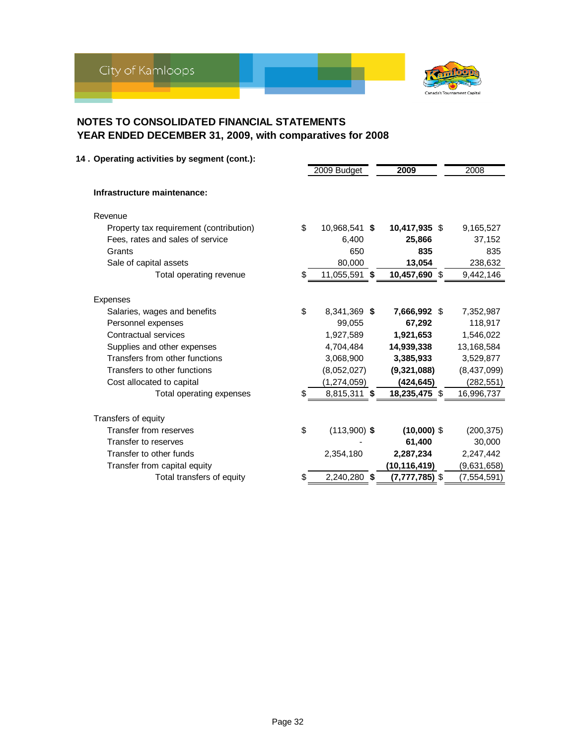# NOTES TO CONSOLIDATED FINANCIAL STATEMENTS
## YEAR ENDED DECEMBER 31, 2009, with comparatives for 2008

### 14 . Operating activities by segment (cont.):

| | 2009 Budget | **2009** | 2008 |
|---|---|---|---|
| **Infrastructure maintenance:** | | | |
| Revenue | | | |
| Property tax requirement (contribution) | $ 10,968,541 | **$ 10,417,935** | $ 9,165,527 |
| Fees, rates and sales of service | 6,400 | **25,866** | 37,152 |
| Grants | 650 | **835** | 835 |
| Sale of capital assets | 80,000 | **13,054** | 238,632 |
| Total operating revenue | $ 11,055,591 | **$ 10,457,690** | $ 9,442,146 |
| Expenses | | | |
| Salaries, wages and benefits | $ 8,341,369 | **$ 7,666,992** | $ 7,352,987 |
| Personnel expenses | 99,055 | **67,292** | 118,917 |
| Contractual services | 1,927,589 | **1,921,653** | 1,546,022 |
| Supplies and other expenses | 4,704,484 | **14,939,338** | 13,168,584 |
| Transfers from other functions | 3,068,900 | **3,385,933** | 3,529,877 |
| Transfers to other functions | (8,052,027) | **(9,321,088)** | (8,437,099) |
| Cost allocated to capital | (1,274,059) | **(424,645)** | (282,551) |
| Total operating expenses | $ 8,815,311 | **$ 18,235,475** | $ 16,996,737 |
| Transfers of equity | | | |
| Transfer from reserves | $ (113,900) | **$ (10,000)** | $ (200,375) |
| Transfer to reserves | - | **61,400** | 30,000 |
| Transfer to other funds | 2,354,180 | **2,287,234** | 2,247,442 |
| Transfer from capital equity | | **(10,116,419)** | (9,631,658) |
| Total transfers of equity | $ 2,240,280 | **$ (7,777,785)** | $ (7,554,591) |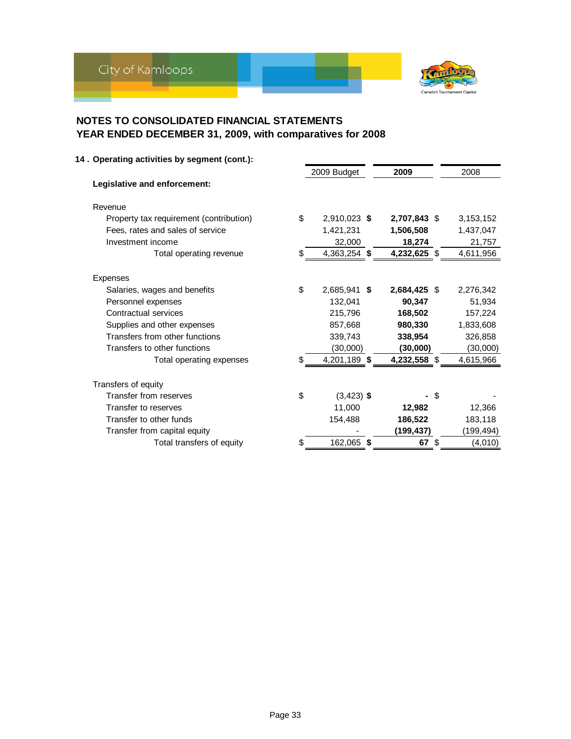# NOTES TO CONSOLIDATED FINANCIAL STATEMENTS
## YEAR ENDED DECEMBER 31, 2009, with comparatives for 2008

### 14 . Operating activities by segment (cont.):

| | 2009 Budget | **2009** | 2008 |
|---|---|---|---|
| **Legislative and enforcement:** | | | |
| Revenue | | | |
| Property tax requirement (contribution) | $ 2,910,023 | **$ 2,707,843** | $ 3,153,152 |
| Fees, rates and sales of service | 1,421,231 | **1,506,508** | 1,437,047 |
| Investment income | 32,000 | **18,274** | 21,757 |
| Total operating revenue | $ 4,363,254 | **$ 4,232,625** | $ 4,611,956 |
| Expenses | | | |
| Salaries, wages and benefits | $ 2,685,941 | **$ 2,684,425** | $ 2,276,342 |
| Personnel expenses | 132,041 | **90,347** | 51,934 |
| Contractual services | 215,796 | **168,502** | 157,224 |
| Supplies and other expenses | 857,668 | **980,330** | 1,833,608 |
| Transfers from other functions | 339,743 | **338,954** | 326,858 |
| Transfers to other functions | (30,000) | **(30,000)** | (30,000) |
| Total operating expenses | $ 4,201,189 | **$ 4,232,558** | $ 4,615,966 |
| Transfers of equity | | | |
| Transfer from reserves | $ (3,423) | **$ -** | $ - |
| Transfer to reserves | 11,000 | **12,982** | 12,366 |
| Transfer to other funds | 154,488 | **186,522** | 183,118 |
| Transfer from capital equity | - | **(199,437)** | (199,494) |
| Total transfers of equity | $ 162,065 | **$ 67** | $ (4,010) |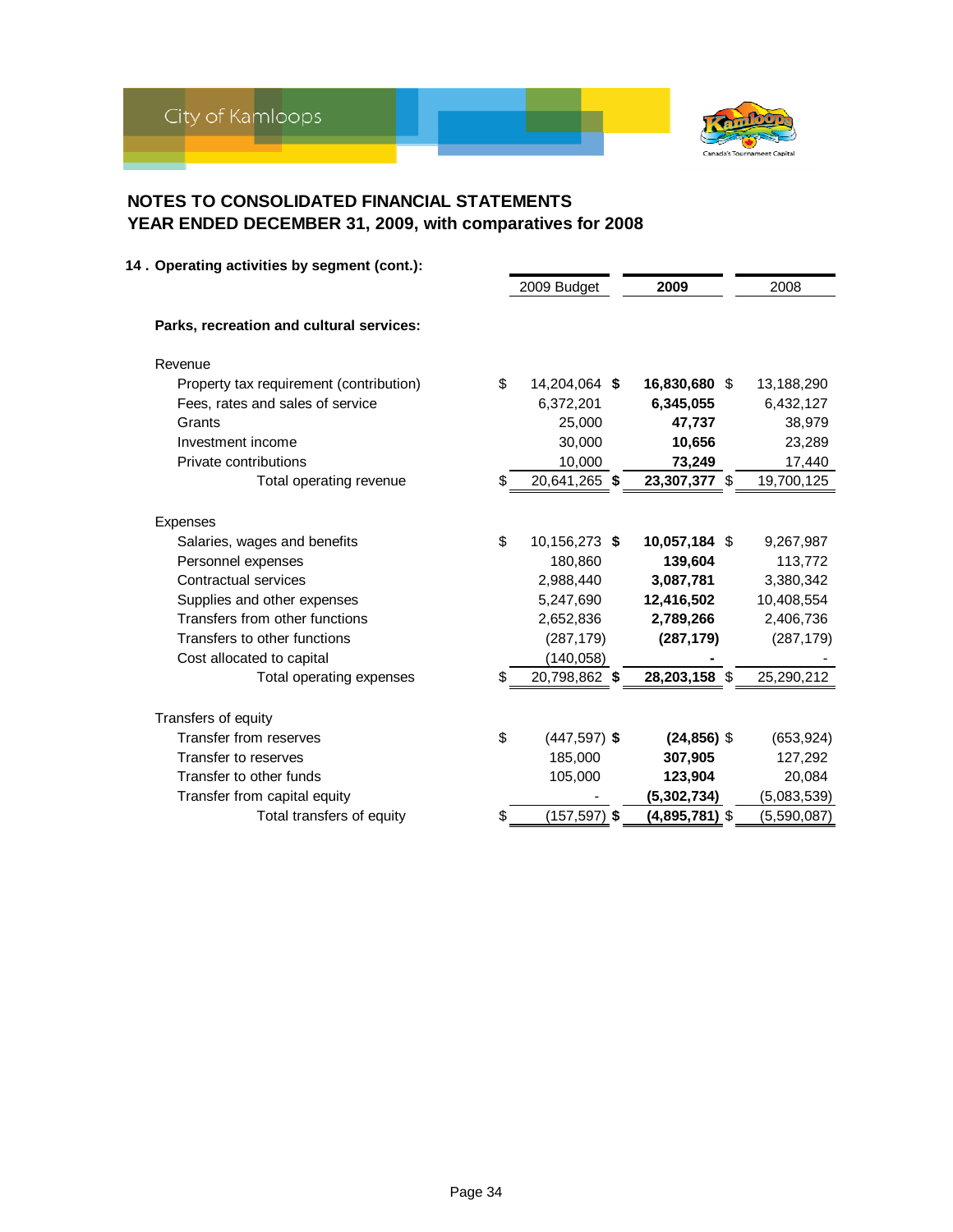## NOTES TO CONSOLIDATED FINANCIAL STATEMENTS
## YEAR ENDED DECEMBER 31, 2009, with comparatives for 2008

### 14 . Operating activities by segment (cont.):

| | 2009 Budget | **2009** | 2008 |
|---|---|---|---|
| **Parks, recreation and cultural services:** | | | |
| Revenue | | | |
| Property tax requirement (contribution) | $ 14,204,064 | **$ 16,830,680** | $ 13,188,290 |
| Fees, rates and sales of service | 6,372,201 | **6,345,055** | 6,432,127 |
| Grants | 25,000 | **47,737** | 38,979 |
| Investment income | 30,000 | **10,656** | 23,289 |
| Private contributions | 10,000 | **73,249** | 17,440 |
| Total operating revenue | $ 20,641,265 | **$ 23,307,377** | $ 19,700,125 |
| Expenses | | | |
| Salaries, wages and benefits | $ 10,156,273 | **$ 10,057,184** | $ 9,267,987 |
| Personnel expenses | 180,860 | **139,604** | 113,772 |
| Contractual services | 2,988,440 | **3,087,781** | 3,380,342 |
| Supplies and other expenses | 5,247,690 | **12,416,502** | 10,408,554 |
| Transfers from other functions | 2,652,836 | **2,789,266** | 2,406,736 |
| Transfers to other functions | (287,179) | **(287,179)** | (287,179) |
| Cost allocated to capital | (140,058) | **-** | - |
| Total operating expenses | $ 20,798,862 | **$ 28,203,158** | $ 25,290,212 |
| Transfers of equity | | | |
| Transfer from reserves | $ (447,597) | **$ (24,856)** | $ (653,924) |
| Transfer to reserves | 185,000 | **307,905** | 127,292 |
| Transfer to other funds | 105,000 | **123,904** | 20,084 |
| Transfer from capital equity | - | **(5,302,734)** | (5,083,539) |
| Total transfers of equity | $ (157,597) | **$ (4,895,781)** | $ (5,590,087) |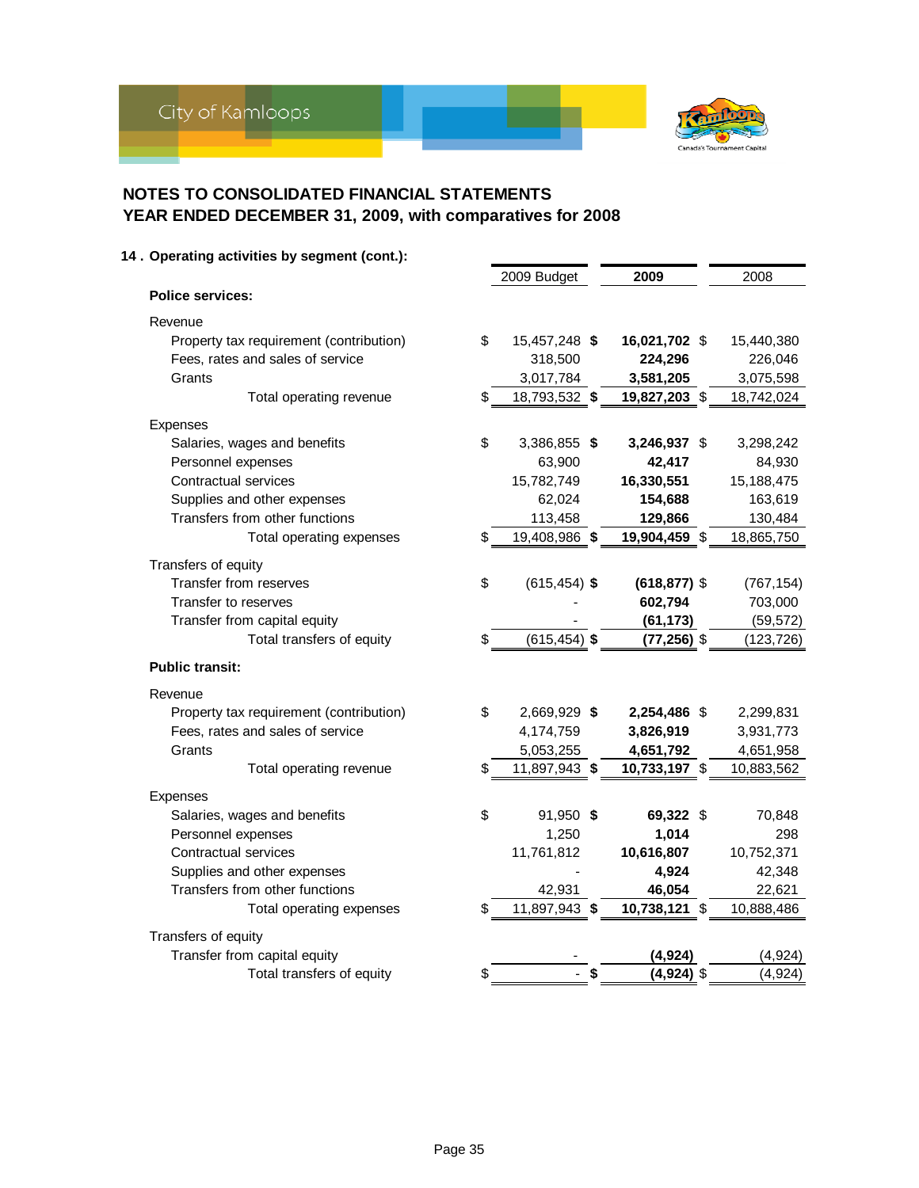# NOTES TO CONSOLIDATED FINANCIAL STATEMENTS
# YEAR ENDED DECEMBER 31, 2009, with comparatives for 2008

## 14 . Operating activities by segment (cont.):

| | 2009 Budget | 2009 | 2008 |
|---|---|---|---|
| **Police services:** | | | |
| Revenue | | | |
| Property tax requirement (contribution) | $ 15,457,248 | **$ 16,021,702** | $ 15,440,380 |
| Fees, rates and sales of service | 318,500 | **224,296** | 226,046 |
| Grants | 3,017,784 | **3,581,205** | 3,075,598 |
| Total operating revenue | $ 18,793,532 | **$ 19,827,203** | $ 18,742,024 |
| Expenses | | | |
| Salaries, wages and benefits | $ 3,386,855 | **$ 3,246,937** | $ 3,298,242 |
| Personnel expenses | 63,900 | **42,417** | 84,930 |
| Contractual services | 15,782,749 | **16,330,551** | 15,188,475 |
| Supplies and other expenses | 62,024 | **154,688** | 163,619 |
| Transfers from other functions | 113,458 | **129,866** | 130,484 |
| Total operating expenses | $ 19,408,986 | **$ 19,904,459** | $ 18,865,750 |
| Transfers of equity | | | |
| Transfer from reserves | $ (615,454) | **$ (618,877)** | $ (767,154) |
| Transfer to reserves | - | **602,794** | 703,000 |
| Transfer from capital equity | - | **(61,173)** | (59,572) |
| Total transfers of equity | $ (615,454) | **$ (77,256)** | $ (123,726) |
| **Public transit:** | | | |
| Revenue | | | |
| Property tax requirement (contribution) | $ 2,669,929 | **$ 2,254,486** | $ 2,299,831 |
| Fees, rates and sales of service | 4,174,759 | **3,826,919** | 3,931,773 |
| Grants | 5,053,255 | **4,651,792** | 4,651,958 |
| Total operating revenue | $ 11,897,943 | **$ 10,733,197** | $ 10,883,562 |
| Expenses | | | |
| Salaries, wages and benefits | $ 91,950 | **$ 69,322** | $ 70,848 |
| Personnel expenses | 1,250 | **1,014** | 298 |
| Contractual services | 11,761,812 | **10,616,807** | 10,752,371 |
| Supplies and other expenses | - | **4,924** | 42,348 |
| Transfers from other functions | 42,931 | **46,054** | 22,621 |
| Total operating expenses | $ 11,897,943 | **$ 10,738,121** | $ 10,888,486 |
| Transfers of equity | | | |
| Transfer from capital equity | - | **(4,924)** | (4,924) |
| Total transfers of equity | $ - | **$ (4,924)** | $ (4,924) |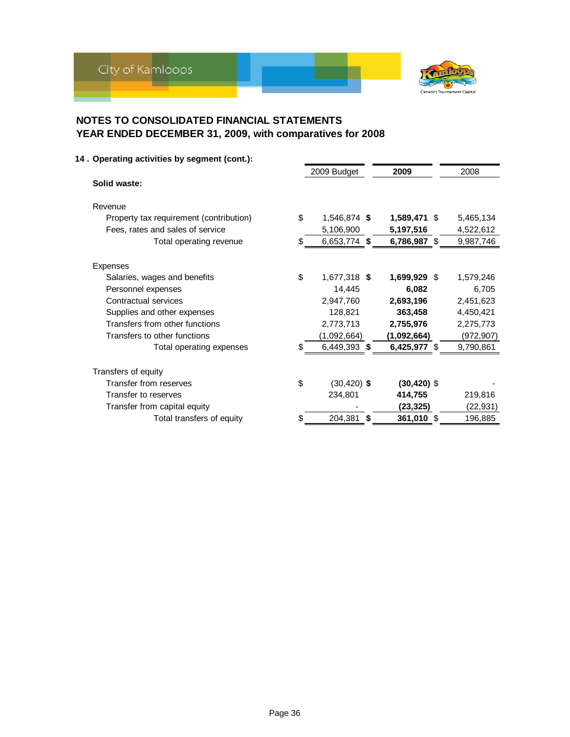## NOTES TO CONSOLIDATED FINANCIAL STATEMENTS
## YEAR ENDED DECEMBER 31, 2009, with comparatives for 2008

**14 . Operating activities by segment (cont.):**

| | 2009 Budget | **2009** | 2008 |
|---|---|---|---|
| **Solid waste:** | | | |
| Revenue | | | |
| Property tax requirement (contribution) | $ 1,546,874 | **$ 1,589,471** | $ 5,465,134 |
| Fees, rates and sales of service | 5,106,900 | **5,197,516** | 4,522,612 |
| Total operating revenue | $ 6,653,774 | **$ 6,786,987** | $ 9,987,746 |
| Expenses | | | |
| Salaries, wages and benefits | $ 1,677,318 | **$ 1,699,929** | $ 1,579,246 |
| Personnel expenses | 14,445 | **6,082** | 6,705 |
| Contractual services | 2,947,760 | **2,693,196** | 2,451,623 |
| Supplies and other expenses | 128,821 | **363,458** | 4,450,421 |
| Transfers from other functions | 2,773,713 | **2,755,976** | 2,275,773 |
| Transfers to other functions | (1,092,664) | **(1,092,664)** | (972,907) |
| Total operating expenses | $ 6,449,393 | **$ 6,425,977** | $ 9,790,861 |
| Transfers of equity | | | |
| Transfer from reserves | $ (30,420) | **$ (30,420)** | $ - |
| Transfer to reserves | 234,801 | **414,755** | 219,816 |
| Transfer from capital equity | - | **(23,325)** | (22,931) |
| Total transfers of equity | $ 204,381 | **$ 361,010** | $ 196,885 |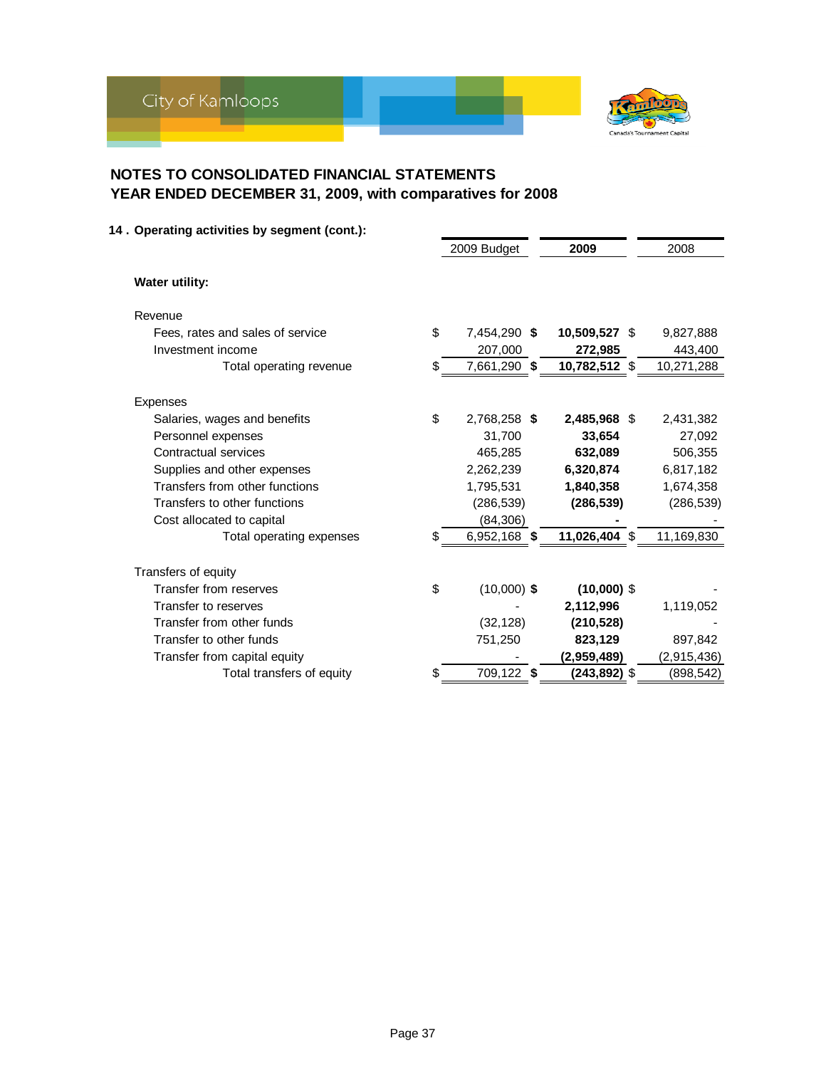## NOTES TO CONSOLIDATED FINANCIAL STATEMENTS
## YEAR ENDED DECEMBER 31, 2009, with comparatives for 2008

**14 . Operating activities by segment (cont.):**

| | 2009 Budget | **2009** | 2008 |
|---|---|---|---|
| **Water utility:** | | | |
| Revenue | | | |
| Fees, rates and sales of service | $ 7,454,290 | **$ 10,509,527** | $ 9,827,888 |
| Investment income | 207,000 | **272,985** | 443,400 |
| Total operating revenue | $ 7,661,290 | **$ 10,782,512** | $ 10,271,288 |
| Expenses | | | |
| Salaries, wages and benefits | $ 2,768,258 | **$ 2,485,968** | $ 2,431,382 |
| Personnel expenses | 31,700 | **33,654** | 27,092 |
| Contractual services | 465,285 | **632,089** | 506,355 |
| Supplies and other expenses | 2,262,239 | **6,320,874** | 6,817,182 |
| Transfers from other functions | 1,795,531 | **1,840,358** | 1,674,358 |
| Transfers to other functions | (286,539) | **(286,539)** | (286,539) |
| Cost allocated to capital | (84,306) | **-** | - |
| Total operating expenses | $ 6,952,168 | **$ 11,026,404** | $ 11,169,830 |
| Transfers of equity | | | |
| Transfer from reserves | $ (10,000) | **$ (10,000)** | $ - |
| Transfer to reserves | - | **2,112,996** | 1,119,052 |
| Transfer from other funds | (32,128) | **(210,528)** | - |
| Transfer to other funds | 751,250 | **823,129** | 897,842 |
| Transfer from capital equity | - | **(2,959,489)** | (2,915,436) |
| Total transfers of equity | $ 709,122 | **$ (243,892)** | $ (898,542) |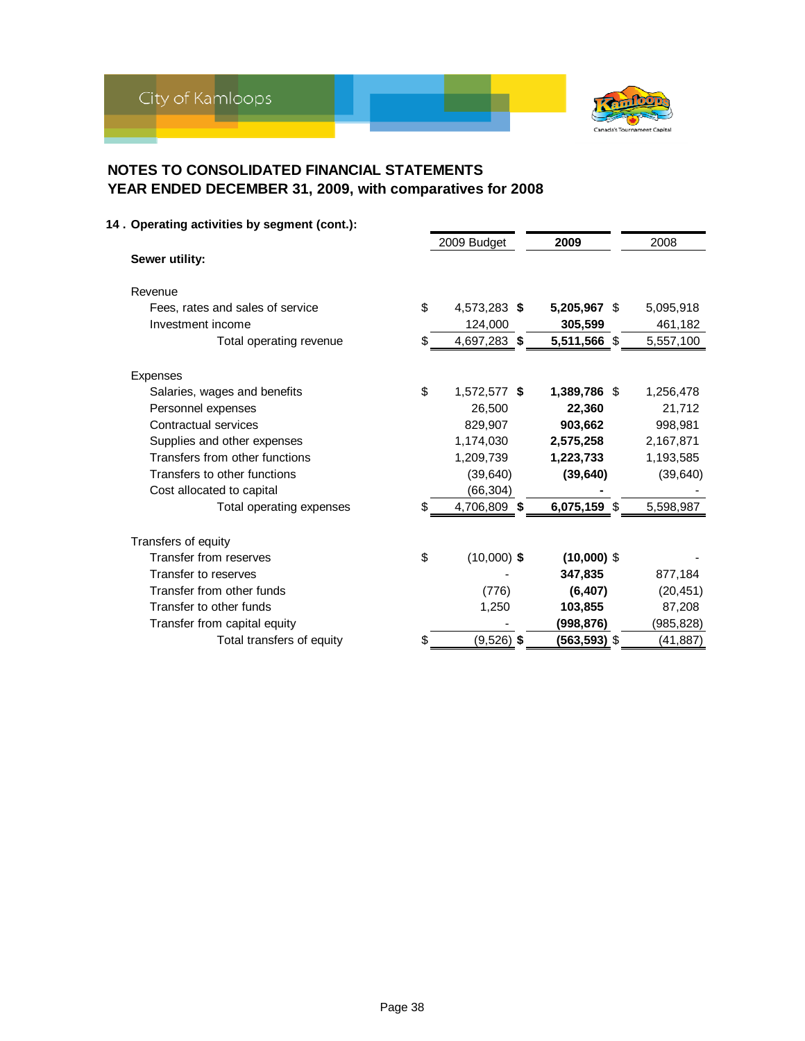# NOTES TO CONSOLIDATED FINANCIAL STATEMENTS
## YEAR ENDED DECEMBER 31, 2009, with comparatives for 2008

### 14 . Operating activities by segment (cont.):

| | 2009 Budget | **2009** | 2008 |
|---|---|---|---|
| **Sewer utility:** | | | |
| Revenue | | | |
| Fees, rates and sales of service | $ 4,573,283 | **$ 5,205,967** | $ 5,095,918 |
| Investment income | 124,000 | **305,599** | 461,182 |
| Total operating revenue | $ 4,697,283 | **$ 5,511,566** | $ 5,557,100 |
| Expenses | | | |
| Salaries, wages and benefits | $ 1,572,577 | **$ 1,389,786** | $ 1,256,478 |
| Personnel expenses | 26,500 | **22,360** | 21,712 |
| Contractual services | 829,907 | **903,662** | 998,981 |
| Supplies and other expenses | 1,174,030 | **2,575,258** | 2,167,871 |
| Transfers from other functions | 1,209,739 | **1,223,733** | 1,193,585 |
| Transfers to other functions | (39,640) | **(39,640)** | (39,640) |
| Cost allocated to capital | (66,304) | **-** | - |
| Total operating expenses | $ 4,706,809 | **$ 6,075,159** | $ 5,598,987 |
| Transfers of equity | | | |
| Transfer from reserves | $ (10,000) | **$ (10,000)** | $ - |
| Transfer to reserves | - | **347,835** | 877,184 |
| Transfer from other funds | (776) | **(6,407)** | (20,451) |
| Transfer to other funds | 1,250 | **103,855** | 87,208 |
| Transfer from capital equity | - | **(998,876)** | (985,828) |
| Total transfers of equity | $ (9,526) | **$ (563,593)** | $ (41,887) |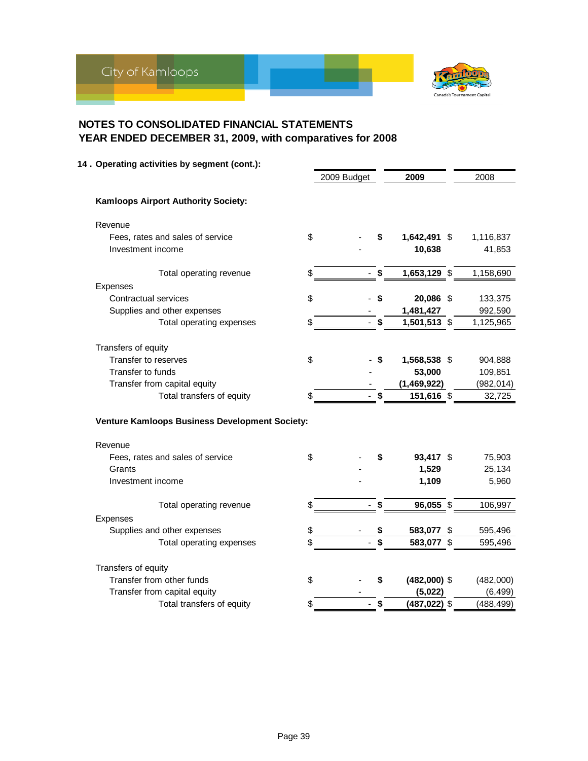## NOTES TO CONSOLIDATED FINANCIAL STATEMENTS
## YEAR ENDED DECEMBER 31, 2009, with comparatives for 2008

### 14 . Operating activities by segment (cont.):

| | 2009 Budget | 2009 | 2008 |
|---|---|---|---|
| **Kamloops Airport Authority Society:** | | | |
| Revenue | | | |
| Fees, rates and sales of service | $ - | **$ 1,642,491** | $ 1,116,837 |
| Investment income | - | **10,638** | 41,853 |
| Total operating revenue | $ - | **$ 1,653,129** | $ 1,158,690 |
| Expenses | | | |
| Contractual services | $ - | **$ 20,086** | $ 133,375 |
| Supplies and other expenses | - | **1,481,427** | 992,590 |
| Total operating expenses | $ - | **$ 1,501,513** | $ 1,125,965 |
| Transfers of equity | | | |
| Transfer to reserves | $ - | **$ 1,568,538** | $ 904,888 |
| Transfer to funds | - | **53,000** | 109,851 |
| Transfer from capital equity | - | **(1,469,922)** | (982,014) |
| Total transfers of equity | $ - | **$ 151,616** | $ 32,725 |
| **Venture Kamloops Business Development Society:** | | | |
| Revenue | | | |
| Fees, rates and sales of service | $ - | **$ 93,417** | $ 75,903 |
| Grants | - | **1,529** | 25,134 |
| Investment income | - | **1,109** | 5,960 |
| Total operating revenue | $ - | **$ 96,055** | $ 106,997 |
| Expenses | | | |
| Supplies and other expenses | $ - | **$ 583,077** | $ 595,496 |
| Total operating expenses | $ - | **$ 583,077** | $ 595,496 |
| Transfers of equity | | | |
| Transfer from other funds | $ - | **$ (482,000)** | $ (482,000) |
| Transfer from capital equity | - | **(5,022)** | (6,499) |
| Total transfers of equity | $ - | **$ (487,022)** | $ (488,499) |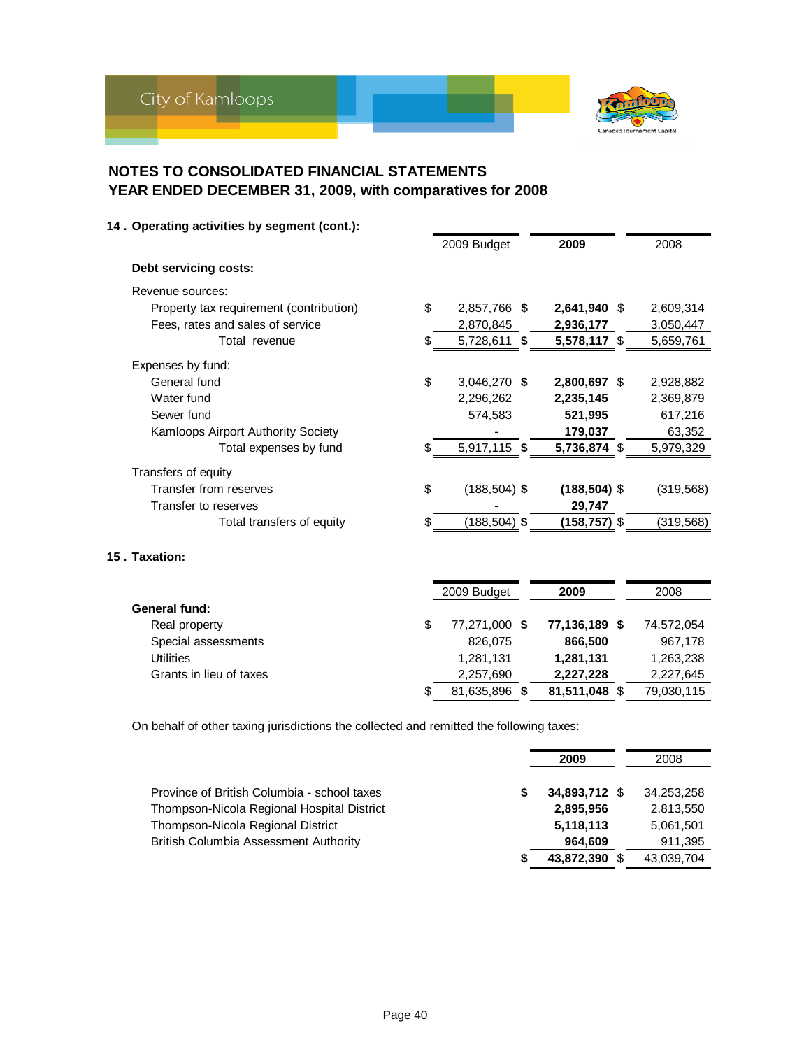## NOTES TO CONSOLIDATED FINANCIAL STATEMENTS
## YEAR ENDED DECEMBER 31, 2009, with comparatives for 2008

**14 . Operating activities by segment (cont.):**

| | 2009 Budget | 2009 | 2008 |
|---|---|---|---|
| **Debt servicing costs:** | | | |
| Revenue sources: | | | |
| Property tax requirement (contribution) | $ 2,857,766 | **$ 2,641,940** | $ 2,609,314 |
| Fees, rates and sales of service | 2,870,845 | **2,936,177** | 3,050,447 |
| Total revenue | $ 5,728,611 | **$ 5,578,117** | $ 5,659,761 |
| Expenses by fund: | | | |
| General fund | $ 3,046,270 | **$ 2,800,697** | $ 2,928,882 |
| Water fund | 2,296,262 | **2,235,145** | 2,369,879 |
| Sewer fund | 574,583 | **521,995** | 617,216 |
| Kamloops Airport Authority Society | - | **179,037** | 63,352 |
| Total expenses by fund | $ 5,917,115 | **$ 5,736,874** | $ 5,979,329 |
| Transfers of equity | | | |
| Transfer from reserves | $ (188,504) | **$ (188,504)** | $ (319,568) |
| Transfer to reserves | - | **29,747** | |
| Total transfers of equity | $ (188,504) | **$ (158,757)** | $ (319,568) |

**15 . Taxation:**

| | 2009 Budget | 2009 | 2008 |
|---|---|---|---|
| **General fund:** | | | |
| Real property | $ 77,271,000 | **$ 77,136,189** | $ 74,572,054 |
| Special assessments | 826,075 | **866,500** | 967,178 |
| Utilities | 1,281,131 | **1,281,131** | 1,263,238 |
| Grants in lieu of taxes | 2,257,690 | **2,227,228** | 2,227,645 |
| | $ 81,635,896 | **$ 81,511,048** | $ 79,030,115 |

On behalf of other taxing jurisdictions the collected and remitted the following taxes:

| | 2009 | 2008 |
|---|---|---|
| Province of British Columbia - school taxes | **$ 34,893,712** | $ 34,253,258 |
| Thompson-Nicola Regional Hospital District | **2,895,956** | 2,813,550 |
| Thompson-Nicola Regional District | **5,118,113** | 5,061,501 |
| British Columbia Assessment Authority | **964,609** | 911,395 |
| | **$ 43,872,390** | $ 43,039,704 |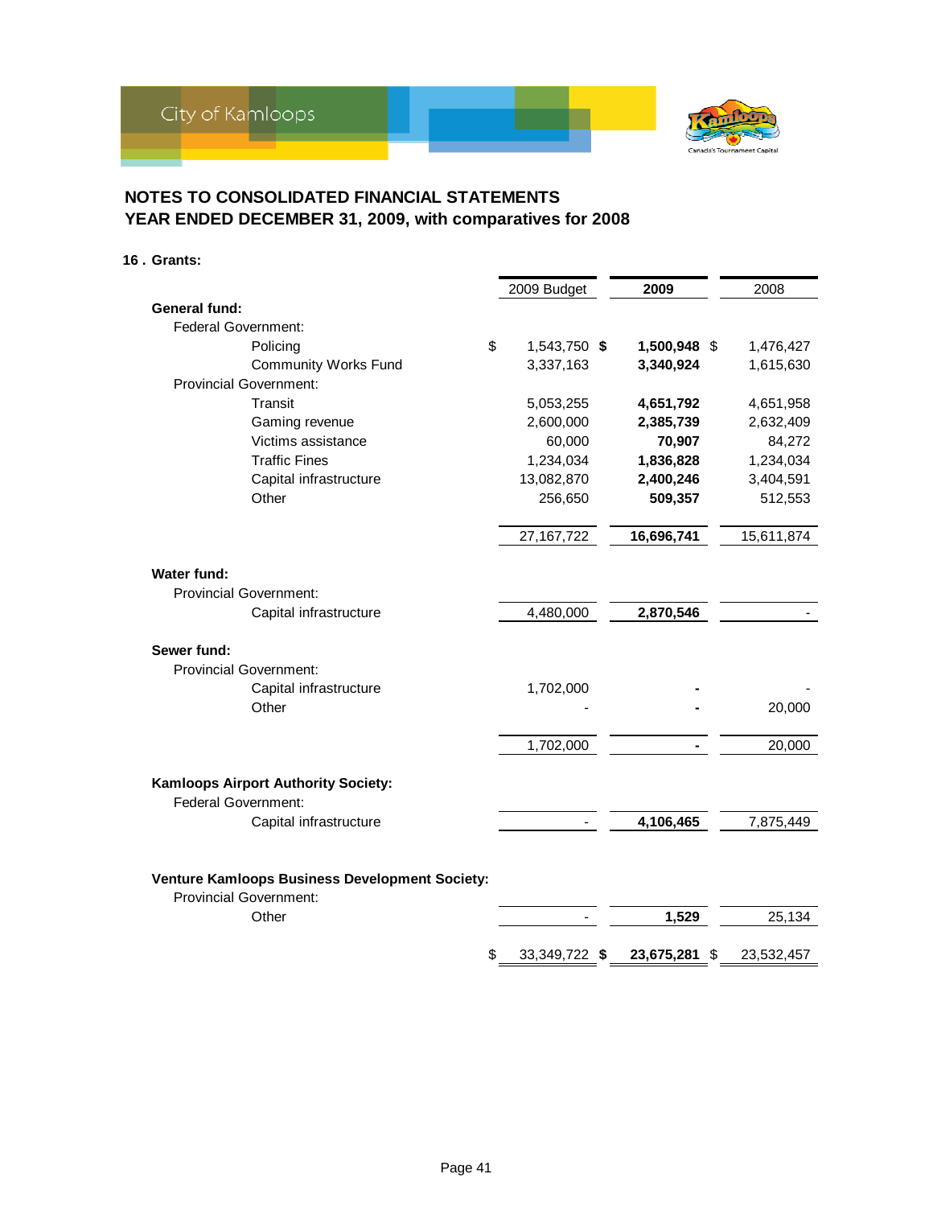## NOTES TO CONSOLIDATED FINANCIAL STATEMENTS
## YEAR ENDED DECEMBER 31, 2009, with comparatives for 2008

### 16 . Grants:

| | 2009 Budget | 2009 | 2008 |
|---|---|---|---|
| **General fund:** | | | |
| Federal Government: | | | |
| Policing | $ 1,543,750 | **$ 1,500,948** | $ 1,476,427 |
| Community Works Fund | 3,337,163 | **3,340,924** | 1,615,630 |
| Provincial Government: | | | |
| Transit | 5,053,255 | **4,651,792** | 4,651,958 |
| Gaming revenue | 2,600,000 | **2,385,739** | 2,632,409 |
| Victims assistance | 60,000 | **70,907** | 84,272 |
| Traffic Fines | 1,234,034 | **1,836,828** | 1,234,034 |
| Capital infrastructure | 13,082,870 | **2,400,246** | 3,404,591 |
| Other | 256,650 | **509,357** | 512,553 |
| | 27,167,722 | **16,696,741** | 15,611,874 |
| **Water fund:** | | | |
| Provincial Government: | | | |
| Capital infrastructure | 4,480,000 | **2,870,546** | - |
| **Sewer fund:** | | | |
| Provincial Government: | | | |
| Capital infrastructure | 1,702,000 | **-** | - |
| Other | - | **-** | 20,000 |
| | 1,702,000 | **-** | 20,000 |
| **Kamloops Airport Authority Society:** | | | |
| Federal Government: | | | |
| Capital infrastructure | - | **4,106,465** | 7,875,449 |
| **Venture Kamloops Business Development Society:** | | | |
| Provincial Government: | | | |
| Other | - | **1,529** | 25,134 |
| | $ 33,349,722 | **$ 23,675,281** | $ 23,532,457 |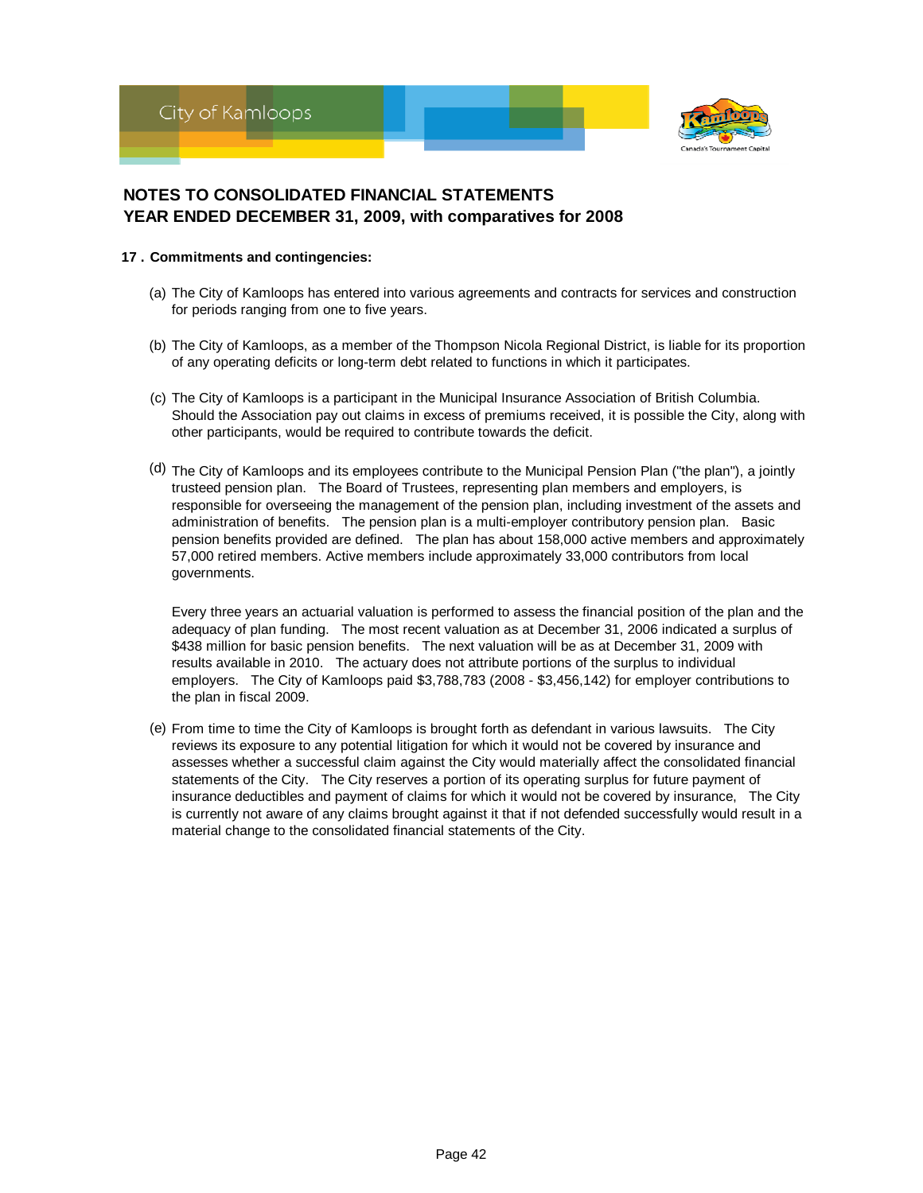## NOTES TO CONSOLIDATED FINANCIAL STATEMENTS
## YEAR ENDED DECEMBER 31, 2009, with comparatives for 2008

**17 . Commitments and contingencies:**

(a) The City of Kamloops has entered into various agreements and contracts for services and construction for periods ranging from one to five years.

(b) The City of Kamloops, as a member of the Thompson Nicola Regional District, is liable for its proportion of any operating deficits or long-term debt related to functions in which it participates.

(c) The City of Kamloops is a participant in the Municipal Insurance Association of British Columbia. Should the Association pay out claims in excess of premiums received, it is possible the City, along with other participants, would be required to contribute towards the deficit.

(d) The City of Kamloops and its employees contribute to the Municipal Pension Plan ("the plan"), a jointly trusteed pension plan. The Board of Trustees, representing plan members and employers, is responsible for overseeing the management of the pension plan, including investment of the assets and administration of benefits. The pension plan is a multi-employer contributory pension plan. Basic pension benefits provided are defined. The plan has about 158,000 active members and approximately 57,000 retired members. Active members include approximately 33,000 contributors from local governments.

Every three years an actuarial valuation is performed to assess the financial position of the plan and the adequacy of plan funding. The most recent valuation as at December 31, 2006 indicated a surplus of $438 million for basic pension benefits. The next valuation will be as at December 31, 2009 with results available in 2010. The actuary does not attribute portions of the surplus to individual employers. The City of Kamloops paid $3,788,783 (2008 - $3,456,142) for employer contributions to the plan in fiscal 2009.

(e) From time to time the City of Kamloops is brought forth as defendant in various lawsuits. The City reviews its exposure to any potential litigation for which it would not be covered by insurance and assesses whether a successful claim against the City would materially affect the consolidated financial statements of the City. The City reserves a portion of its operating surplus for future payment of insurance deductibles and payment of claims for which it would not be covered by insurance, The City is currently not aware of any claims brought against it that if not defended successfully would result in a material change to the consolidated financial statements of the City.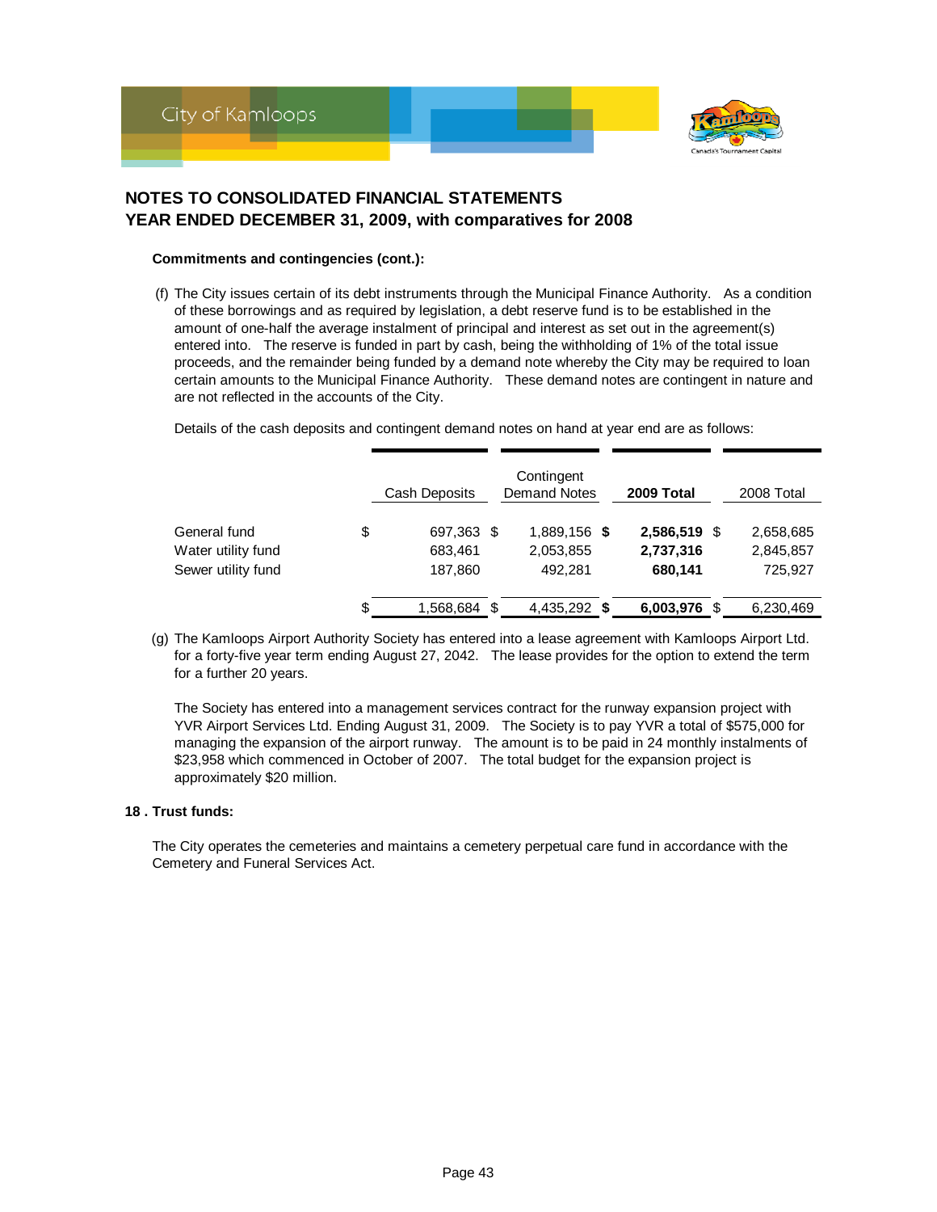## NOTES TO CONSOLIDATED FINANCIAL STATEMENTS
## YEAR ENDED DECEMBER 31, 2009, with comparatives for 2008

**Commitments and contingencies (cont.):**

(f) The City issues certain of its debt instruments through the Municipal Finance Authority. As a condition of these borrowings and as required by legislation, a debt reserve fund is to be established in the amount of one-half the average instalment of principal and interest as set out in the agreement(s) entered into. The reserve is funded in part by cash, being the withholding of 1% of the total issue proceeds, and the remainder being funded by a demand note whereby the City may be required to loan certain amounts to the Municipal Finance Authority. These demand notes are contingent in nature and are not reflected in the accounts of the City.

Details of the cash deposits and contingent demand notes on hand at year end are as follows:

| | Cash Deposits | Contingent Demand Notes | **2009 Total** | 2008 Total |
|---|---|---|---|---|
| General fund | $ 697,363 | $ 1,889,156 | **$ 2,586,519** | $ 2,658,685 |
| Water utility fund | 683,461 | 2,053,855 | **2,737,316** | 2,845,857 |
| Sewer utility fund | 187,860 | 492,281 | **680,141** | 725,927 |
| | $ 1,568,684 | $ 4,435,292 | **$ 6,003,976** | $ 6,230,469 |

(g) The Kamloops Airport Authority Society has entered into a lease agreement with Kamloops Airport Ltd. for a forty-five year term ending August 27, 2042. The lease provides for the option to extend the term for a further 20 years.

The Society has entered into a management services contract for the runway expansion project with YVR Airport Services Ltd. Ending August 31, 2009. The Society is to pay YVR a total of $575,000 for managing the expansion of the airport runway. The amount is to be paid in 24 monthly instalments of $23,958 which commenced in October of 2007. The total budget for the expansion project is approximately $20 million.

**18 . Trust funds:**

The City operates the cemeteries and maintains a cemetery perpetual care fund in accordance with the Cemetery and Funeral Services Act.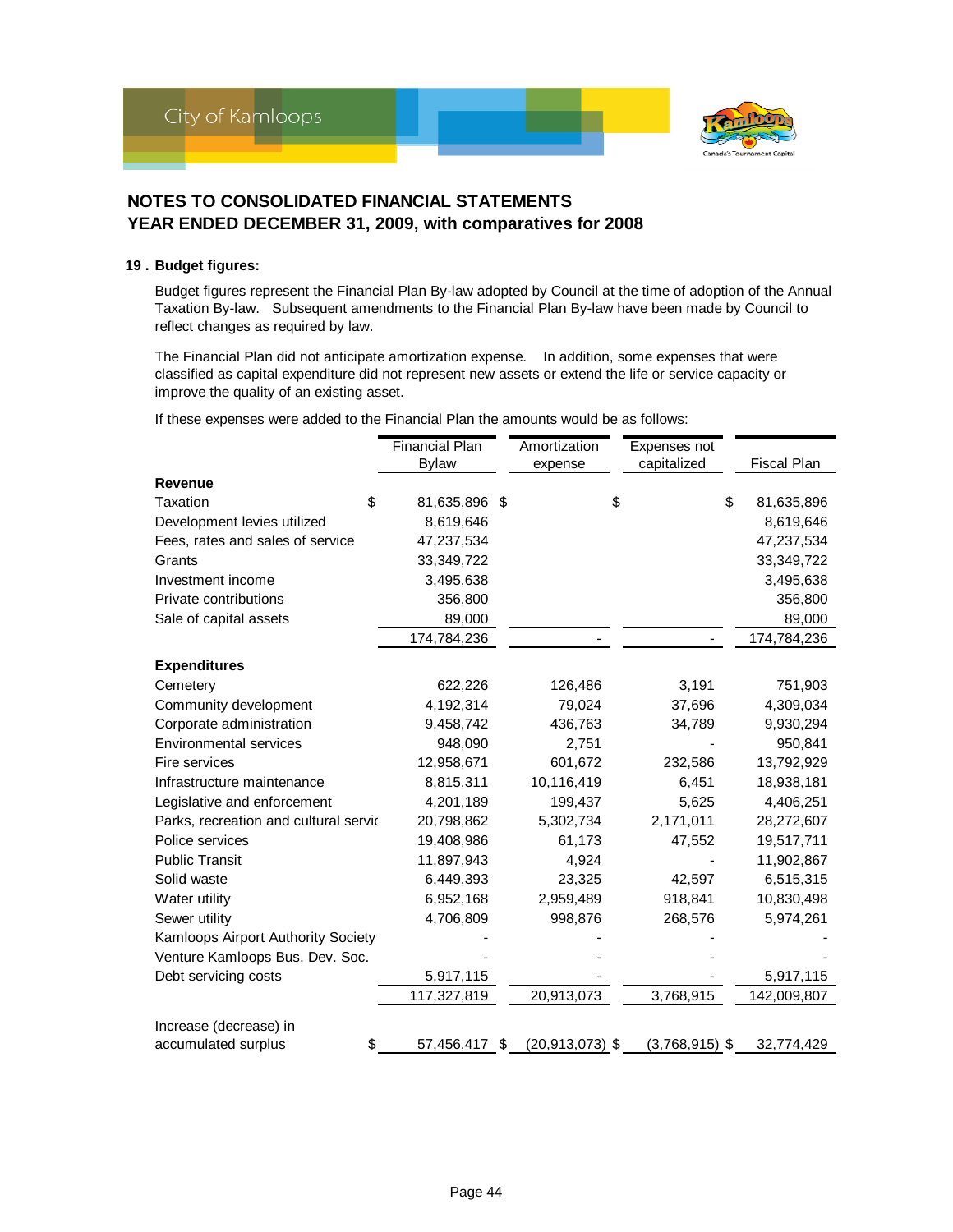## NOTES TO CONSOLIDATED FINANCIAL STATEMENTS
## YEAR ENDED DECEMBER 31, 2009, with comparatives for 2008

### 19 . Budget figures:

Budget figures represent the Financial Plan By-law adopted by Council at the time of adoption of the Annual Taxation By-law. Subsequent amendments to the Financial Plan By-law have been made by Council to reflect changes as required by law.

The Financial Plan did not anticipate amortization expense. In addition, some expenses that were classified as capital expenditure did not represent new assets or extend the life or service capacity or improve the quality of an existing asset.

If these expenses were added to the Financial Plan the amounts would be as follows:

| | Financial Plan Bylaw | Amortization expense | Expenses not capitalized | Fiscal Plan |
|---|---|---|---|---|
| **Revenue** | | | | |
| Taxation | $ 81,635,896 | $ | $ | $ 81,635,896 |
| Development levies utilized | 8,619,646 | | | 8,619,646 |
| Fees, rates and sales of service | 47,237,534 | | | 47,237,534 |
| Grants | 33,349,722 | | | 33,349,722 |
| Investment income | 3,495,638 | | | 3,495,638 |
| Private contributions | 356,800 | | | 356,800 |
| Sale of capital assets | 89,000 | | | 89,000 |
| | 174,784,236 | - | - | 174,784,236 |
| **Expenditures** | | | | |
| Cemetery | 622,226 | 126,486 | 3,191 | 751,903 |
| Community development | 4,192,314 | 79,024 | 37,696 | 4,309,034 |
| Corporate administration | 9,458,742 | 436,763 | 34,789 | 9,930,294 |
| Environmental services | 948,090 | 2,751 | - | 950,841 |
| Fire services | 12,958,671 | 601,672 | 232,586 | 13,792,929 |
| Infrastructure maintenance | 8,815,311 | 10,116,419 | 6,451 | 18,938,181 |
| Legislative and enforcement | 4,201,189 | 199,437 | 5,625 | 4,406,251 |
| Parks, recreation and cultural servic | 20,798,862 | 5,302,734 | 2,171,011 | 28,272,607 |
| Police services | 19,408,986 | 61,173 | 47,552 | 19,517,711 |
| Public Transit | 11,897,943 | 4,924 | - | 11,902,867 |
| Solid waste | 6,449,393 | 23,325 | 42,597 | 6,515,315 |
| Water utility | 6,952,168 | 2,959,489 | 918,841 | 10,830,498 |
| Sewer utility | 4,706,809 | 998,876 | 268,576 | 5,974,261 |
| Kamloops Airport Authority Society | - | - | - | - |
| Venture Kamloops Bus. Dev. Soc. | - | - | - | - |
| Debt servicing costs | 5,917,115 | - | - | 5,917,115 |
| | 117,327,819 | 20,913,073 | 3,768,915 | 142,009,807 |
| Increase (decrease) in accumulated surplus | $ 57,456,417 | $ (20,913,073) | $ (3,768,915) | $ 32,774,429 |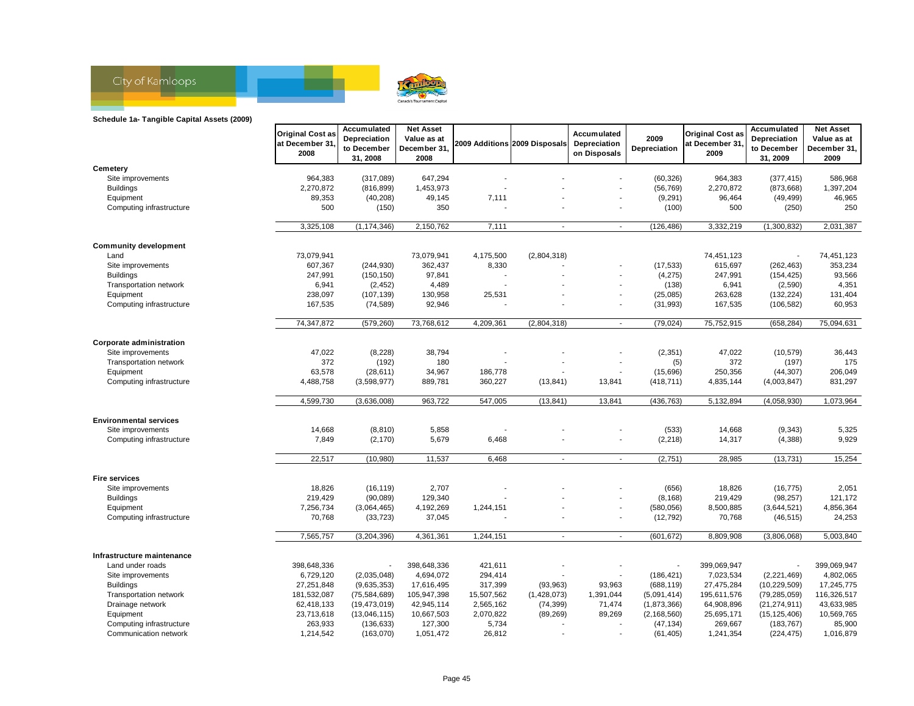**Schedule 1a- Tangible Capital Assets (2009)**

| | Original Cost as at December 31, 2008 | Accumulated Depreciation to December 31, 2008 | Net Asset Value as at December 31, 2008 | 2009 Additions | 2009 Disposals | Accumulated Depreciation on Disposals | 2009 Depreciation | Original Cost as at December 31, 2009 | Accumulated Depreciation to December 31, 2009 | Net Asset Value as at December 31, 2009 |
|---|---|---|---|---|---|---|---|---|---|---|
| **Cemetery** | | | | | | | | | | |
| Site improvements | 964,383 | (317,089) | 647,294 | - | - | - | (60,326) | 964,383 | (377,415) | 586,968 |
| Buildings | 2,270,872 | (816,899) | 1,453,973 | - | - | - | (56,769) | 2,270,872 | (873,668) | 1,397,204 |
| Equipment | 89,353 | (40,208) | 49,145 | 7,111 | - | - | (9,291) | 96,464 | (49,499) | 46,965 |
| Computing infrastructure | 500 | (150) | 350 | - | - | - | (100) | 500 | (250) | 250 |
| | 3,325,108 | (1,174,346) | 2,150,762 | 7,111 | - | - | (126,486) | 3,332,219 | (1,300,832) | 2,031,387 |
| **Community development** | | | | | | | | | | |
| Land | 73,079,941 | | 73,079,941 | 4,175,500 | (2,804,318) | | | 74,451,123 | - | 74,451,123 |
| Site improvements | 607,367 | (244,930) | 362,437 | 8,330 | - | - | (17,533) | 615,697 | (262,463) | 353,234 |
| Buildings | 247,991 | (150,150) | 97,841 | - | - | - | (4,275) | 247,991 | (154,425) | 93,566 |
| Transportation network | 6,941 | (2,452) | 4,489 | - | - | - | (138) | 6,941 | (2,590) | 4,351 |
| Equipment | 238,097 | (107,139) | 130,958 | 25,531 | - | - | (25,085) | 263,628 | (132,224) | 131,404 |
| Computing infrastructure | 167,535 | (74,589) | 92,946 | - | - | - | (31,993) | 167,535 | (106,582) | 60,953 |
| | 74,347,872 | (579,260) | 73,768,612 | 4,209,361 | (2,804,318) | - | (79,024) | 75,752,915 | (658,284) | 75,094,631 |
| **Corporate administration** | | | | | | | | | | |
| Site improvements | 47,022 | (8,228) | 38,794 | - | - | - | (2,351) | 47,022 | (10,579) | 36,443 |
| Transportation network | 372 | (192) | 180 | - | - | - | (5) | 372 | (197) | 175 |
| Equipment | 63,578 | (28,611) | 34,967 | 186,778 | - | - | (15,696) | 250,356 | (44,307) | 206,049 |
| Computing infrastructure | 4,488,758 | (3,598,977) | 889,781 | 360,227 | (13,841) | 13,841 | (418,711) | 4,835,144 | (4,003,847) | 831,297 |
| | 4,599,730 | (3,636,008) | 963,722 | 547,005 | (13,841) | 13,841 | (436,763) | 5,132,894 | (4,058,930) | 1,073,964 |
| **Environmental services** | | | | | | | | | | |
| Site improvements | 14,668 | (8,810) | 5,858 | - | - | - | (533) | 14,668 | (9,343) | 5,325 |
| Computing infrastructure | 7,849 | (2,170) | 5,679 | 6,468 | - | - | (2,218) | 14,317 | (4,388) | 9,929 |
| | 22,517 | (10,980) | 11,537 | 6,468 | - | - | (2,751) | 28,985 | (13,731) | 15,254 |
| **Fire services** | | | | | | | | | | |
| Site improvements | 18,826 | (16,119) | 2,707 | - | - | - | (656) | 18,826 | (16,775) | 2,051 |
| Buildings | 219,429 | (90,089) | 129,340 | - | - | - | (8,168) | 219,429 | (98,257) | 121,172 |
| Equipment | 7,256,734 | (3,064,465) | 4,192,269 | 1,244,151 | - | - | (580,056) | 8,500,885 | (3,644,521) | 4,856,364 |
| Computing infrastructure | 70,768 | (33,723) | 37,045 | - | - | - | (12,792) | 70,768 | (46,515) | 24,253 |
| | 7,565,757 | (3,204,396) | 4,361,361 | 1,244,151 | - | - | (601,672) | 8,809,908 | (3,806,068) | 5,003,840 |
| **Infrastructure maintenance** | | | | | | | | | | |
| Land under roads | 398,648,336 | - | 398,648,336 | 421,611 | - | - | - | 399,069,947 | - | 399,069,947 |
| Site improvements | 6,729,120 | (2,035,048) | 4,694,072 | 294,414 | - | - | (186,421) | 7,023,534 | (2,221,469) | 4,802,065 |
| Buildings | 27,251,848 | (9,635,353) | 17,616,495 | 317,399 | (93,963) | 93,963 | (688,119) | 27,475,284 | (10,229,509) | 17,245,775 |
| Transportation network | 181,532,087 | (75,584,689) | 105,947,398 | 15,507,562 | (1,428,073) | 1,391,044 | (5,091,414) | 195,611,576 | (79,285,059) | 116,326,517 |
| Drainage network | 62,418,133 | (19,473,019) | 42,945,114 | 2,565,162 | (74,399) | 71,474 | (1,873,366) | 64,908,896 | (21,274,911) | 43,633,985 |
| Equipment | 23,713,618 | (13,046,115) | 10,667,503 | 2,070,822 | (89,269) | 89,269 | (2,168,560) | 25,695,171 | (15,125,406) | 10,569,765 |
| Computing infrastructure | 263,933 | (136,633) | 127,300 | 5,734 | - | - | (47,134) | 269,667 | (183,767) | 85,900 |
| Communication network | 1,214,542 | (163,070) | 1,051,472 | 26,812 | - | - | (61,405) | 1,241,354 | (224,475) | 1,016,879 |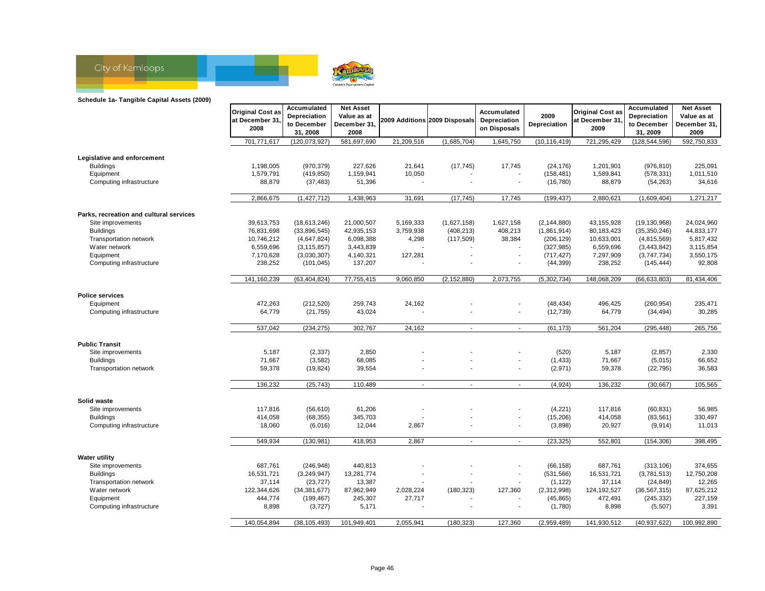**Schedule 1a- Tangible Capital Assets (2009)**

| | Original Cost as at December 31, 2008 | Accumulated Depreciation to December 31, 2008 | Net Asset Value as at December 31, 2008 | 2009 Additions | 2009 Disposals | Accumulated Depreciation on Disposals | 2009 Depreciation | Original Cost as at December 31, 2009 | Accumulated Depreciation to December 31, 2009 | Net Asset Value as at December 31, 2009 |
|---|---|---|---|---|---|---|---|---|---|---|
| | 701,771,617 | (120,073,927) | 581,697,690 | 21,209,516 | (1,685,704) | 1,645,750 | (10,116,419) | 721,295,429 | (128,544,596) | 592,750,833 |
| **Legislative and enforcement** | | | | | | | | | | |
| Buildings | 1,198,005 | (970,379) | 227,626 | 21,641 | (17,745) | 17,745 | (24,176) | 1,201,901 | (976,810) | 225,091 |
| Equipment | 1,579,791 | (419,850) | 1,159,941 | 10,050 | - | - | (158,481) | 1,589,841 | (578,331) | 1,011,510 |
| Computing infrastructure | 88,879 | (37,483) | 51,396 | - | - | - | (16,780) | 88,879 | (54,263) | 34,616 |
| | 2,866,675 | (1,427,712) | 1,438,963 | 31,691 | (17,745) | 17,745 | (199,437) | 2,880,621 | (1,609,404) | 1,271,217 |
| **Parks, recreation and cultural services** | | | | | | | | | | |
| Site improvements | 39,613,753 | (18,613,246) | 21,000,507 | 5,169,333 | (1,627,158) | 1,627,158 | (2,144,880) | 43,155,928 | (19,130,968) | 24,024,960 |
| Buildings | 76,831,698 | (33,896,545) | 42,935,153 | 3,759,938 | (408,213) | 408,213 | (1,861,914) | 80,183,423 | (35,350,246) | 44,833,177 |
| Transportation network | 10,746,212 | (4,647,824) | 6,098,388 | 4,298 | (117,509) | 38,384 | (206,129) | 10,633,001 | (4,815,569) | 5,817,432 |
| Water network | 6,559,696 | (3,115,857) | 3,443,839 | - | - | - | (327,985) | 6,559,696 | (3,443,842) | 3,115,854 |
| Equipment | 7,170,628 | (3,030,307) | 4,140,321 | 127,281 | - | - | (717,427) | 7,297,909 | (3,747,734) | 3,550,175 |
| Computing infrastructure | 238,252 | (101,045) | 137,207 | - | - | - | (44,399) | 238,252 | (145,444) | 92,808 |
| | 141,160,239 | (63,404,824) | 77,755,415 | 9,060,850 | (2,152,880) | 2,073,755 | (5,302,734) | 148,068,209 | (66,633,803) | 81,434,406 |
| **Police services** | | | | | | | | | | |
| Equipment | 472,263 | (212,520) | 259,743 | 24,162 | - | - | (48,434) | 496,425 | (260,954) | 235,471 |
| Computing infrastructure | 64,779 | (21,755) | 43,024 | - | - | - | (12,739) | 64,779 | (34,494) | 30,285 |
| | 537,042 | (234,275) | 302,767 | 24,162 | - | - | (61,173) | 561,204 | (295,448) | 265,756 |
| **Public Transit** | | | | | | | | | | |
| Site improvements | 5,187 | (2,337) | 2,850 | - | - | - | (520) | 5,187 | (2,857) | 2,330 |
| Buildings | 71,667 | (3,582) | 68,085 | - | - | - | (1,433) | 71,667 | (5,015) | 66,652 |
| Transportation network | 59,378 | (19,824) | 39,554 | - | - | - | (2,971) | 59,378 | (22,795) | 36,583 |
| | 136,232 | (25,743) | 110,489 | - | - | - | (4,924) | 136,232 | (30,667) | 105,565 |
| **Solid waste** | | | | | | | | | | |
| Site improvements | 117,816 | (56,610) | 61,206 | - | - | - | (4,221) | 117,816 | (60,831) | 56,985 |
| Buildings | 414,058 | (68,355) | 345,703 | - | - | - | (15,206) | 414,058 | (83,561) | 330,497 |
| Computing infrastructure | 18,060 | (6,016) | 12,044 | 2,867 | - | - | (3,898) | 20,927 | (9,914) | 11,013 |
| | 549,934 | (130,981) | 418,953 | 2,867 | - | - | (23,325) | 552,801 | (154,306) | 398,495 |
| **Water utility** | | | | | | | | | | |
| Site improvements | 687,761 | (246,948) | 440,813 | - | - | - | (66,158) | 687,761 | (313,106) | 374,655 |
| Buildings | 16,531,721 | (3,249,947) | 13,281,774 | - | - | - | (531,566) | 16,531,721 | (3,781,513) | 12,750,208 |
| Transportation network | 37,114 | (23,727) | 13,387 | - | - | - | (1,122) | 37,114 | (24,849) | 12,265 |
| Water network | 122,344,626 | (34,381,677) | 87,962,949 | 2,028,224 | (180,323) | 127,360 | (2,312,998) | 124,192,527 | (36,567,315) | 87,625,212 |
| Equipment | 444,774 | (199,467) | 245,307 | 27,717 | - | - | (45,865) | 472,491 | (245,332) | 227,159 |
| Computing infrastructure | 8,898 | (3,727) | 5,171 | - | - | - | (1,780) | 8,898 | (5,507) | 3,391 |
| | 140,054,894 | (38,105,493) | 101,949,401 | 2,055,941 | (180,323) | 127,360 | (2,959,489) | 141,930,512 | (40,937,622) | 100,992,890 |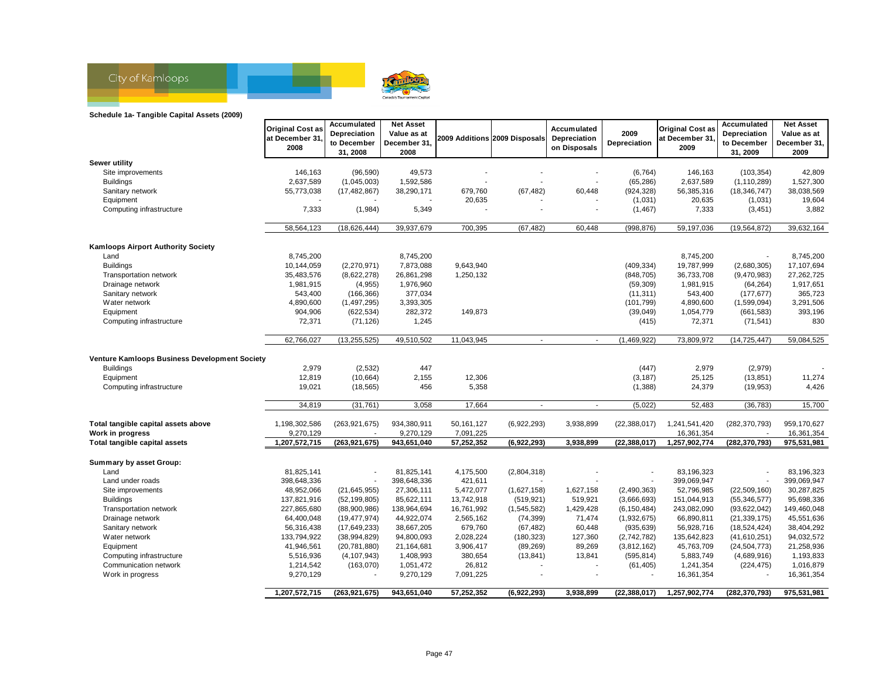City of Kamloops

**Schedule 1a- Tangible Capital Assets (2009)**

| | Original Cost as at December 31, 2008 | Accumulated Depreciation to December 31, 2008 | Net Asset Value as at December 31, 2008 | 2009 Additions | 2009 Disposals | Accumulated Depreciation on Disposals | 2009 Depreciation | Original Cost as at December 31, 2009 | Accumulated Depreciation to December 31, 2009 | Net Asset Value as at December 31, 2009 |
|---|---|---|---|---|---|---|---|---|---|---|
| **Sewer utility** | | | | | | | | | | |
| Site improvements | 146,163 | (96,590) | 49,573 | - | - | - | (6,764) | 146,163 | (103,354) | 42,809 |
| Buildings | 2,637,589 | (1,045,003) | 1,592,586 | - | - | - | (65,286) | 2,637,589 | (1,110,289) | 1,527,300 |
| Sanitary network | 55,773,038 | (17,482,867) | 38,290,171 | 679,760 | (67,482) | 60,448 | (924,328) | 56,385,316 | (18,346,747) | 38,038,569 |
| Equipment | - | | - | 20,635 | - | - | (1,031) | 20,635 | (1,031) | 19,604 |
| Computing infrastructure | 7,333 | (1,984) | 5,349 | - | - | - | (1,467) | 7,333 | (3,451) | 3,882 |
| | 58,564,123 | (18,626,444) | 39,937,679 | 700,395 | (67,482) | 60,448 | (998,876) | 59,197,036 | (19,564,872) | 39,632,164 |
| **Kamloops Airport Authority Society** | | | | | | | | | | |
| Land | 8,745,200 | | 8,745,200 | | | | | 8,745,200 | - | 8,745,200 |
| Buildings | 10,144,059 | (2,270,971) | 7,873,088 | 9,643,940 | | | (409,334) | 19,787,999 | (2,680,305) | 17,107,694 |
| Transportation network | 35,483,576 | (8,622,278) | 26,861,298 | 1,250,132 | | | (848,705) | 36,733,708 | (9,470,983) | 27,262,725 |
| Drainage network | 1,981,915 | (4,955) | 1,976,960 | | | | (59,309) | 1,981,915 | (64,264) | 1,917,651 |
| Sanitary network | 543,400 | (166,366) | 377,034 | | | | (11,311) | 543,400 | (177,677) | 365,723 |
| Water network | 4,890,600 | (1,497,295) | 3,393,305 | | | | (101,799) | 4,890,600 | (1,599,094) | 3,291,506 |
| Equipment | 904,906 | (622,534) | 282,372 | 149,873 | | | (39,049) | 1,054,779 | (661,583) | 393,196 |
| Computing infrastructure | 72,371 | (71,126) | 1,245 | | | | (415) | 72,371 | (71,541) | 830 |
| | 62,766,027 | (13,255,525) | 49,510,502 | 11,043,945 | - | - | (1,469,922) | 73,809,972 | (14,725,447) | 59,084,525 |
| **Venture Kamloops Business Development Society** | | | | | | | | | | |
| Buildings | 2,979 | (2,532) | 447 | | | | (447) | 2,979 | (2,979) | - |
| Equipment | 12,819 | (10,664) | 2,155 | 12,306 | | | (3,187) | 25,125 | (13,851) | 11,274 |
| Computing infrastructure | 19,021 | (18,565) | 456 | 5,358 | | | (1,388) | 24,379 | (19,953) | 4,426 |
| | 34,819 | (31,761) | 3,058 | 17,664 | - | - | (5,022) | 52,483 | (36,783) | 15,700 |
| **Total tangible capital assets above** | 1,198,302,586 | (263,921,675) | 934,380,911 | 50,161,127 | (6,922,293) | 3,938,899 | (22,388,017) | 1,241,541,420 | (282,370,793) | 959,170,627 |
| **Work in progress** | 9,270,129 | - | 9,270,129 | 7,091,225 | | | | 16,361,354 | - | 16,361,354 |
| **Total tangible capital assets** | **1,207,572,715** | **(263,921,675)** | **943,651,040** | **57,252,352** | **(6,922,293)** | **3,938,899** | **(22,388,017)** | **1,257,902,774** | **(282,370,793)** | **975,531,981** |
| **Summary by asset Group:** | | | | | | | | | | |
| Land | 81,825,141 | - | 81,825,141 | 4,175,500 | (2,804,318) | - | - | 83,196,323 | - | 83,196,323 |
| Land under roads | 398,648,336 | - | 398,648,336 | 421,611 | - | - | - | 399,069,947 | - | 399,069,947 |
| Site improvements | 48,952,066 | (21,645,955) | 27,306,111 | 5,472,077 | (1,627,158) | 1,627,158 | (2,490,363) | 52,796,985 | (22,509,160) | 30,287,825 |
| Buildings | 137,821,916 | (52,199,805) | 85,622,111 | 13,742,918 | (519,921) | 519,921 | (3,666,693) | 151,044,913 | (55,346,577) | 95,698,336 |
| Transportation network | 227,865,680 | (88,900,986) | 138,964,694 | 16,761,992 | (1,545,582) | 1,429,428 | (6,150,484) | 243,082,090 | (93,622,042) | 149,460,048 |
| Drainage network | 64,400,048 | (19,477,974) | 44,922,074 | 2,565,162 | (74,399) | 71,474 | (1,932,675) | 66,890,811 | (21,339,175) | 45,551,636 |
| Sanitary network | 56,316,438 | (17,649,233) | 38,667,205 | 679,760 | (67,482) | 60,448 | (935,639) | 56,928,716 | (18,524,424) | 38,404,292 |
| Water network | 133,794,922 | (38,994,829) | 94,800,093 | 2,028,224 | (180,323) | 127,360 | (2,742,782) | 135,642,823 | (41,610,251) | 94,032,572 |
| Equipment | 41,946,561 | (20,781,880) | 21,164,681 | 3,906,417 | (89,269) | 89,269 | (3,812,162) | 45,763,709 | (24,504,773) | 21,258,936 |
| Computing infrastructure | 5,516,936 | (4,107,943) | 1,408,993 | 380,654 | (13,841) | 13,841 | (595,814) | 5,883,749 | (4,689,916) | 1,193,833 |
| Communication network | 1,214,542 | (163,070) | 1,051,472 | 26,812 | - | - | (61,405) | 1,241,354 | (224,475) | 1,016,879 |
| Work in progress | 9,270,129 | - | 9,270,129 | 7,091,225 | - | - | - | 16,361,354 | - | 16,361,354 |
| | **1,207,572,715** | **(263,921,675)** | **943,651,040** | **57,252,352** | **(6,922,293)** | **3,938,899** | **(22,388,017)** | **1,257,902,774** | **(282,370,793)** | **975,531,981** |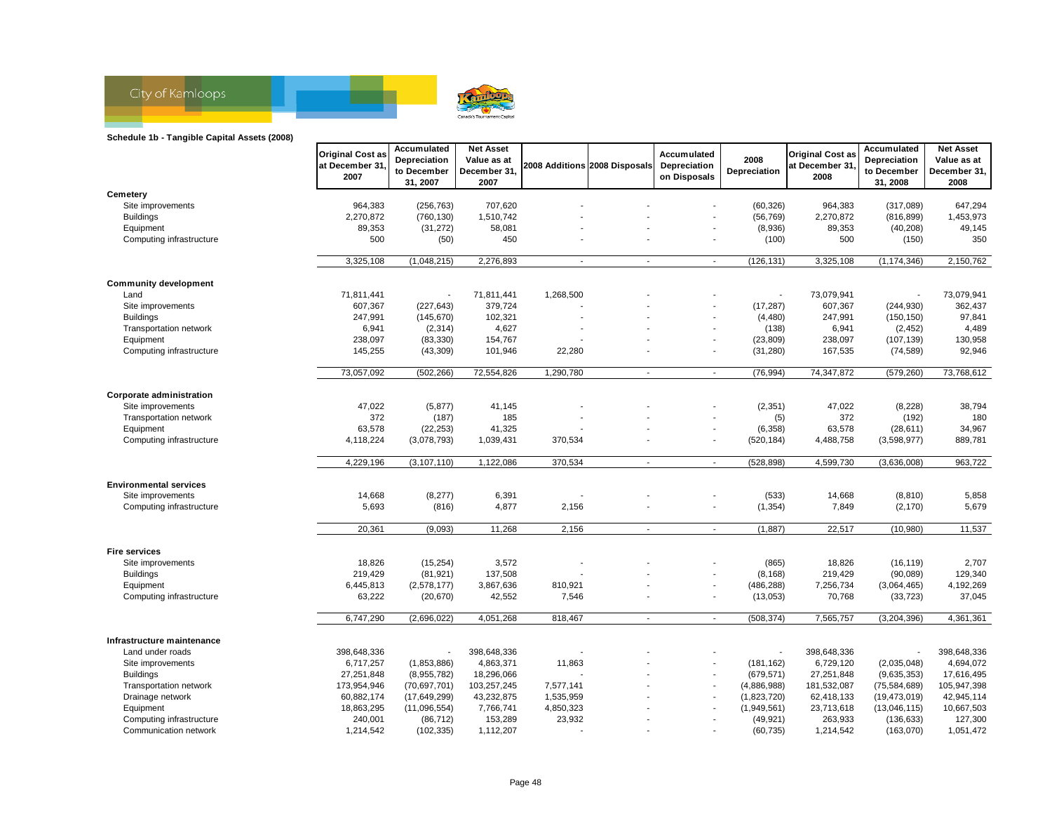**Schedule 1b - Tangible Capital Assets (2008)**

| | Original Cost as at December 31, 2007 | Accumulated Depreciation to December 31, 2007 | Net Asset Value as at December 31, 2007 | 2008 Additions | 2008 Disposals | Accumulated Depreciation on Disposals | 2008 Depreciation | Original Cost as at December 31, 2008 | Accumulated Depreciation to December 31, 2008 | Net Asset Value as at December 31, 2008 |
|---|---|---|---|---|---|---|---|---|---|---|
| **Cemetery** | | | | | | | | | | |
| Site improvements | 964,383 | (256,763) | 707,620 | - | - | - | (60,326) | 964,383 | (317,089) | 647,294 |
| Buildings | 2,270,872 | (760,130) | 1,510,742 | - | - | - | (56,769) | 2,270,872 | (816,899) | 1,453,973 |
| Equipment | 89,353 | (31,272) | 58,081 | - | - | - | (8,936) | 89,353 | (40,208) | 49,145 |
| Computing infrastructure | 500 | (50) | 450 | - | - | - | (100) | 500 | (150) | 350 |
| | 3,325,108 | (1,048,215) | 2,276,893 | - | - | - | (126,131) | 3,325,108 | (1,174,346) | 2,150,762 |
| **Community development** | | | | | | | | | | |
| Land | 71,811,441 | - | 71,811,441 | 1,268,500 | - | - | - | 73,079,941 | - | 73,079,941 |
| Site improvements | 607,367 | (227,643) | 379,724 | - | - | - | (17,287) | 607,367 | (244,930) | 362,437 |
| Buildings | 247,991 | (145,670) | 102,321 | - | - | - | (4,480) | 247,991 | (150,150) | 97,841 |
| Transportation network | 6,941 | (2,314) | 4,627 | - | - | - | (138) | 6,941 | (2,452) | 4,489 |
| Equipment | 238,097 | (83,330) | 154,767 | - | - | - | (23,809) | 238,097 | (107,139) | 130,958 |
| Computing infrastructure | 145,255 | (43,309) | 101,946 | 22,280 | - | - | (31,280) | 167,535 | (74,589) | 92,946 |
| | 73,057,092 | (502,266) | 72,554,826 | 1,290,780 | - | - | (76,994) | 74,347,872 | (579,260) | 73,768,612 |
| **Corporate administration** | | | | | | | | | | |
| Site improvements | 47,022 | (5,877) | 41,145 | - | - | - | (2,351) | 47,022 | (8,228) | 38,794 |
| Transportation network | 372 | (187) | 185 | - | - | - | (5) | 372 | (192) | 180 |
| Equipment | 63,578 | (22,253) | 41,325 | - | - | - | (6,358) | 63,578 | (28,611) | 34,967 |
| Computing infrastructure | 4,118,224 | (3,078,793) | 1,039,431 | 370,534 | - | - | (520,184) | 4,488,758 | (3,598,977) | 889,781 |
| | 4,229,196 | (3,107,110) | 1,122,086 | 370,534 | - | - | (528,898) | 4,599,730 | (3,636,008) | 963,722 |
| **Environmental services** | | | | | | | | | | |
| Site improvements | 14,668 | (8,277) | 6,391 | - | - | - | (533) | 14,668 | (8,810) | 5,858 |
| Computing infrastructure | 5,693 | (816) | 4,877 | 2,156 | - | - | (1,354) | 7,849 | (2,170) | 5,679 |
| | 20,361 | (9,093) | 11,268 | 2,156 | - | - | (1,887) | 22,517 | (10,980) | 11,537 |
| **Fire services** | | | | | | | | | | |
| Site improvements | 18,826 | (15,254) | 3,572 | - | - | - | (865) | 18,826 | (16,119) | 2,707 |
| Buildings | 219,429 | (81,921) | 137,508 | - | - | - | (8,168) | 219,429 | (90,089) | 129,340 |
| Equipment | 6,445,813 | (2,578,177) | 3,867,636 | 810,921 | - | - | (486,288) | 7,256,734 | (3,064,465) | 4,192,269 |
| Computing infrastructure | 63,222 | (20,670) | 42,552 | 7,546 | - | - | (13,053) | 70,768 | (33,723) | 37,045 |
| | 6,747,290 | (2,696,022) | 4,051,268 | 818,467 | - | - | (508,374) | 7,565,757 | (3,204,396) | 4,361,361 |
| **Infrastructure maintenance** | | | | | | | | | | |
| Land under roads | 398,648,336 | - | 398,648,336 | - | - | - | - | 398,648,336 | - | 398,648,336 |
| Site improvements | 6,717,257 | (1,853,886) | 4,863,371 | 11,863 | - | - | (181,162) | 6,729,120 | (2,035,048) | 4,694,072 |
| Buildings | 27,251,848 | (8,955,782) | 18,296,066 | - | - | - | (679,571) | 27,251,848 | (9,635,353) | 17,616,495 |
| Transportation network | 173,954,946 | (70,697,701) | 103,257,245 | 7,577,141 | - | - | (4,886,988) | 181,532,087 | (75,584,689) | 105,947,398 |
| Drainage network | 60,882,174 | (17,649,299) | 43,232,875 | 1,535,959 | - | - | (1,823,720) | 62,418,133 | (19,473,019) | 42,945,114 |
| Equipment | 18,863,295 | (11,096,554) | 7,766,741 | 4,850,323 | - | - | (1,949,561) | 23,713,618 | (13,046,115) | 10,667,503 |
| Computing infrastructure | 240,001 | (86,712) | 153,289 | 23,932 | - | - | (49,921) | 263,933 | (136,633) | 127,300 |
| Communication network | 1,214,542 | (102,335) | 1,112,207 | - | - | - | (60,735) | 1,214,542 | (163,070) | 1,051,472 |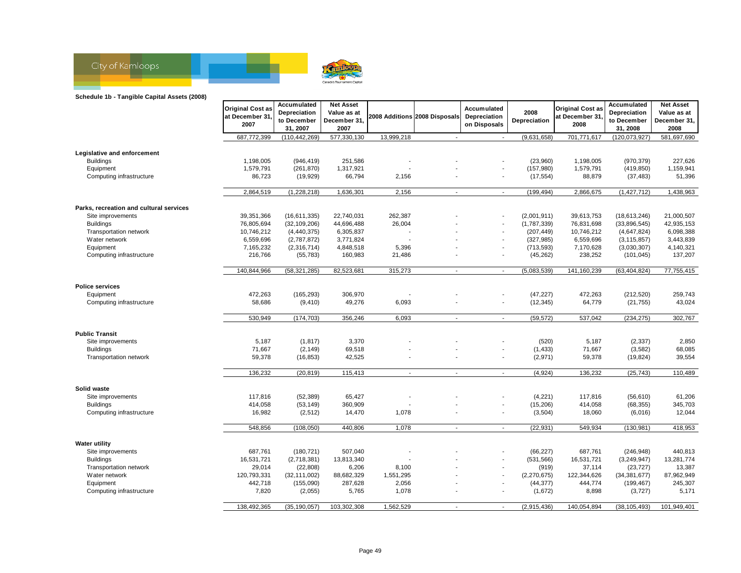**Schedule 1b - Tangible Capital Assets (2008)**

| | Original Cost as at December 31, 2007 | Accumulated Depreciation to December 31, 2007 | Net Asset Value as at December 31, 2007 | 2008 Additions | 2008 Disposals | Accumulated Depreciation on Disposals | 2008 Depreciation | Original Cost as at December 31, 2008 | Accumulated Depreciation to December 31, 2008 | Net Asset Value as at December 31, 2008 |
|---|---|---|---|---|---|---|---|---|---|---|
| | 687,772,399 | (110,442,269) | 577,330,130 | 13,999,218 | - | - | (9,631,658) | 701,771,617 | (120,073,927) | 581,697,690 |
| **Legislative and enforcement** | | | | | | | | | | |
| Buildings | 1,198,005 | (946,419) | 251,586 | - | - | - | (23,960) | 1,198,005 | (970,379) | 227,626 |
| Equipment | 1,579,791 | (261,870) | 1,317,921 | - | - | - | (157,980) | 1,579,791 | (419,850) | 1,159,941 |
| Computing infrastructure | 86,723 | (19,929) | 66,794 | 2,156 | - | - | (17,554) | 88,879 | (37,483) | 51,396 |
| | 2,864,519 | (1,228,218) | 1,636,301 | 2,156 | - | - | (199,494) | 2,866,675 | (1,427,712) | 1,438,963 |
| **Parks, recreation and cultural services** | | | | | | | | | | |
| Site improvements | 39,351,366 | (16,611,335) | 22,740,031 | 262,387 | - | - | (2,001,911) | 39,613,753 | (18,613,246) | 21,000,507 |
| Buildings | 76,805,694 | (32,109,206) | 44,696,488 | 26,004 | - | - | (1,787,339) | 76,831,698 | (33,896,545) | 42,935,153 |
| Transportation network | 10,746,212 | (4,440,375) | 6,305,837 | - | - | - | (207,449) | 10,746,212 | (4,647,824) | 6,098,388 |
| Water network | 6,559,696 | (2,787,872) | 3,771,824 | - | - | - | (327,985) | 6,559,696 | (3,115,857) | 3,443,839 |
| Equipment | 7,165,232 | (2,316,714) | 4,848,518 | 5,396 | - | - | (713,593) | 7,170,628 | (3,030,307) | 4,140,321 |
| Computing infrastructure | 216,766 | (55,783) | 160,983 | 21,486 | - | - | (45,262) | 238,252 | (101,045) | 137,207 |
| | 140,844,966 | (58,321,285) | 82,523,681 | 315,273 | - | - | (5,083,539) | 141,160,239 | (63,404,824) | 77,755,415 |
| **Police services** | | | | | | | | | | |
| Equipment | 472,263 | (165,293) | 306,970 | - | - | - | (47,227) | 472,263 | (212,520) | 259,743 |
| Computing infrastructure | 58,686 | (9,410) | 49,276 | 6,093 | - | - | (12,345) | 64,779 | (21,755) | 43,024 |
| | 530,949 | (174,703) | 356,246 | 6,093 | - | - | (59,572) | 537,042 | (234,275) | 302,767 |
| **Public Transit** | | | | | | | | | | |
| Site improvements | 5,187 | (1,817) | 3,370 | - | - | - | (520) | 5,187 | (2,337) | 2,850 |
| Buildings | 71,667 | (2,149) | 69,518 | - | - | - | (1,433) | 71,667 | (3,582) | 68,085 |
| Transportation network | 59,378 | (16,853) | 42,525 | - | - | - | (2,971) | 59,378 | (19,824) | 39,554 |
| | 136,232 | (20,819) | 115,413 | - | - | - | (4,924) | 136,232 | (25,743) | 110,489 |
| **Solid waste** | | | | | | | | | | |
| Site improvements | 117,816 | (52,389) | 65,427 | - | - | - | (4,221) | 117,816 | (56,610) | 61,206 |
| Buildings | 414,058 | (53,149) | 360,909 | - | - | - | (15,206) | 414,058 | (68,355) | 345,703 |
| Computing infrastructure | 16,982 | (2,512) | 14,470 | 1,078 | - | - | (3,504) | 18,060 | (6,016) | 12,044 |
| | 548,856 | (108,050) | 440,806 | 1,078 | - | - | (22,931) | 549,934 | (130,981) | 418,953 |
| **Water utility** | | | | | | | | | | |
| Site improvements | 687,761 | (180,721) | 507,040 | - | - | - | (66,227) | 687,761 | (246,948) | 440,813 |
| Buildings | 16,531,721 | (2,718,381) | 13,813,340 | - | - | - | (531,566) | 16,531,721 | (3,249,947) | 13,281,774 |
| Transportation network | 29,014 | (22,808) | 6,206 | 8,100 | - | - | (919) | 37,114 | (23,727) | 13,387 |
| Water network | 120,793,331 | (32,111,002) | 88,682,329 | 1,551,295 | - | - | (2,270,675) | 122,344,626 | (34,381,677) | 87,962,949 |
| Equipment | 442,718 | (155,090) | 287,628 | 2,056 | - | - | (44,377) | 444,774 | (199,467) | 245,307 |
| Computing infrastructure | 7,820 | (2,055) | 5,765 | 1,078 | - | - | (1,672) | 8,898 | (3,727) | 5,171 |
| | 138,492,365 | (35,190,057) | 103,302,308 | 1,562,529 | - | - | (2,915,436) | 140,054,894 | (38,105,493) | 101,949,401 |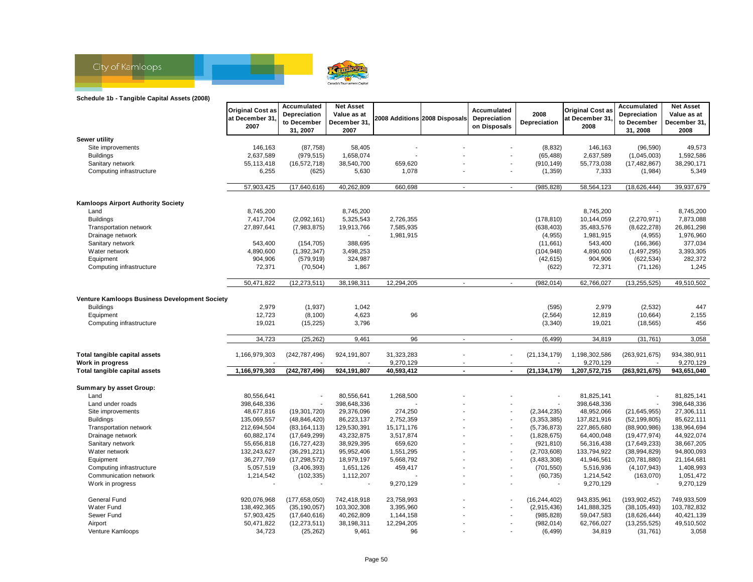**Schedule 1b - Tangible Capital Assets (2008)**

| | Original Cost as at December 31, 2007 | Accumulated Depreciation to December 31, 2007 | Net Asset Value as at December 31, 2007 | 2008 Additions | 2008 Disposals | Accumulated Depreciation on Disposals | 2008 Depreciation | Original Cost as at December 31, 2008 | Accumulated Depreciation to December 31, 2008 | Net Asset Value as at December 31, 2008 |
|---|---|---|---|---|---|---|---|---|---|---|
| **Sewer utility** | | | | | | | | | | |
| Site improvements | 146,163 | (87,758) | 58,405 | - | - | - | (8,832) | 146,163 | (96,590) | 49,573 |
| Buildings | 2,637,589 | (979,515) | 1,658,074 | - | - | - | (65,488) | 2,637,589 | (1,045,003) | 1,592,586 |
| Sanitary network | 55,113,418 | (16,572,718) | 38,540,700 | 659,620 | - | - | (910,149) | 55,773,038 | (17,482,867) | 38,290,171 |
| Computing infrastructure | 6,255 | (625) | 5,630 | 1,078 | - | - | (1,359) | 7,333 | (1,984) | 5,349 |
| | 57,903,425 | (17,640,616) | 40,262,809 | 660,698 | - | - | (985,828) | 58,564,123 | (18,626,444) | 39,937,679 |
| **Kamloops Airport Authority Society** | | | | | | | | | | |
| Land | 8,745,200 | | 8,745,200 | | | | | 8,745,200 | - | 8,745,200 |
| Buildings | 7,417,704 | (2,092,161) | 5,325,543 | 2,726,355 | | | (178,810) | 10,144,059 | (2,270,971) | 7,873,088 |
| Transportation network | 27,897,641 | (7,983,875) | 19,913,766 | 7,585,935 | | | (638,403) | 35,483,576 | (8,622,278) | 26,861,298 |
| Drainage network | | | - | 1,981,915 | | | (4,955) | 1,981,915 | (4,955) | 1,976,960 |
| Sanitary network | 543,400 | (154,705) | 388,695 | | | | (11,661) | 543,400 | (166,366) | 377,034 |
| Water network | 4,890,600 | (1,392,347) | 3,498,253 | | | | (104,948) | 4,890,600 | (1,497,295) | 3,393,305 |
| Equipment | 904,906 | (579,919) | 324,987 | | | | (42,615) | 904,906 | (622,534) | 282,372 |
| Computing infrastructure | 72,371 | (70,504) | 1,867 | | | | (622) | 72,371 | (71,126) | 1,245 |
| | 50,471,822 | (12,273,511) | 38,198,311 | 12,294,205 | - | - | (982,014) | 62,766,027 | (13,255,525) | 49,510,502 |
| **Venture Kamloops Business Development Society** | | | | | | | | | | |
| Buildings | 2,979 | (1,937) | 1,042 | | | | (595) | 2,979 | (2,532) | 447 |
| Equipment | 12,723 | (8,100) | 4,623 | 96 | | | (2,564) | 12,819 | (10,664) | 2,155 |
| Computing infrastructure | 19,021 | (15,225) | 3,796 | | | | (3,340) | 19,021 | (18,565) | 456 |
| | 34,723 | (25,262) | 9,461 | 96 | - | - | (6,499) | 34,819 | (31,761) | 3,058 |
| **Total tangible capital assets** | 1,166,979,303 | (242,787,496) | 924,191,807 | 31,323,283 | - | - | (21,134,179) | 1,198,302,586 | (263,921,675) | 934,380,911 |
| **Work in progress** | - | - | - | 9,270,129 | - | - | - | 9,270,129 | - | 9,270,129 |
| **Total tangible capital assets** | **1,166,979,303** | **(242,787,496)** | **924,191,807** | **40,593,412** | **-** | **-** | **(21,134,179)** | **1,207,572,715** | **(263,921,675)** | **943,651,040** |
| **Summary by asset Group:** | | | | | | | | | | |
| Land | 80,556,641 | - | 80,556,641 | 1,268,500 | - | - | - | 81,825,141 | - | 81,825,141 |
| Land under roads | 398,648,336 | - | 398,648,336 | - | - | - | - | 398,648,336 | - | 398,648,336 |
| Site improvements | 48,677,816 | (19,301,720) | 29,376,096 | 274,250 | - | - | (2,344,235) | 48,952,066 | (21,645,955) | 27,306,111 |
| Buildings | 135,069,557 | (48,846,420) | 86,223,137 | 2,752,359 | - | - | (3,353,385) | 137,821,916 | (52,199,805) | 85,622,111 |
| Transportation network | 212,694,504 | (83,164,113) | 129,530,391 | 15,171,176 | - | - | (5,736,873) | 227,865,680 | (88,900,986) | 138,964,694 |
| Drainage network | 60,882,174 | (17,649,299) | 43,232,875 | 3,517,874 | - | - | (1,828,675) | 64,400,048 | (19,477,974) | 44,922,074 |
| Sanitary network | 55,656,818 | (16,727,423) | 38,929,395 | 659,620 | - | - | (921,810) | 56,316,438 | (17,649,233) | 38,667,205 |
| Water network | 132,243,627 | (36,291,221) | 95,952,406 | 1,551,295 | - | - | (2,703,608) | 133,794,922 | (38,994,829) | 94,800,093 |
| Equipment | 36,277,769 | (17,298,572) | 18,979,197 | 5,668,792 | - | - | (3,483,308) | 41,946,561 | (20,781,880) | 21,164,681 |
| Computing infrastructure | 5,057,519 | (3,406,393) | 1,651,126 | 459,417 | - | - | (701,550) | 5,516,936 | (4,107,943) | 1,408,993 |
| Communication network | 1,214,542 | (102,335) | 1,112,207 | - | - | - | (60,735) | 1,214,542 | (163,070) | 1,051,472 |
| Work in progress | - | - | - | 9,270,129 | - | - | - | 9,270,129 | - | 9,270,129 |
| General Fund | 920,076,968 | (177,658,050) | 742,418,918 | 23,758,993 | - | - | (16,244,402) | 943,835,961 | (193,902,452) | 749,933,509 |
| Water Fund | 138,492,365 | (35,190,057) | 103,302,308 | 3,395,960 | - | - | (2,915,436) | 141,888,325 | (38,105,493) | 103,782,832 |
| Sewer Fund | 57,903,425 | (17,640,616) | 40,262,809 | 1,144,158 | - | - | (985,828) | 59,047,583 | (18,626,444) | 40,421,139 |
| Airport | 50,471,822 | (12,273,511) | 38,198,311 | 12,294,205 | - | - | (982,014) | 62,766,027 | (13,255,525) | 49,510,502 |
| Venture Kamloops | 34,723 | (25,262) | 9,461 | 96 | - | - | (6,499) | 34,819 | (31,761) | 3,058 |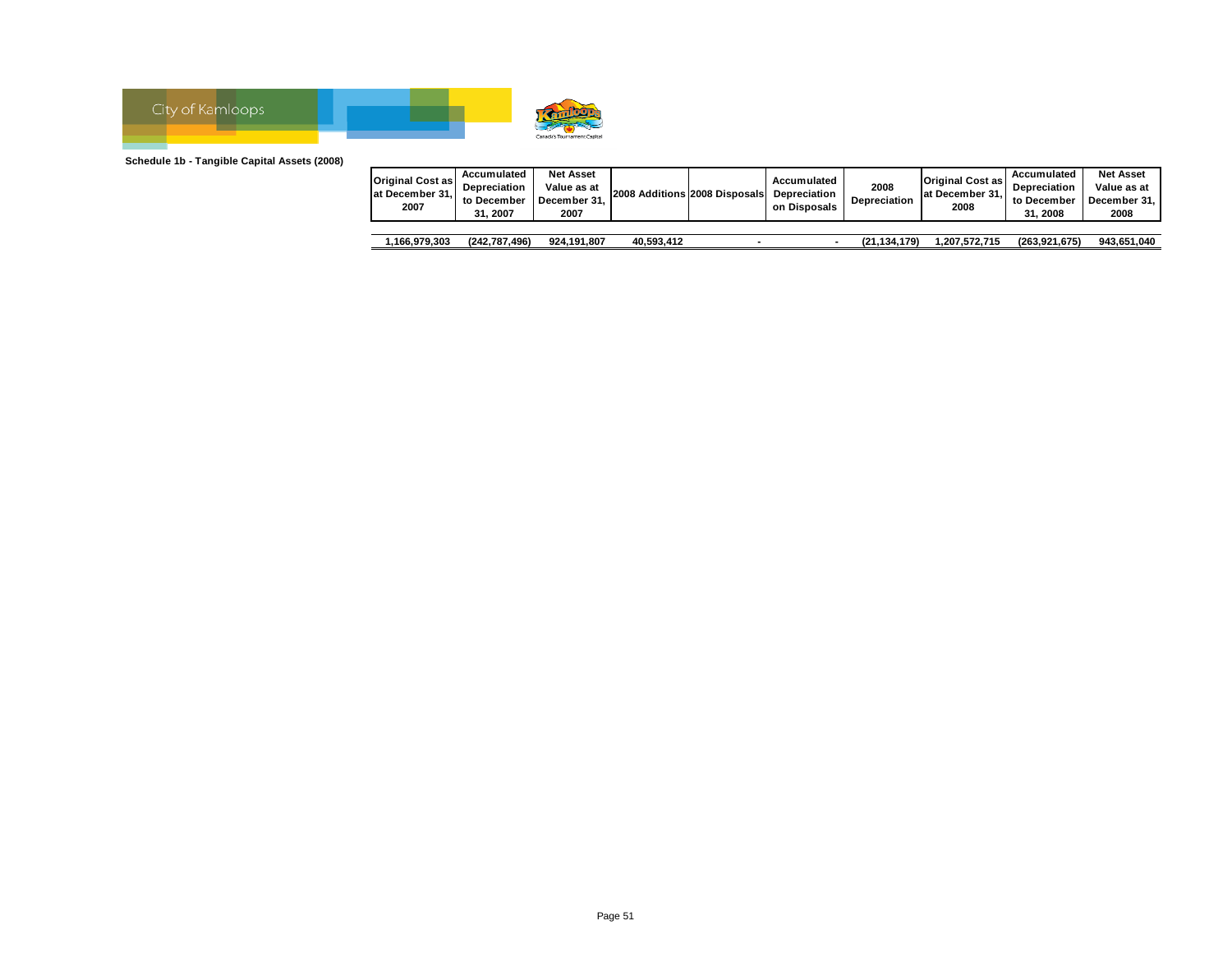City of Kamloops

**Schedule 1b - Tangible Capital Assets (2008)**

| Original Cost as at December 31, 2007 | Accumulated Depreciation to December 31, 2007 | Net Asset Value as at December 31, 2007 | 2008 Additions | 2008 Disposals | Accumulated Depreciation on Disposals | 2008 Depreciation | Original Cost as at December 31, 2008 | Accumulated Depreciation to December 31, 2008 | Net Asset Value as at December 31, 2008 |
|---|---|---|---|---|---|---|---|---|---|
| 1,166,979,303 | (242,787,496) | 924,191,807 | 40,593,412 | - | - | (21,134,179) | 1,207,572,715 | (263,921,675) | 943,651,040 |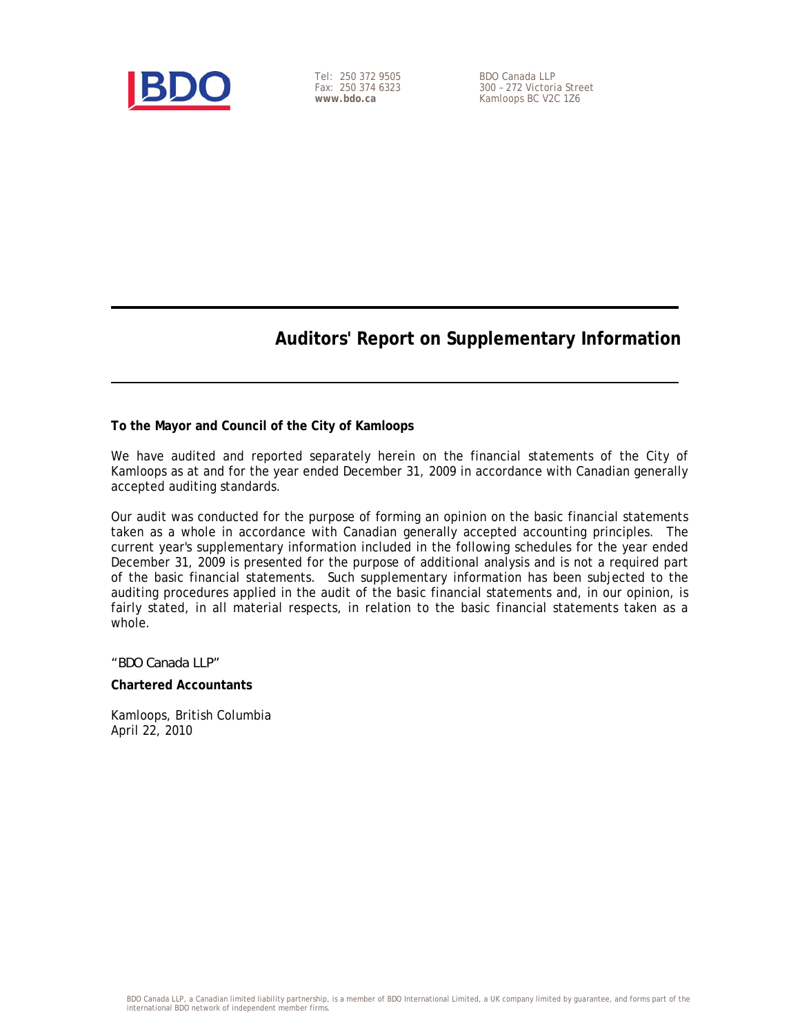Tel: 250 372 9505
Fax: 250 374 6323
**www.bdo.ca**

BDO Canada LLP
300 – 272 Victoria Street
Kamloops BC V2C 1Z6

# Auditors' Report on Supplementary Information

**To the Mayor and Council of the City of Kamloops**

We have audited and reported separately herein on the financial statements of the City of Kamloops as at and for the year ended December 31, 2009 in accordance with Canadian generally accepted auditing standards.

Our audit was conducted for the purpose of forming an opinion on the basic financial statements taken as a whole in accordance with Canadian generally accepted accounting principles. The current year's supplementary information included in the following schedules for the year ended December 31, 2009 is presented for the purpose of additional analysis and is not a required part of the basic financial statements. Such supplementary information has been subjected to the auditing procedures applied in the audit of the basic financial statements and, in our opinion, is fairly stated, in all material respects, in relation to the basic financial statements taken as a whole.

"BDO Canada LLP"

**Chartered Accountants**

Kamloops, British Columbia
April 22, 2010

BDO Canada LLP, a Canadian limited liability partnership, is a member of BDO International Limited, a UK company limited by guarantee, and forms part of the international BDO network of independent member firms.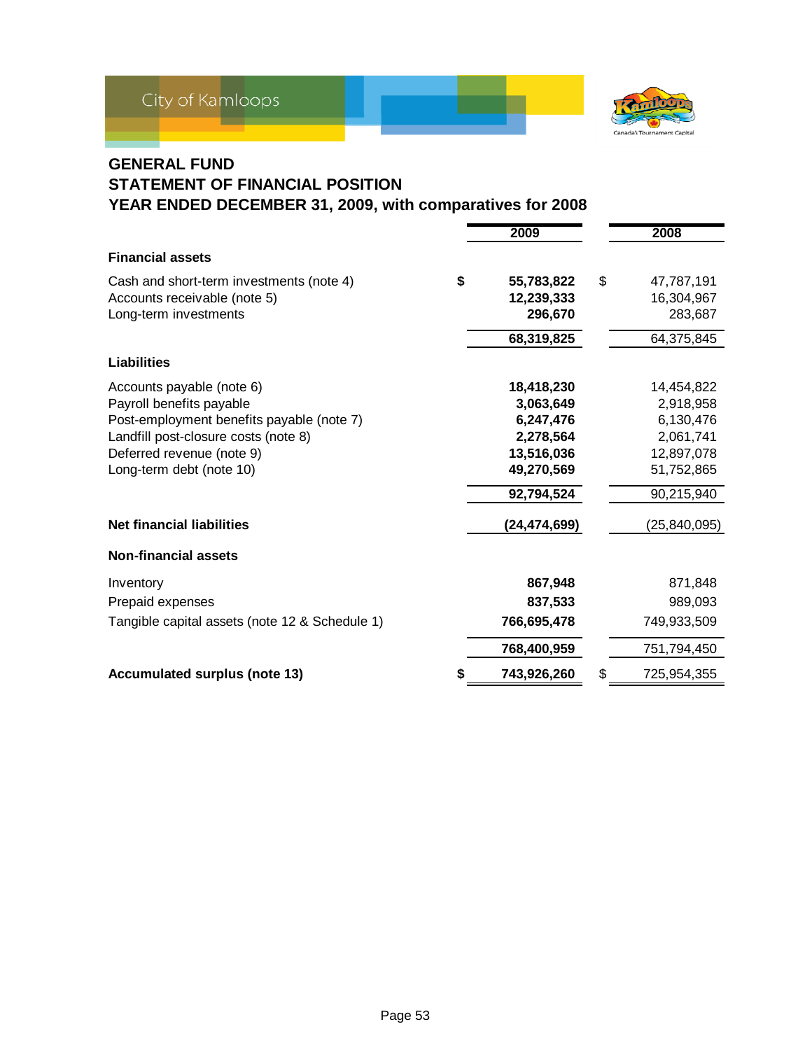City of Kamloops

## GENERAL FUND
## STATEMENT OF FINANCIAL POSITION
## YEAR ENDED DECEMBER 31, 2009, with comparatives for 2008

| | 2009 | 2008 |
|---|---|---|
| **Financial assets** | | |
| Cash and short-term investments (note 4) | $ 55,783,822 | $ 47,787,191 |
| Accounts receivable (note 5) | 12,239,333 | 16,304,967 |
| Long-term investments | 296,670 | 283,687 |
| | 68,319,825 | 64,375,845 |
| **Liabilities** | | |
| Accounts payable (note 6) | 18,418,230 | 14,454,822 |
| Payroll benefits payable | 3,063,649 | 2,918,958 |
| Post-employment benefits payable (note 7) | 6,247,476 | 6,130,476 |
| Landfill post-closure costs (note 8) | 2,278,564 | 2,061,741 |
| Deferred revenue (note 9) | 13,516,036 | 12,897,078 |
| Long-term debt (note 10) | 49,270,569 | 51,752,865 |
| | 92,794,524 | 90,215,940 |
| **Net financial liabilities** | (24,474,699) | (25,840,095) |
| **Non-financial assets** | | |
| Inventory | 867,948 | 871,848 |
| Prepaid expenses | 837,533 | 989,093 |
| Tangible capital assets (note 12 & Schedule 1) | 766,695,478 | 749,933,509 |
| | 768,400,959 | 751,794,450 |
| **Accumulated surplus (note 13)** | $ 743,926,260 | $ 725,954,355 |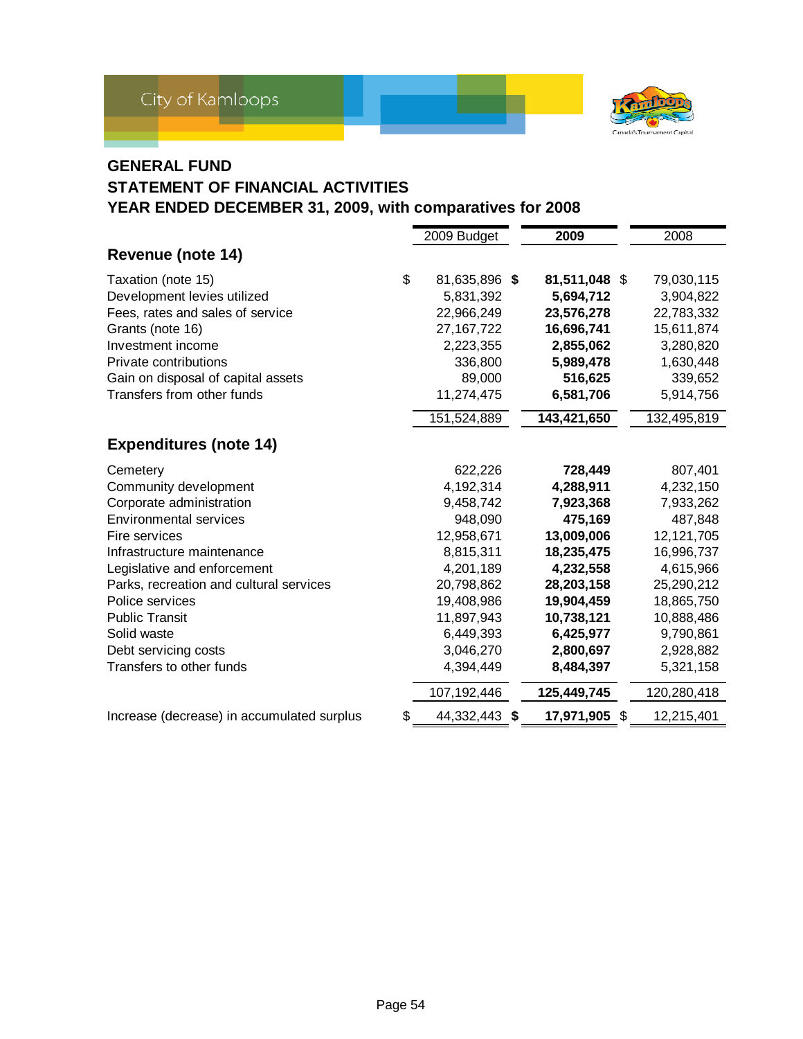## GENERAL FUND
## STATEMENT OF FINANCIAL ACTIVITIES
## YEAR ENDED DECEMBER 31, 2009, with comparatives for 2008

| | 2009 Budget | **2009** | 2008 |
|---|---|---|---|
| **Revenue (note 14)** | | | |
| Taxation (note 15) | $ 81,635,896 | **$ 81,511,048** | $ 79,030,115 |
| Development levies utilized | 5,831,392 | **5,694,712** | 3,904,822 |
| Fees, rates and sales of service | 22,966,249 | **23,576,278** | 22,783,332 |
| Grants (note 16) | 27,167,722 | **16,696,741** | 15,611,874 |
| Investment income | 2,223,355 | **2,855,062** | 3,280,820 |
| Private contributions | 336,800 | **5,989,478** | 1,630,448 |
| Gain on disposal of capital assets | 89,000 | **516,625** | 339,652 |
| Transfers from other funds | 11,274,475 | **6,581,706** | 5,914,756 |
| | 151,524,889 | **143,421,650** | 132,495,819 |
| **Expenditures (note 14)** | | | |
| Cemetery | 622,226 | **728,449** | 807,401 |
| Community development | 4,192,314 | **4,288,911** | 4,232,150 |
| Corporate administration | 9,458,742 | **7,923,368** | 7,933,262 |
| Environmental services | 948,090 | **475,169** | 487,848 |
| Fire services | 12,958,671 | **13,009,006** | 12,121,705 |
| Infrastructure maintenance | 8,815,311 | **18,235,475** | 16,996,737 |
| Legislative and enforcement | 4,201,189 | **4,232,558** | 4,615,966 |
| Parks, recreation and cultural services | 20,798,862 | **28,203,158** | 25,290,212 |
| Police services | 19,408,986 | **19,904,459** | 18,865,750 |
| Public Transit | 11,897,943 | **10,738,121** | 10,888,486 |
| Solid waste | 6,449,393 | **6,425,977** | 9,790,861 |
| Debt servicing costs | 3,046,270 | **2,800,697** | 2,928,882 |
| Transfers to other funds | 4,394,449 | **8,484,397** | 5,321,158 |
| | 107,192,446 | **125,449,745** | 120,280,418 |
| Increase (decrease) in accumulated surplus | $ 44,332,443 | **$ 17,971,905** | $ 12,215,401 |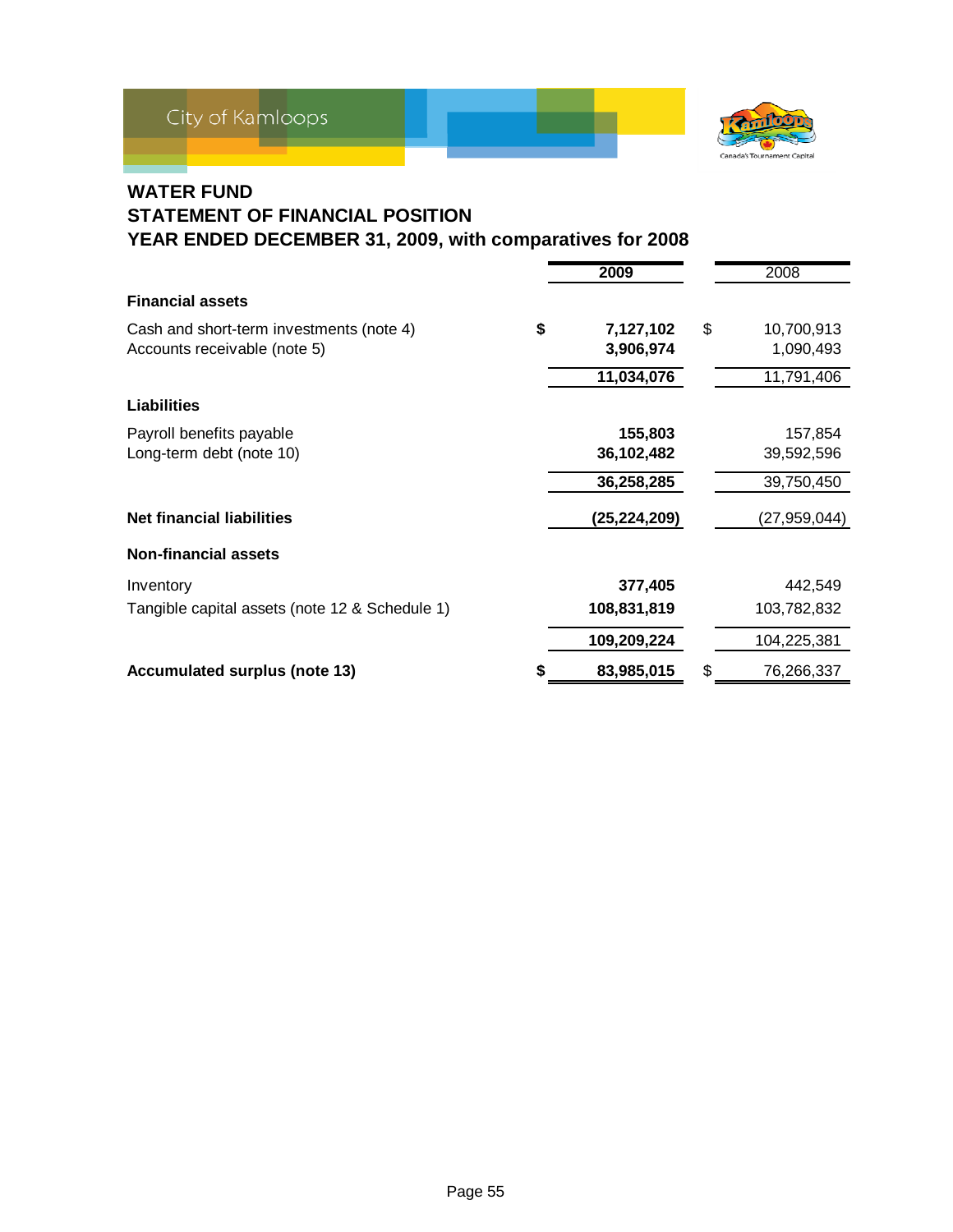# WATER FUND
## STATEMENT OF FINANCIAL POSITION
## YEAR ENDED DECEMBER 31, 2009, with comparatives for 2008

| | 2009 | 2008 |
|---|---|---|
| **Financial assets** | | |
| Cash and short-term investments (note 4) | $ 7,127,102 | $ 10,700,913 |
| Accounts receivable (note 5) | 3,906,974 | 1,090,493 |
| | 11,034,076 | 11,791,406 |
| **Liabilities** | | |
| Payroll benefits payable | 155,803 | 157,854 |
| Long-term debt (note 10) | 36,102,482 | 39,592,596 |
| | 36,258,285 | 39,750,450 |
| **Net financial liabilities** | (25,224,209) | (27,959,044) |
| **Non-financial assets** | | |
| Inventory | 377,405 | 442,549 |
| Tangible capital assets (note 12 & Schedule 1) | 108,831,819 | 103,782,832 |
| | 109,209,224 | 104,225,381 |
| **Accumulated surplus (note 13)** | $ 83,985,015 | $ 76,266,337 |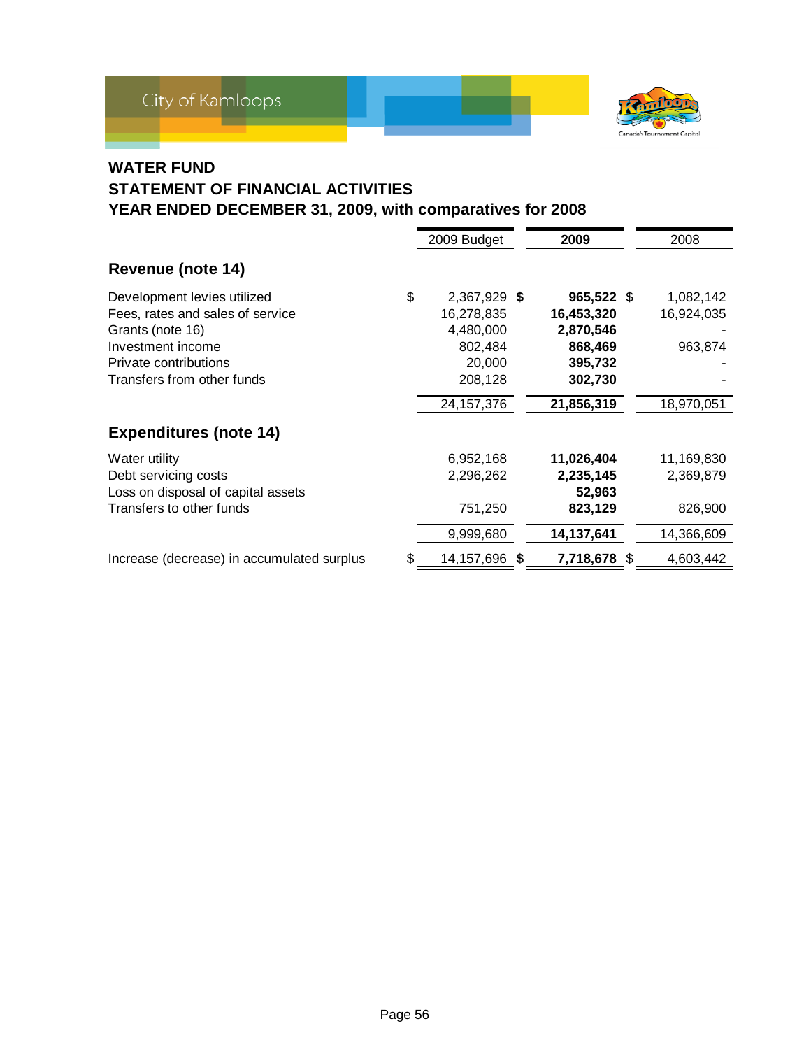# WATER FUND

## STATEMENT OF FINANCIAL ACTIVITIES

## YEAR ENDED DECEMBER 31, 2009, with comparatives for 2008

| | 2009 Budget | **2009** | 2008 |
|---|---|---|---|
| **Revenue (note 14)** | | | |
| Development levies utilized | $ 2,367,929 | **$ 965,522** | $ 1,082,142 |
| Fees, rates and sales of service | 16,278,835 | **16,453,320** | 16,924,035 |
| Grants (note 16) | 4,480,000 | **2,870,546** | - |
| Investment income | 802,484 | **868,469** | 963,874 |
| Private contributions | 20,000 | **395,732** | - |
| Transfers from other funds | 208,128 | **302,730** | - |
| | 24,157,376 | **21,856,319** | 18,970,051 |
| **Expenditures (note 14)** | | | |
| Water utility | 6,952,168 | **11,026,404** | 11,169,830 |
| Debt servicing costs | 2,296,262 | **2,235,145** | 2,369,879 |
| Loss on disposal of capital assets | | **52,963** | |
| Transfers to other funds | 751,250 | **823,129** | 826,900 |
| | 9,999,680 | **14,137,641** | 14,366,609 |
| Increase (decrease) in accumulated surplus | $ 14,157,696 | **$ 7,718,678** | $ 4,603,442 |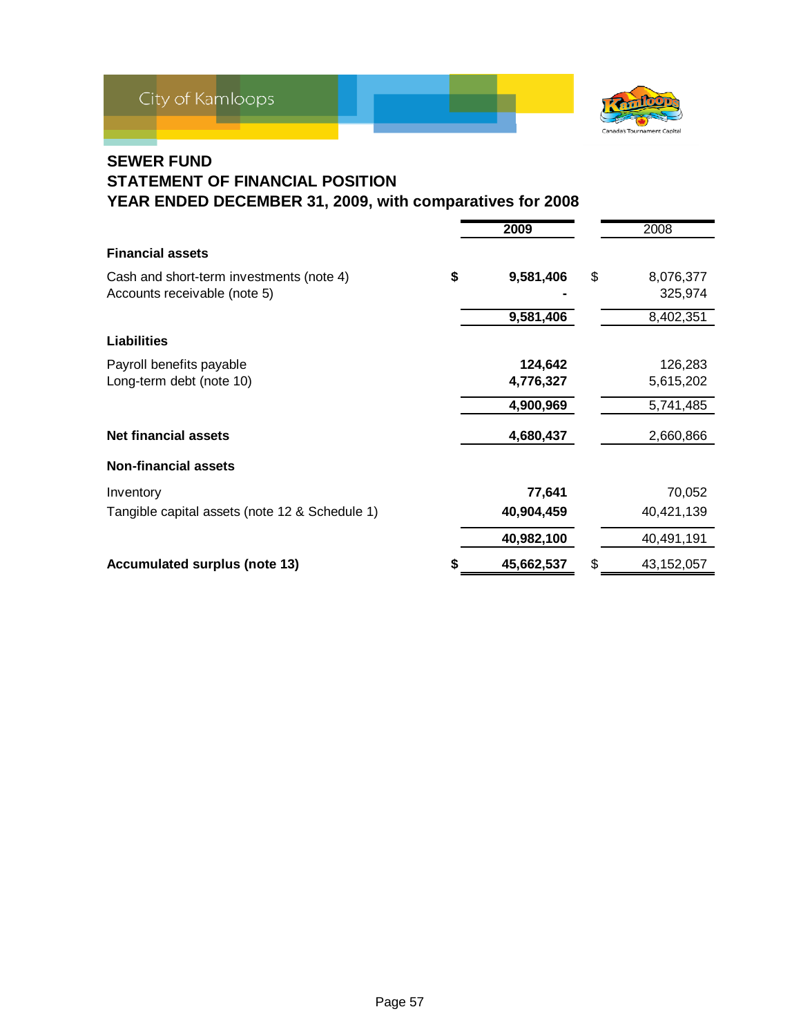# SEWER FUND
## STATEMENT OF FINANCIAL POSITION
## YEAR ENDED DECEMBER 31, 2009, with comparatives for 2008

| | 2009 | 2008 |
|---|---|---|
| **Financial assets** | | |
| Cash and short-term investments (note 4) | **$ 9,581,406** | $ 8,076,377 |
| Accounts receivable (note 5) | **-** | 325,974 |
| | **9,581,406** | 8,402,351 |
| **Liabilities** | | |
| Payroll benefits payable | **124,642** | 126,283 |
| Long-term debt (note 10) | **4,776,327** | 5,615,202 |
| | **4,900,969** | 5,741,485 |
| **Net financial assets** | **4,680,437** | 2,660,866 |
| **Non-financial assets** | | |
| Inventory | **77,641** | 70,052 |
| Tangible capital assets (note 12 & Schedule 1) | **40,904,459** | 40,421,139 |
| | **40,982,100** | 40,491,191 |
| **Accumulated surplus (note 13)** | **$ 45,662,537** | $ 43,152,057 |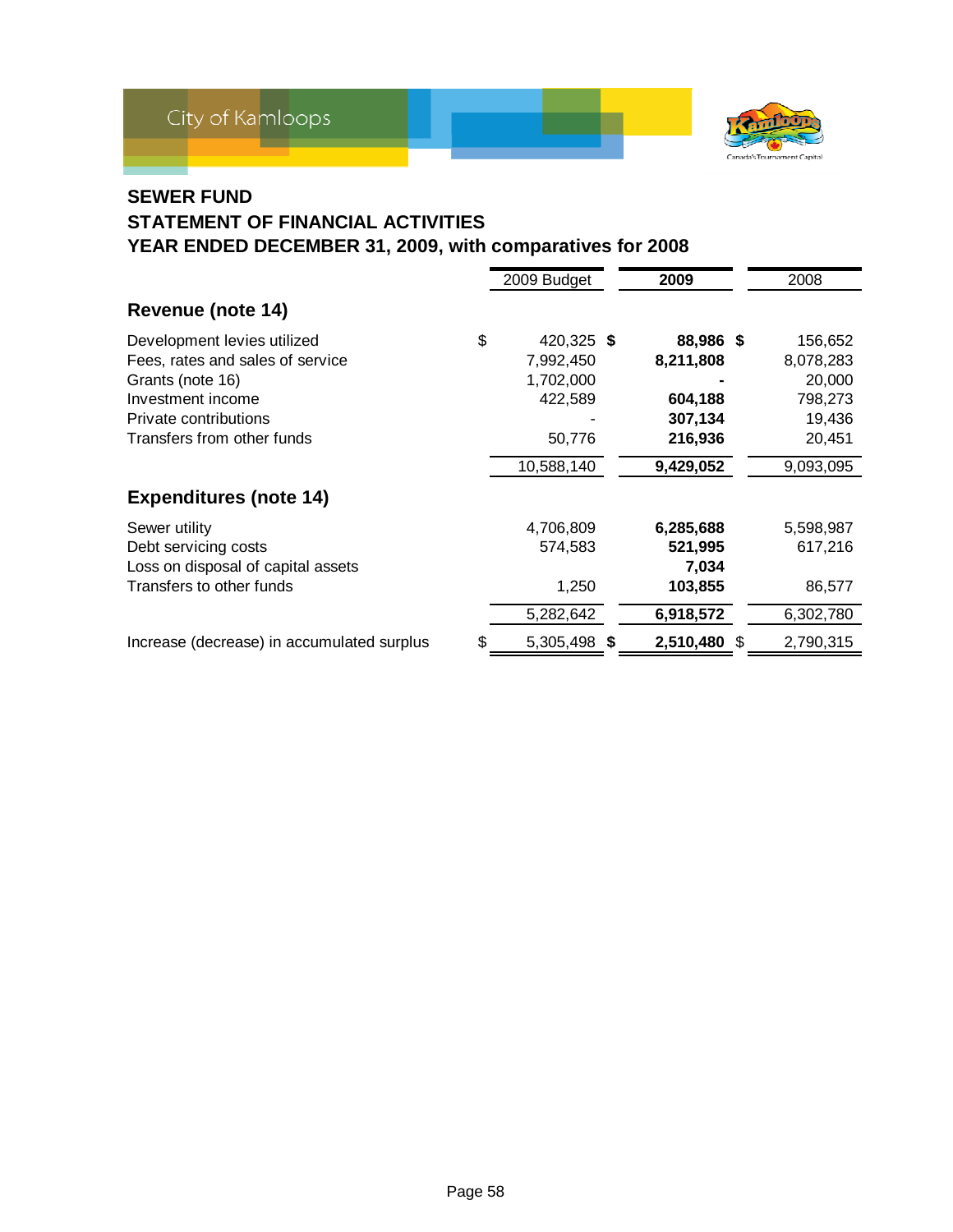City of Kamloops

## SEWER FUND
## STATEMENT OF FINANCIAL ACTIVITIES
## YEAR ENDED DECEMBER 31, 2009, with comparatives for 2008

| | 2009 Budget | **2009** | 2008 |
|---|---|---|---|
| **Revenue (note 14)** | | | |
| Development levies utilized | $ 420,325 | **$ 88,986** | $ 156,652 |
| Fees, rates and sales of service | 7,992,450 | **8,211,808** | 8,078,283 |
| Grants (note 16) | 1,702,000 | **-** | 20,000 |
| Investment income | 422,589 | **604,188** | 798,273 |
| Private contributions | - | **307,134** | 19,436 |
| Transfers from other funds | 50,776 | **216,936** | 20,451 |
| | 10,588,140 | **9,429,052** | 9,093,095 |
| **Expenditures (note 14)** | | | |
| Sewer utility | 4,706,809 | **6,285,688** | 5,598,987 |
| Debt servicing costs | 574,583 | **521,995** | 617,216 |
| Loss on disposal of capital assets | | **7,034** | |
| Transfers to other funds | 1,250 | **103,855** | 86,577 |
| | 5,282,642 | **6,918,572** | 6,302,780 |
| Increase (decrease) in accumulated surplus | $ 5,305,498 | **$ 2,510,480** | $ 2,790,315 |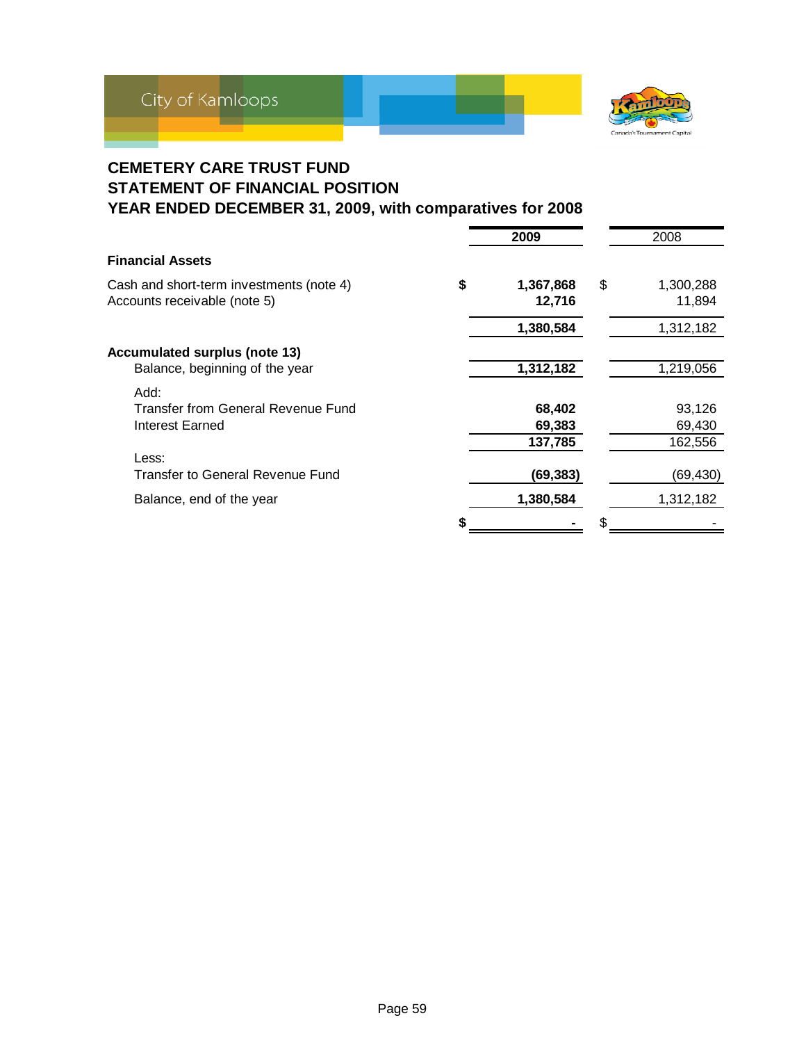# CEMETERY CARE TRUST FUND
## STATEMENT OF FINANCIAL POSITION
## YEAR ENDED DECEMBER 31, 2009, with comparatives for 2008

| | 2009 | 2008 |
|---|---|---|
| **Financial Assets** | | |
| Cash and short-term investments (note 4) | $ 1,367,868 | $ 1,300,288 |
| Accounts receivable (note 5) | 12,716 | 11,894 |
| | 1,380,584 | 1,312,182 |
| **Accumulated surplus (note 13)** | | |
| Balance, beginning of the year | 1,312,182 | 1,219,056 |
| Add: | | |
| Transfer from General Revenue Fund | 68,402 | 93,126 |
| Interest Earned | 69,383 | 69,430 |
| | 137,785 | 162,556 |
| Less: | | |
| Transfer to General Revenue Fund | (69,383) | (69,430) |
| Balance, end of the year | 1,380,584 | 1,312,182 |
| | $ - | $ - |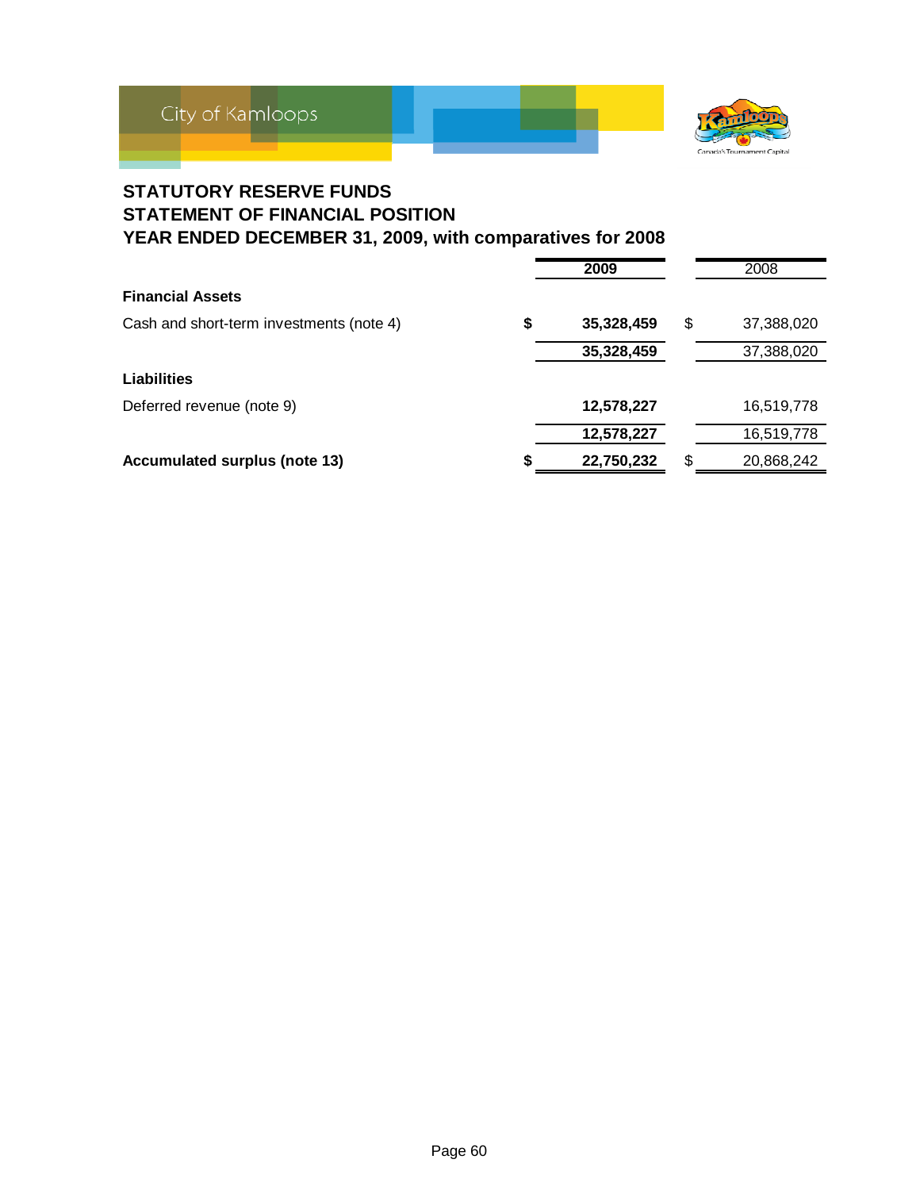City of Kamloops

# STATUTORY RESERVE FUNDS
# STATEMENT OF FINANCIAL POSITION
# YEAR ENDED DECEMBER 31, 2009, with comparatives for 2008

| | 2009 | 2008 |
|---|---|---|
| **Financial Assets** | | |
| Cash and short-term investments (note 4) | **$ 35,328,459** | $ 37,388,020 |
| | **35,328,459** | 37,388,020 |
| **Liabilities** | | |
| Deferred revenue (note 9) | **12,578,227** | 16,519,778 |
| | **12,578,227** | 16,519,778 |
| **Accumulated surplus (note 13)** | **$ 22,750,232** | $ 20,868,242 |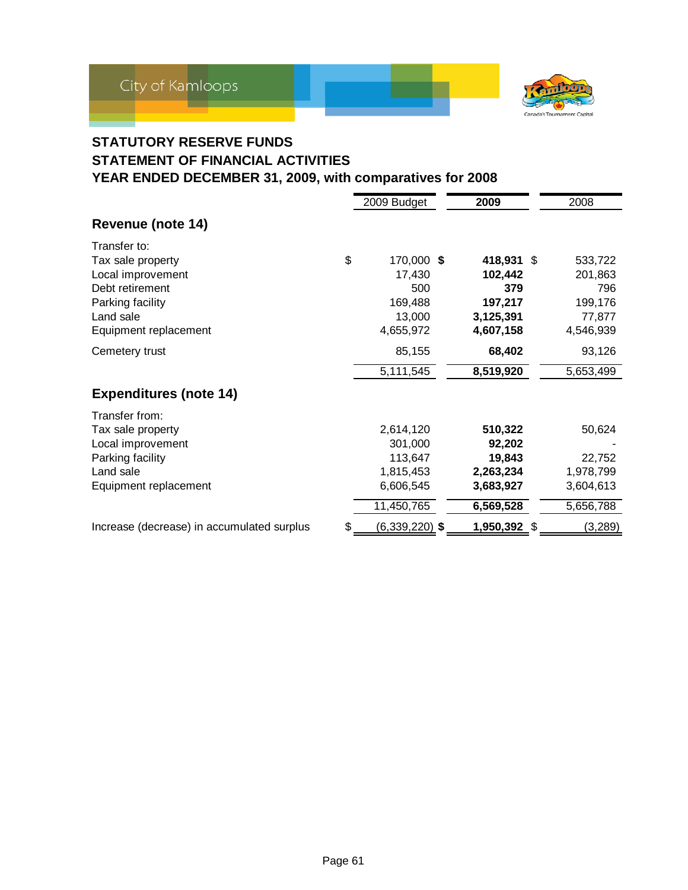# STATUTORY RESERVE FUNDS
## STATEMENT OF FINANCIAL ACTIVITIES
## YEAR ENDED DECEMBER 31, 2009, with comparatives for 2008

| | 2009 Budget | **2009** | 2008 |
|---|---|---|---|
| **Revenue (note 14)** | | | |
| Transfer to: | | | |
| Tax sale property | $ 170,000 | **$ 418,931** | $ 533,722 |
| Local improvement | 17,430 | **102,442** | 201,863 |
| Debt retirement | 500 | **379** | 796 |
| Parking facility | 169,488 | **197,217** | 199,176 |
| Land sale | 13,000 | **3,125,391** | 77,877 |
| Equipment replacement | 4,655,972 | **4,607,158** | 4,546,939 |
| Cemetery trust | 85,155 | **68,402** | 93,126 |
| | 5,111,545 | **8,519,920** | 5,653,499 |
| **Expenditures (note 14)** | | | |
| Transfer from: | | | |
| Tax sale property | 2,614,120 | **510,322** | 50,624 |
| Local improvement | 301,000 | **92,202** | - |
| Parking facility | 113,647 | **19,843** | 22,752 |
| Land sale | 1,815,453 | **2,263,234** | 1,978,799 |
| Equipment replacement | 6,606,545 | **3,683,927** | 3,604,613 |
| | 11,450,765 | **6,569,528** | 5,656,788 |
| Increase (decrease) in accumulated surplus | $ (6,339,220) | **$ 1,950,392** | $ (3,289) |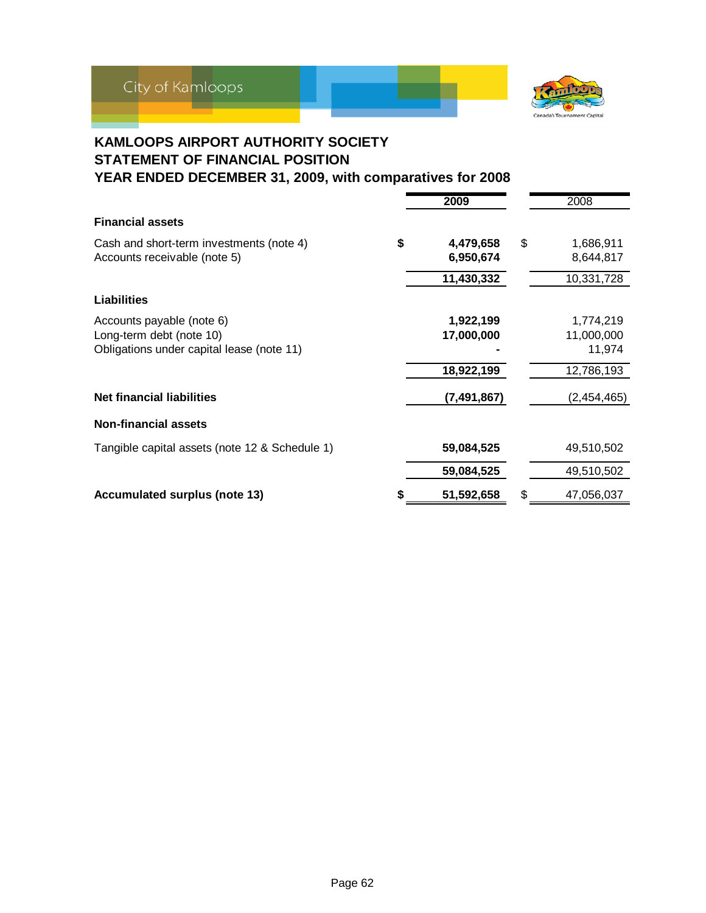## KAMLOOPS AIRPORT AUTHORITY SOCIETY
## STATEMENT OF FINANCIAL POSITION
## YEAR ENDED DECEMBER 31, 2009, with comparatives for 2008

| | 2009 | 2008 |
|---|---|---|
| **Financial assets** | | |
| Cash and short-term investments (note 4) | $ 4,479,658 | $ 1,686,911 |
| Accounts receivable (note 5) | 6,950,674 | 8,644,817 |
| | 11,430,332 | 10,331,728 |
| **Liabilities** | | |
| Accounts payable (note 6) | 1,922,199 | 1,774,219 |
| Long-term debt (note 10) | 17,000,000 | 11,000,000 |
| Obligations under capital lease (note 11) | - | 11,974 |
| | 18,922,199 | 12,786,193 |
| **Net financial liabilities** | (7,491,867) | (2,454,465) |
| **Non-financial assets** | | |
| Tangible capital assets (note 12 & Schedule 1) | 59,084,525 | 49,510,502 |
| | 59,084,525 | 49,510,502 |
| **Accumulated surplus (note 13)** | $ 51,592,658 | $ 47,056,037 |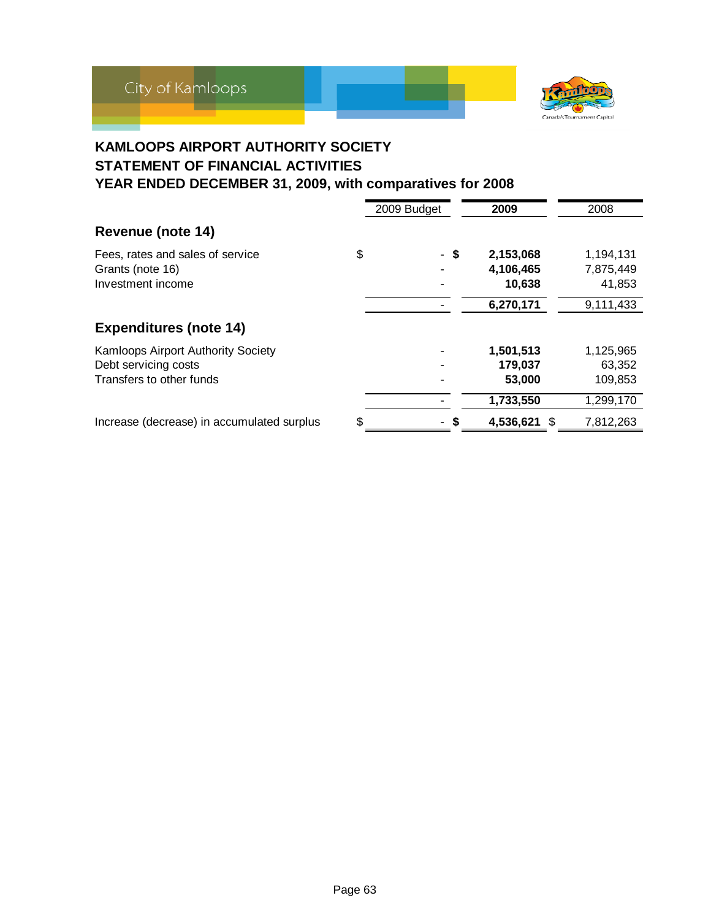# KAMLOOPS AIRPORT AUTHORITY SOCIETY
## STATEMENT OF FINANCIAL ACTIVITIES
## YEAR ENDED DECEMBER 31, 2009, with comparatives for 2008

| | 2009 Budget | **2009** | 2008 |
|---|---|---|---|
| **Revenue (note 14)** | | | |
| Fees, rates and sales of service | $ - | **$ 2,153,068** | 1,194,131 |
| Grants (note 16) | - | **4,106,465** | 7,875,449 |
| Investment income | - | **10,638** | 41,853 |
| | - | **6,270,171** | 9,111,433 |
| **Expenditures (note 14)** | | | |
| Kamloops Airport Authority Society | - | **1,501,513** | 1,125,965 |
| Debt servicing costs | - | **179,037** | 63,352 |
| Transfers to other funds | - | **53,000** | 109,853 |
| | - | **1,733,550** | 1,299,170 |
| Increase (decrease) in accumulated surplus | $ - | **$ 4,536,621** | $ 7,812,263 |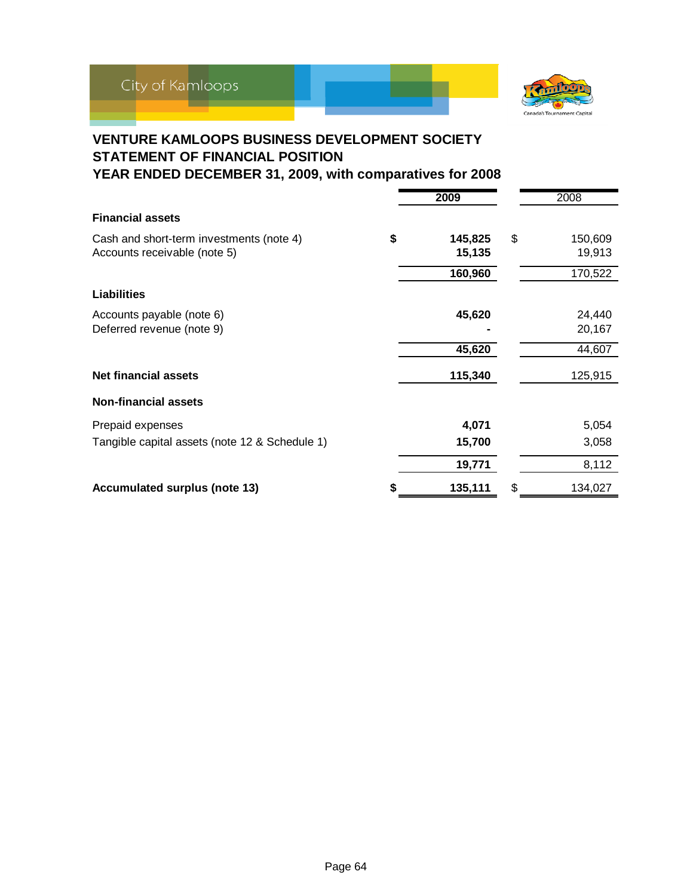# VENTURE KAMLOOPS BUSINESS DEVELOPMENT SOCIETY
## STATEMENT OF FINANCIAL POSITION
## YEAR ENDED DECEMBER 31, 2009, with comparatives for 2008

| | 2009 | 2008 |
|---|---|---|
| **Financial assets** | | |
| Cash and short-term investments (note 4) | $ 145,825 | $ 150,609 |
| Accounts receivable (note 5) | 15,135 | 19,913 |
| | 160,960 | 170,522 |
| **Liabilities** | | |
| Accounts payable (note 6) | 45,620 | 24,440 |
| Deferred revenue (note 9) | - | 20,167 |
| | 45,620 | 44,607 |
| **Net financial assets** | 115,340 | 125,915 |
| **Non-financial assets** | | |
| Prepaid expenses | 4,071 | 5,054 |
| Tangible capital assets (note 12 & Schedule 1) | 15,700 | 3,058 |
| | 19,771 | 8,112 |
| **Accumulated surplus (note 13)** | $ 135,111 | $ 134,027 |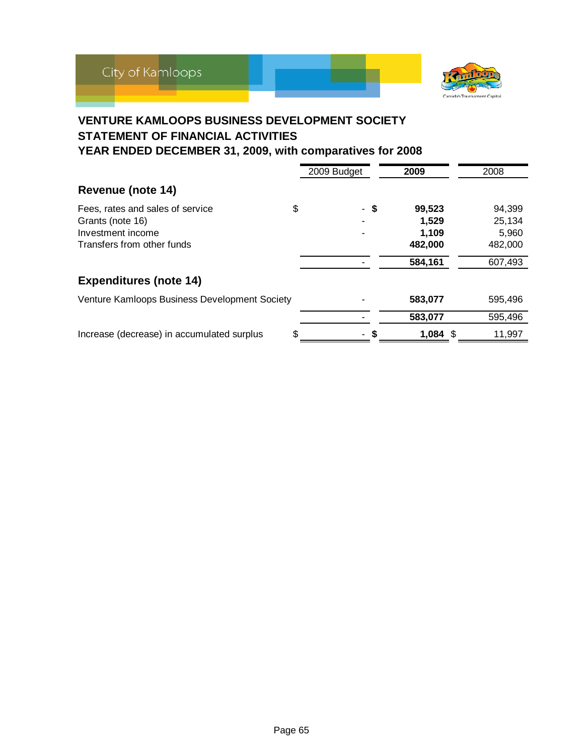# VENTURE KAMLOOPS BUSINESS DEVELOPMENT SOCIETY
## STATEMENT OF FINANCIAL ACTIVITIES
## YEAR ENDED DECEMBER 31, 2009, with comparatives for 2008

| | 2009 Budget | 2009 | 2008 |
|---|---|---|---|
| **Revenue (note 14)** | | | |
| Fees, rates and sales of service | $ - | **$ 99,523** | 94,399 |
| Grants (note 16) | - | **1,529** | 25,134 |
| Investment income | - | **1,109** | 5,960 |
| Transfers from other funds | | **482,000** | 482,000 |
| | - | **584,161** | 607,493 |
| **Expenditures (note 14)** | | | |
| Venture Kamloops Business Development Society | - | **583,077** | 595,496 |
| | - | **583,077** | 595,496 |
| Increase (decrease) in accumulated surplus | $ - | **$ 1,084** | $ 11,997 |